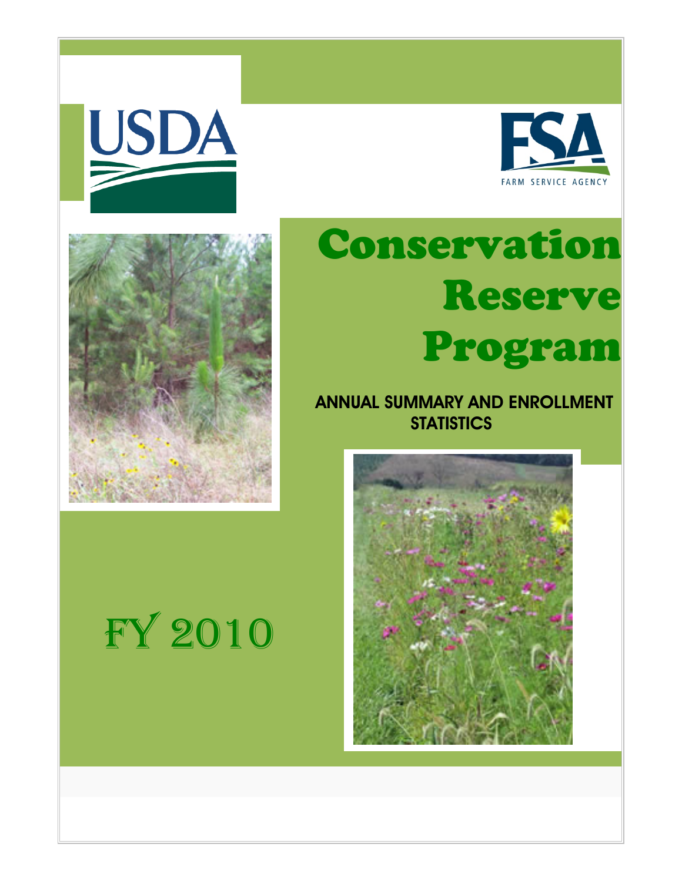USDA

FSA
FARM SERVICE AGENCY

# Conservation Reserve Program

**ANNUAL SUMMARY AND ENROLLMENT STATISTICS**

# FY 2010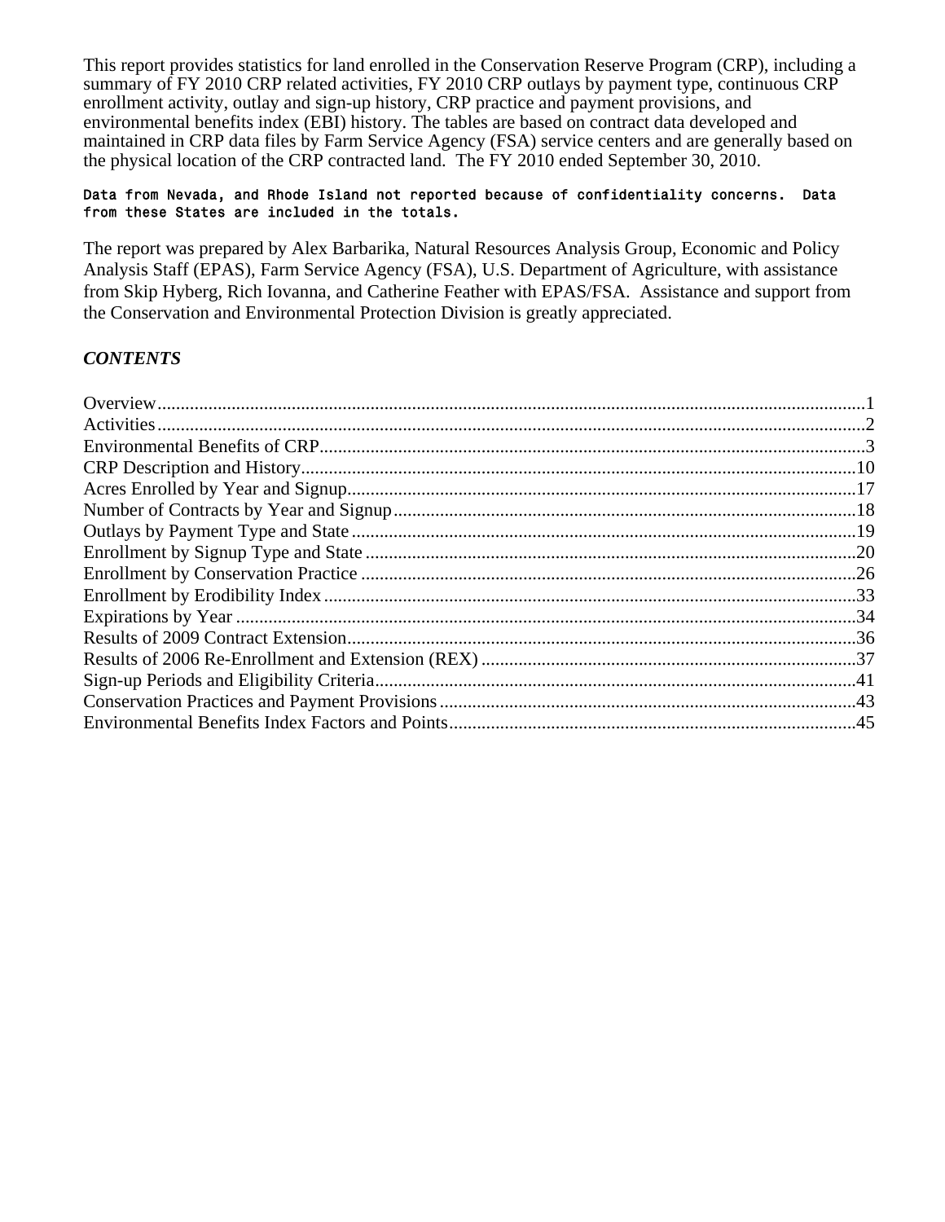This report provides statistics for land enrolled in the Conservation Reserve Program (CRP), including a summary of FY 2010 CRP related activities, FY 2010 CRP outlays by payment type, continuous CRP enrollment activity, outlay and sign-up history, CRP practice and payment provisions, and environmental benefits index (EBI) history. The tables are based on contract data developed and maintained in CRP data files by Farm Service Agency (FSA) service centers and are generally based on the physical location of the CRP contracted land. The FY 2010 ended September 30, 2010.

Data from Nevada, and Rhode Island not reported because of confidentiality concerns. Data from these States are included in the totals.

The report was prepared by Alex Barbarika, Natural Resources Analysis Group, Economic and Policy Analysis Staff (EPAS), Farm Service Agency (FSA), U.S. Department of Agriculture, with assistance from Skip Hyberg, Rich Iovanna, and Catherine Feather with EPAS/FSA. Assistance and support from the Conservation and Environmental Protection Division is greatly appreciated.

***CONTENTS***

| | |
|---|---|
| Overview | 1 |
| Activities | 2 |
| Environmental Benefits of CRP | 3 |
| CRP Description and History | 10 |
| Acres Enrolled by Year and Signup | 17 |
| Number of Contracts by Year and Signup | 18 |
| Outlays by Payment Type and State | 19 |
| Enrollment by Signup Type and State | 20 |
| Enrollment by Conservation Practice | 26 |
| Enrollment by Erodibility Index | 33 |
| Expirations by Year | 34 |
| Results of 2009 Contract Extension | 36 |
| Results of 2006 Re-Enrollment and Extension (REX) | 37 |
| Sign-up Periods and Eligibility Criteria | 41 |
| Conservation Practices and Payment Provisions | 43 |
| Environmental Benefits Index Factors and Points | 45 |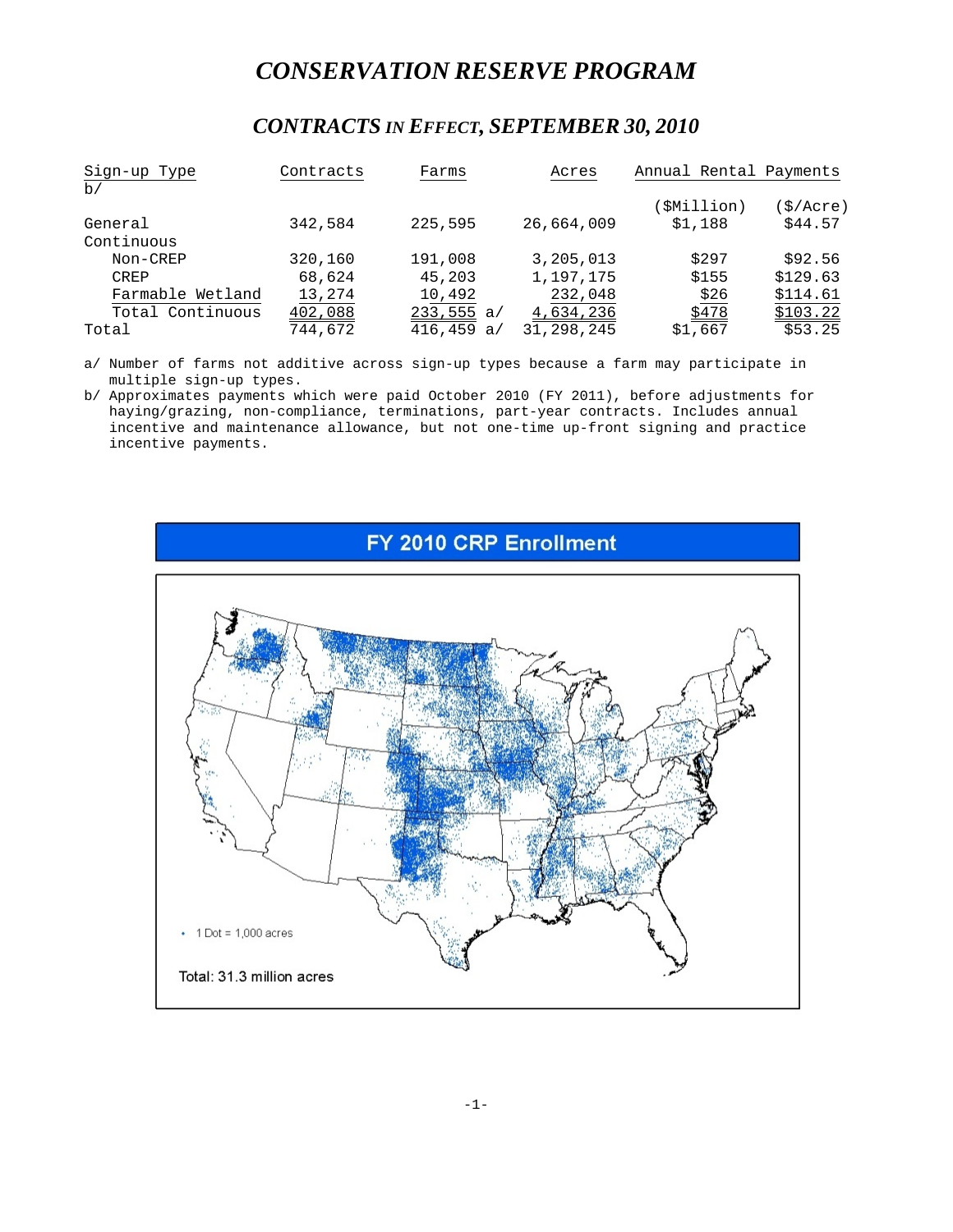# CONSERVATION RESERVE PROGRAM

## CONTRACTS IN EFFECT, SEPTEMBER 30, 2010

| Sign-up Type b/ | Contracts | Farms | Acres | Annual Rental Payments | |
|---|---|---|---|---|---|
| | | | | ($Million) | ($/Acre) |
| General | 342,584 | 225,595 | 26,664,009 | $1,188 | $44.57 |
| Continuous | | | | | |
| Non-CREP | 320,160 | 191,008 | 3,205,013 | $297 | $92.56 |
| CREP | 68,624 | 45,203 | 1,197,175 | $155 | $129.63 |
| Farmable Wetland | 13,274 | 10,492 | 232,048 | $26 | $114.61 |
| Total Continuous | 402,088 | 233,555 a/ | 4,634,236 | $478 | $103.22 |
| Total | 744,672 | 416,459 a/ | 31,298,245 | $1,667 | $53.25 |

a/ Number of farms not additive across sign-up types because a farm may participate in multiple sign-up types.

b/ Approximates payments which were paid October 2010 (FY 2011), before adjustments for haying/grazing, non-compliance, terminations, part-year contracts. Includes annual incentive and maintenance allowance, but not one-time up-front signing and practice incentive payments.

**FY 2010 CRP Enrollment**

• 1 Dot = 1,000 acres

Total: 31.3 million acres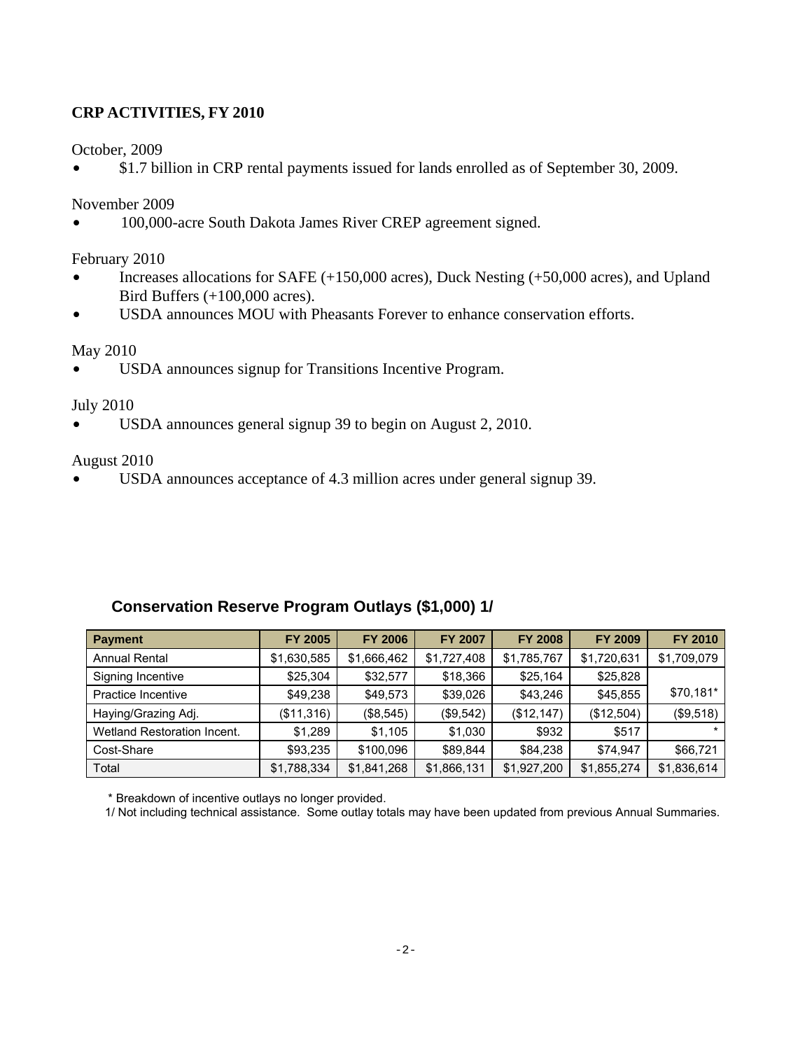## CRP ACTIVITIES, FY 2010

October, 2009

- $1.7 billion in CRP rental payments issued for lands enrolled as of September 30, 2009.

November 2009

- 100,000-acre South Dakota James River CREP agreement signed.

February 2010

- Increases allocations for SAFE (+150,000 acres), Duck Nesting (+50,000 acres), and Upland Bird Buffers (+100,000 acres).
- USDA announces MOU with Pheasants Forever to enhance conservation efforts.

May 2010

- USDA announces signup for Transitions Incentive Program.

July 2010

- USDA announces general signup 39 to begin on August 2, 2010.

August 2010

- USDA announces acceptance of 4.3 million acres under general signup 39.

### Conservation Reserve Program Outlays ($1,000) 1/

| Payment | FY 2005 | FY 2006 | FY 2007 | FY 2008 | FY 2009 | FY 2010 |
|---|---|---|---|---|---|---|
| Annual Rental | $1,630,585 | $1,666,462 | $1,727,408 | $1,785,767 | $1,720,631 | $1,709,079 |
| Signing Incentive | $25,304 | $32,577 | $18,366 | $25,164 | $25,828 | $70,181* |
| Practice Incentive | $49,238 | $49,573 | $39,026 | $43,246 | $45,855 | |
| Haying/Grazing Adj. | ($11,316) | ($8,545) | ($9,542) | ($12,147) | ($12,504) | ($9,518) |
| Wetland Restoration Incent. | $1,289 | $1,105 | $1,030 | $932 | $517 | * |
| Cost-Share | $93,235 | $100,096 | $89,844 | $84,238 | $74,947 | $66,721 |
| Total | $1,788,334 | $1,841,268 | $1,866,131 | $1,927,200 | $1,855,274 | $1,836,614 |

* Breakdown of incentive outlays no longer provided.

1/ Not including technical assistance. Some outlay totals may have been updated from previous Annual Summaries.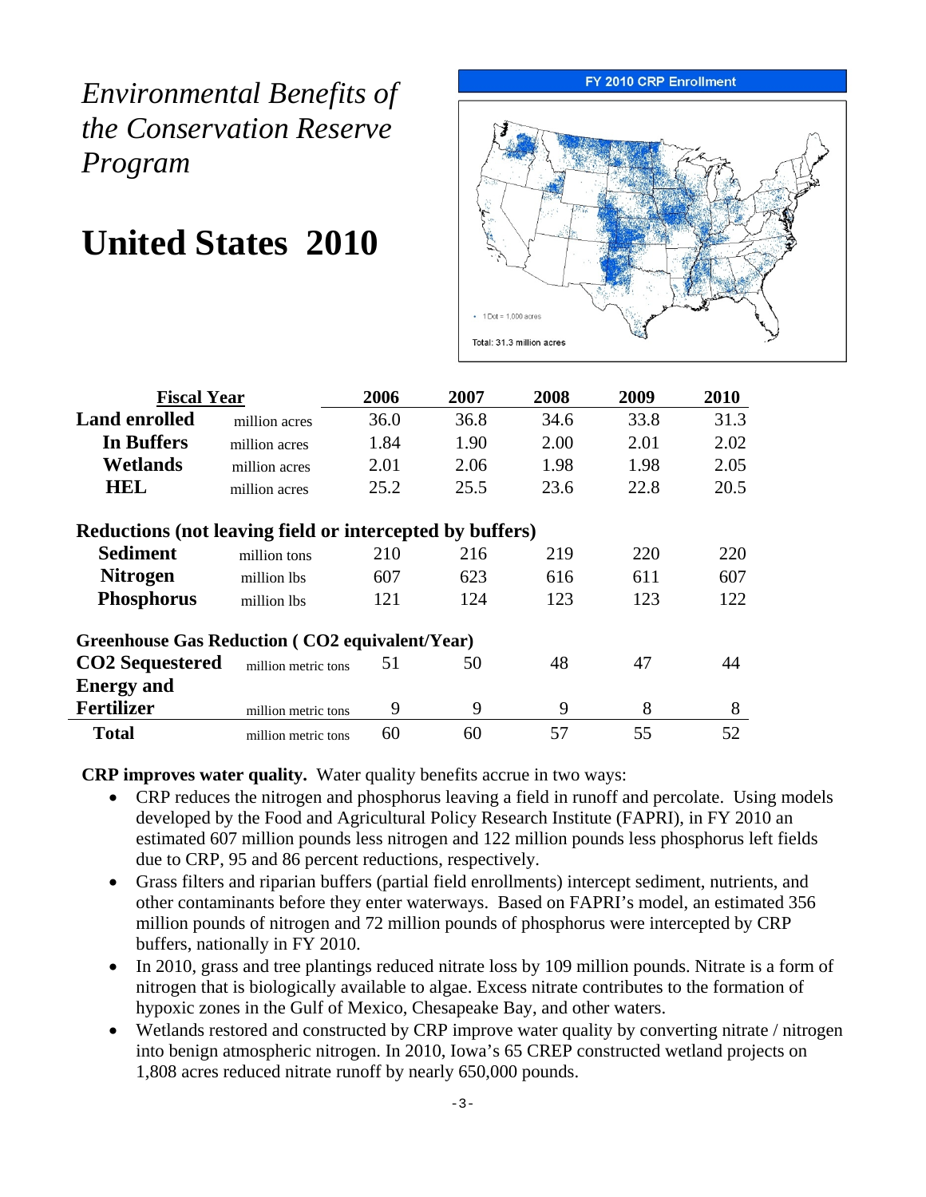*Environmental Benefits of the Conservation Reserve Program*

# United States 2010

FY 2010 CRP Enrollment

1 Dot = 1,000 acres

Total: 31.3 million acres

| Fiscal Year | | 2006 | 2007 | 2008 | 2009 | 2010 |
|---|---|---|---|---|---|---|
| **Land enrolled** | million acres | 36.0 | 36.8 | 34.6 | 33.8 | 31.3 |
| **In Buffers** | million acres | 1.84 | 1.90 | 2.00 | 2.01 | 2.02 |
| **Wetlands** | million acres | 2.01 | 2.06 | 1.98 | 1.98 | 2.05 |
| **HEL** | million acres | 25.2 | 25.5 | 23.6 | 22.8 | 20.5 |
| **Reductions (not leaving field or intercepted by buffers)** | | | | | | |
| **Sediment** | million tons | 210 | 216 | 219 | 220 | 220 |
| **Nitrogen** | million lbs | 607 | 623 | 616 | 611 | 607 |
| **Phosphorus** | million lbs | 121 | 124 | 123 | 123 | 122 |
| **Greenhouse Gas Reduction ( $CO_2$ equivalent/Year)** | | | | | | |
| **$CO_2$ Sequestered** | million metric tons | 51 | 50 | 48 | 47 | 44 |
| **Energy and Fertilizer** | million metric tons | 9 | 9 | 9 | 8 | 8 |
| **Total** | million metric tons | 60 | 60 | 57 | 55 | 52 |

**CRP improves water quality.** Water quality benefits accrue in two ways:

- CRP reduces the nitrogen and phosphorus leaving a field in runoff and percolate. Using models developed by the Food and Agricultural Policy Research Institute (FAPRI), in FY 2010 an estimated 607 million pounds less nitrogen and 122 million pounds less phosphorus left fields due to CRP, 95 and 86 percent reductions, respectively.
- Grass filters and riparian buffers (partial field enrollments) intercept sediment, nutrients, and other contaminants before they enter waterways. Based on FAPRI's model, an estimated 356 million pounds of nitrogen and 72 million pounds of phosphorus were intercepted by CRP buffers, nationally in FY 2010.
- In 2010, grass and tree plantings reduced nitrate loss by 109 million pounds. Nitrate is a form of nitrogen that is biologically available to algae. Excess nitrate contributes to the formation of hypoxic zones in the Gulf of Mexico, Chesapeake Bay, and other waters.
- Wetlands restored and constructed by CRP improve water quality by converting nitrate / nitrogen into benign atmospheric nitrogen. In 2010, Iowa's 65 CREP constructed wetland projects on 1,808 acres reduced nitrate runoff by nearly 650,000 pounds.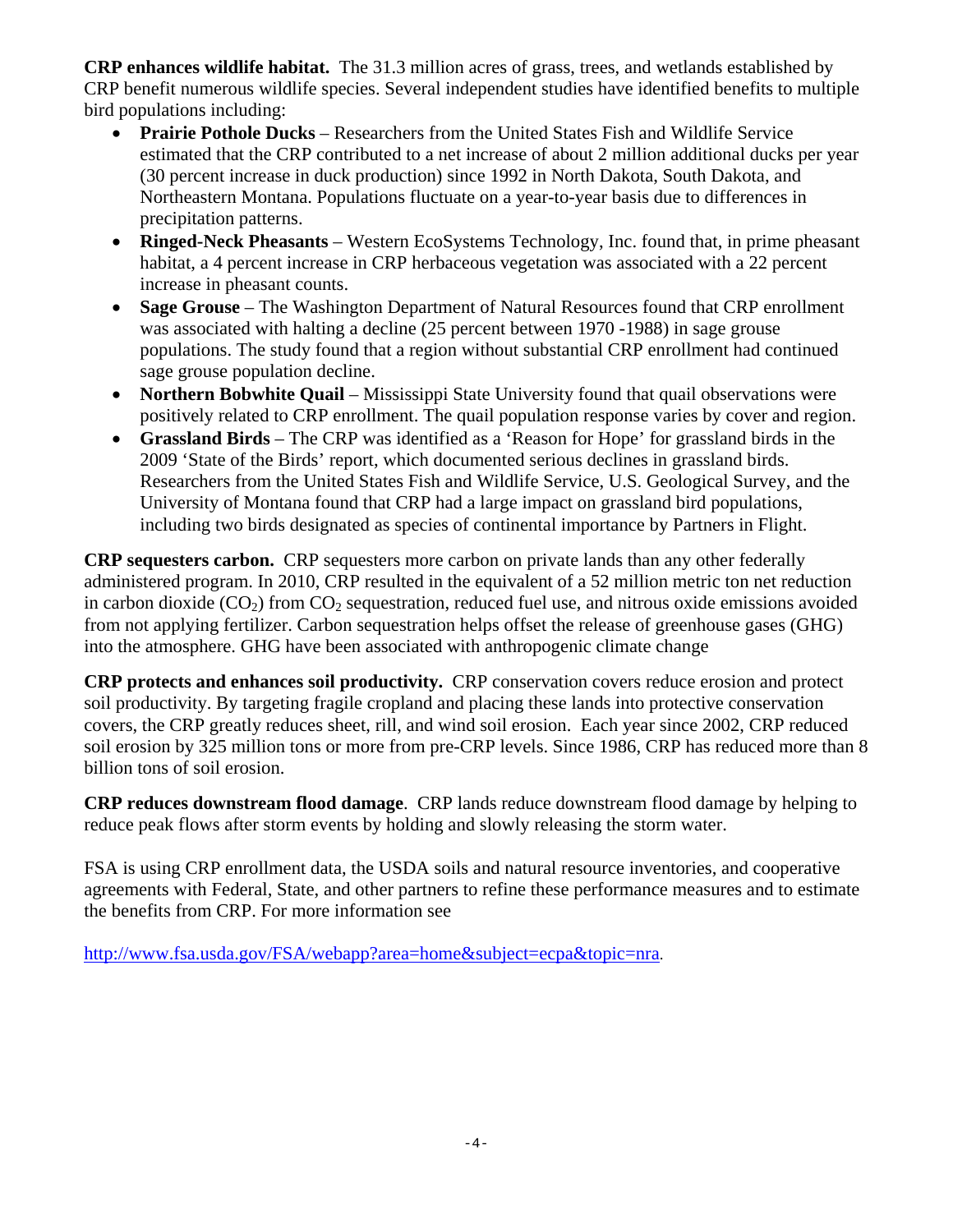**CRP enhances wildlife habitat.** The 31.3 million acres of grass, trees, and wetlands established by CRP benefit numerous wildlife species. Several independent studies have identified benefits to multiple bird populations including:

- **Prairie Pothole Ducks** – Researchers from the United States Fish and Wildlife Service estimated that the CRP contributed to a net increase of about 2 million additional ducks per year (30 percent increase in duck production) since 1992 in North Dakota, South Dakota, and Northeastern Montana. Populations fluctuate on a year-to-year basis due to differences in precipitation patterns.
- **Ringed-Neck Pheasants** – Western EcoSystems Technology, Inc. found that, in prime pheasant habitat, a 4 percent increase in CRP herbaceous vegetation was associated with a 22 percent increase in pheasant counts.
- **Sage Grouse** – The Washington Department of Natural Resources found that CRP enrollment was associated with halting a decline (25 percent between 1970 -1988) in sage grouse populations. The study found that a region without substantial CRP enrollment had continued sage grouse population decline.
- **Northern Bobwhite Quail** – Mississippi State University found that quail observations were positively related to CRP enrollment. The quail population response varies by cover and region.
- **Grassland Birds** – The CRP was identified as a 'Reason for Hope' for grassland birds in the 2009 'State of the Birds' report, which documented serious declines in grassland birds. Researchers from the United States Fish and Wildlife Service, U.S. Geological Survey, and the University of Montana found that CRP had a large impact on grassland bird populations, including two birds designated as species of continental importance by Partners in Flight.

**CRP sequesters carbon.** CRP sequesters more carbon on private lands than any other federally administered program. In 2010, CRP resulted in the equivalent of a 52 million metric ton net reduction in carbon dioxide ($CO_2$) from $CO_2$ sequestration, reduced fuel use, and nitrous oxide emissions avoided from not applying fertilizer. Carbon sequestration helps offset the release of greenhouse gases (GHG) into the atmosphere. GHG have been associated with anthropogenic climate change

**CRP protects and enhances soil productivity.** CRP conservation covers reduce erosion and protect soil productivity. By targeting fragile cropland and placing these lands into protective conservation covers, the CRP greatly reduces sheet, rill, and wind soil erosion. Each year since 2002, CRP reduced soil erosion by 325 million tons or more from pre-CRP levels. Since 1986, CRP has reduced more than 8 billion tons of soil erosion.

**CRP reduces downstream flood damage**. CRP lands reduce downstream flood damage by helping to reduce peak flows after storm events by holding and slowly releasing the storm water.

FSA is using CRP enrollment data, the USDA soils and natural resource inventories, and cooperative agreements with Federal, State, and other partners to refine these performance measures and to estimate the benefits from CRP. For more information see

http://www.fsa.usda.gov/FSA/webapp?area=home&subject=ecpa&topic=nra.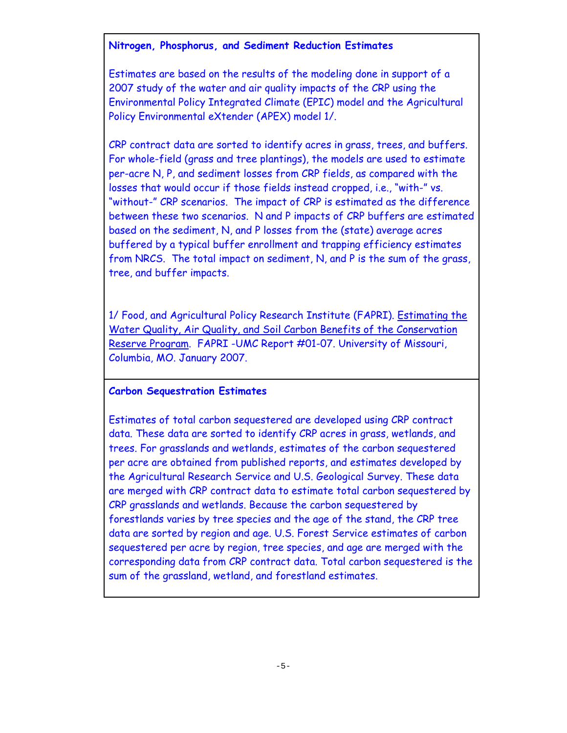### Nitrogen, Phosphorus, and Sediment Reduction Estimates

Estimates are based on the results of the modeling done in support of a 2007 study of the water and air quality impacts of the CRP using the Environmental Policy Integrated Climate (EPIC) model and the Agricultural Policy Environmental eXtender (APEX) model 1/.

CRP contract data are sorted to identify acres in grass, trees, and buffers. For whole-field (grass and tree plantings), the models are used to estimate per-acre N, P, and sediment losses from CRP fields, as compared with the losses that would occur if those fields instead cropped, i.e., "with-" vs. "without-" CRP scenarios. The impact of CRP is estimated as the difference between these two scenarios. N and P impacts of CRP buffers are estimated based on the sediment, N, and P losses from the (state) average acres buffered by a typical buffer enrollment and trapping efficiency estimates from NRCS. The total impact on sediment, N, and P is the sum of the grass, tree, and buffer impacts.

1/ Food, and Agricultural Policy Research Institute (FAPRI). Estimating the Water Quality, Air Quality, and Soil Carbon Benefits of the Conservation Reserve Program. FAPRI -UMC Report #01-07. University of Missouri, Columbia, MO. January 2007.

### Carbon Sequestration Estimates

Estimates of total carbon sequestered are developed using CRP contract data. These data are sorted to identify CRP acres in grass, wetlands, and trees. For grasslands and wetlands, estimates of the carbon sequestered per acre are obtained from published reports, and estimates developed by the Agricultural Research Service and U.S. Geological Survey. These data are merged with CRP contract data to estimate total carbon sequestered by CRP grasslands and wetlands. Because the carbon sequestered by forestlands varies by tree species and the age of the stand, the CRP tree data are sorted by region and age. U.S. Forest Service estimates of carbon sequestered per acre by region, tree species, and age are merged with the corresponding data from CRP contract data. Total carbon sequestered is the sum of the grassland, wetland, and forestland estimates.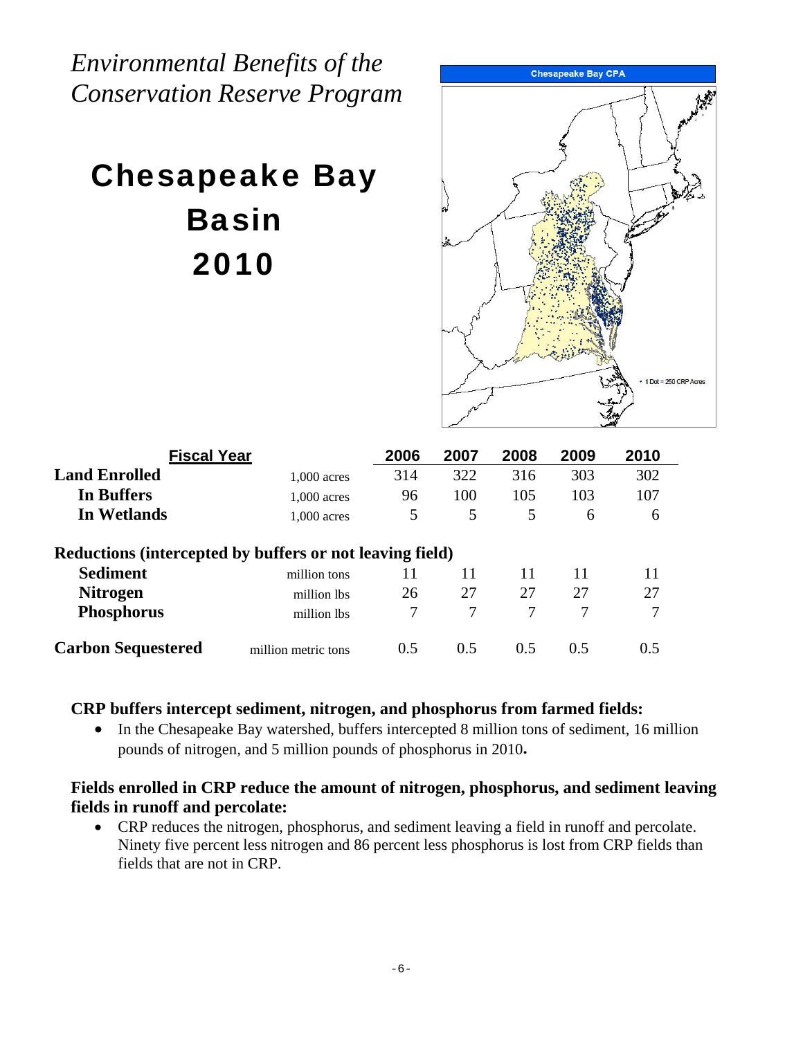*Environmental Benefits of the Conservation Reserve Program*

# Chesapeake Bay Basin 2010

| Fiscal Year | | 2006 | 2007 | 2008 | 2009 | 2010 |
|---|---|---|---|---|---|---|
| **Land Enrolled** | 1,000 acres | 314 | 322 | 316 | 303 | 302 |
| **In Buffers** | 1,000 acres | 96 | 100 | 105 | 103 | 107 |
| **In Wetlands** | 1,000 acres | 5 | 5 | 5 | 6 | 6 |
| **Reductions (intercepted by buffers or not leaving field)** | | | | | | |
| **Sediment** | million tons | 11 | 11 | 11 | 11 | 11 |
| **Nitrogen** | million lbs | 26 | 27 | 27 | 27 | 27 |
| **Phosphorus** | million lbs | 7 | 7 | 7 | 7 | 7 |
| **Carbon Sequestered** | million metric tons | 0.5 | 0.5 | 0.5 | 0.5 | 0.5 |

**CRP buffers intercept sediment, nitrogen, and phosphorus from farmed fields:**

- In the Chesapeake Bay watershed, buffers intercepted 8 million tons of sediment, 16 million pounds of nitrogen, and 5 million pounds of phosphorus in 2010**.**

**Fields enrolled in CRP reduce the amount of nitrogen, phosphorus, and sediment leaving fields in runoff and percolate:**

- CRP reduces the nitrogen, phosphorus, and sediment leaving a field in runoff and percolate. Ninety five percent less nitrogen and 86 percent less phosphorus is lost from CRP fields than fields that are not in CRP.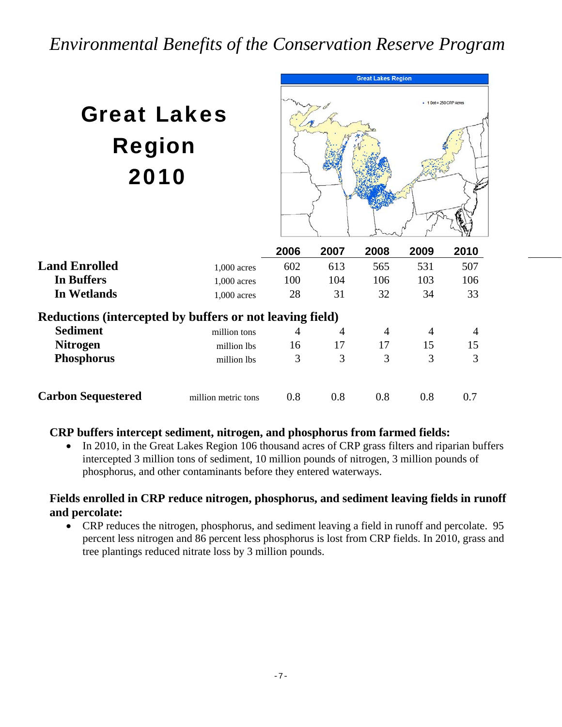# *Environmental Benefits of the Conservation Reserve Program*

## Great Lakes Region 2010

| | | 2006 | 2007 | 2008 | 2009 | 2010 |
|---|---|---|---|---|---|---|
| **Land Enrolled** | 1,000 acres | 602 | 613 | 565 | 531 | 507 |
| **In Buffers** | 1,000 acres | 100 | 104 | 106 | 103 | 106 |
| **In Wetlands** | 1,000 acres | 28 | 31 | 32 | 34 | 33 |
| **Reductions (intercepted by buffers or not leaving field)** | | | | | | |
| **Sediment** | million tons | 4 | 4 | 4 | 4 | 4 |
| **Nitrogen** | million lbs | 16 | 17 | 17 | 15 | 15 |
| **Phosphorus** | million lbs | 3 | 3 | 3 | 3 | 3 |
| **Carbon Sequestered** | million metric tons | 0.8 | 0.8 | 0.8 | 0.8 | 0.7 |

**CRP buffers intercept sediment, nitrogen, and phosphorus from farmed fields:**

- In 2010, in the Great Lakes Region 106 thousand acres of CRP grass filters and riparian buffers intercepted 3 million tons of sediment, 10 million pounds of nitrogen, 3 million pounds of phosphorus, and other contaminants before they entered waterways.

**Fields enrolled in CRP reduce nitrogen, phosphorus, and sediment leaving fields in runoff and percolate:**

- CRP reduces the nitrogen, phosphorus, and sediment leaving a field in runoff and percolate. 95 percent less nitrogen and 86 percent less phosphorus is lost from CRP fields. In 2010, grass and tree plantings reduced nitrate loss by 3 million pounds.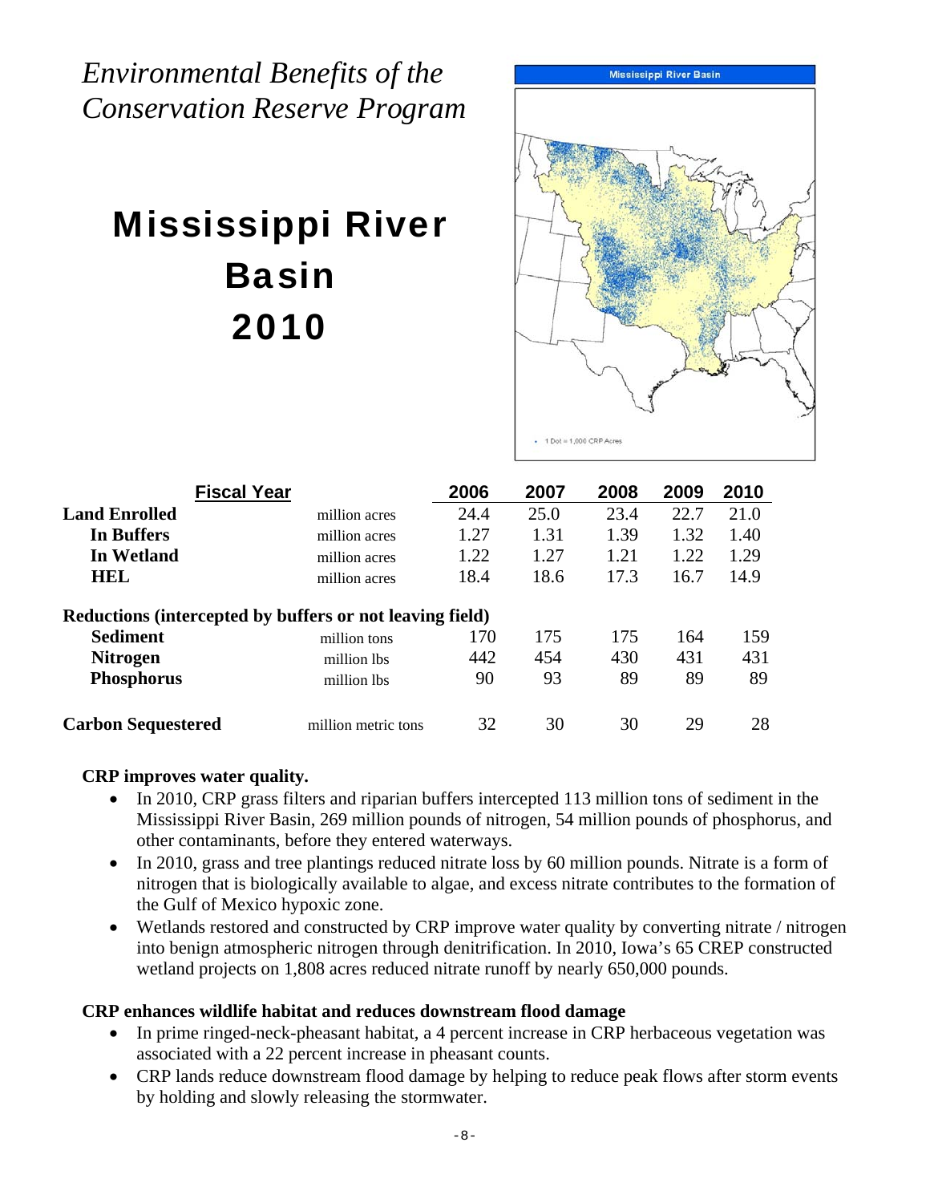*Environmental Benefits of the Conservation Reserve Program*

# Mississippi River Basin 2010

Mississippi River Basin

1 Dot = 1,000 CRP Acres

| Fiscal Year | | 2006 | 2007 | 2008 | 2009 | 2010 |
|---|---|---|---|---|---|---|
| **Land Enrolled** | million acres | 24.4 | 25.0 | 23.4 | 22.7 | 21.0 |
| **In Buffers** | million acres | 1.27 | 1.31 | 1.39 | 1.32 | 1.40 |
| **In Wetland** | million acres | 1.22 | 1.27 | 1.21 | 1.22 | 1.29 |
| **HEL** | million acres | 18.4 | 18.6 | 17.3 | 16.7 | 14.9 |
| **Reductions (intercepted by buffers or not leaving field)** | | | | | | |
| **Sediment** | million tons | 170 | 175 | 175 | 164 | 159 |
| **Nitrogen** | million lbs | 442 | 454 | 430 | 431 | 431 |
| **Phosphorus** | million lbs | 90 | 93 | 89 | 89 | 89 |
| **Carbon Sequestered** | million metric tons | 32 | 30 | 30 | 29 | 28 |

**CRP improves water quality.**

- In 2010, CRP grass filters and riparian buffers intercepted 113 million tons of sediment in the Mississippi River Basin, 269 million pounds of nitrogen, 54 million pounds of phosphorus, and other contaminants, before they entered waterways.
- In 2010, grass and tree plantings reduced nitrate loss by 60 million pounds. Nitrate is a form of nitrogen that is biologically available to algae, and excess nitrate contributes to the formation of the Gulf of Mexico hypoxic zone.
- Wetlands restored and constructed by CRP improve water quality by converting nitrate / nitrogen into benign atmospheric nitrogen through denitrification. In 2010, Iowa's 65 CREP constructed wetland projects on 1,808 acres reduced nitrate runoff by nearly 650,000 pounds.

**CRP enhances wildlife habitat and reduces downstream flood damage**

- In prime ringed-neck-pheasant habitat, a 4 percent increase in CRP herbaceous vegetation was associated with a 22 percent increase in pheasant counts.
- CRP lands reduce downstream flood damage by helping to reduce peak flows after storm events by holding and slowly releasing the stormwater.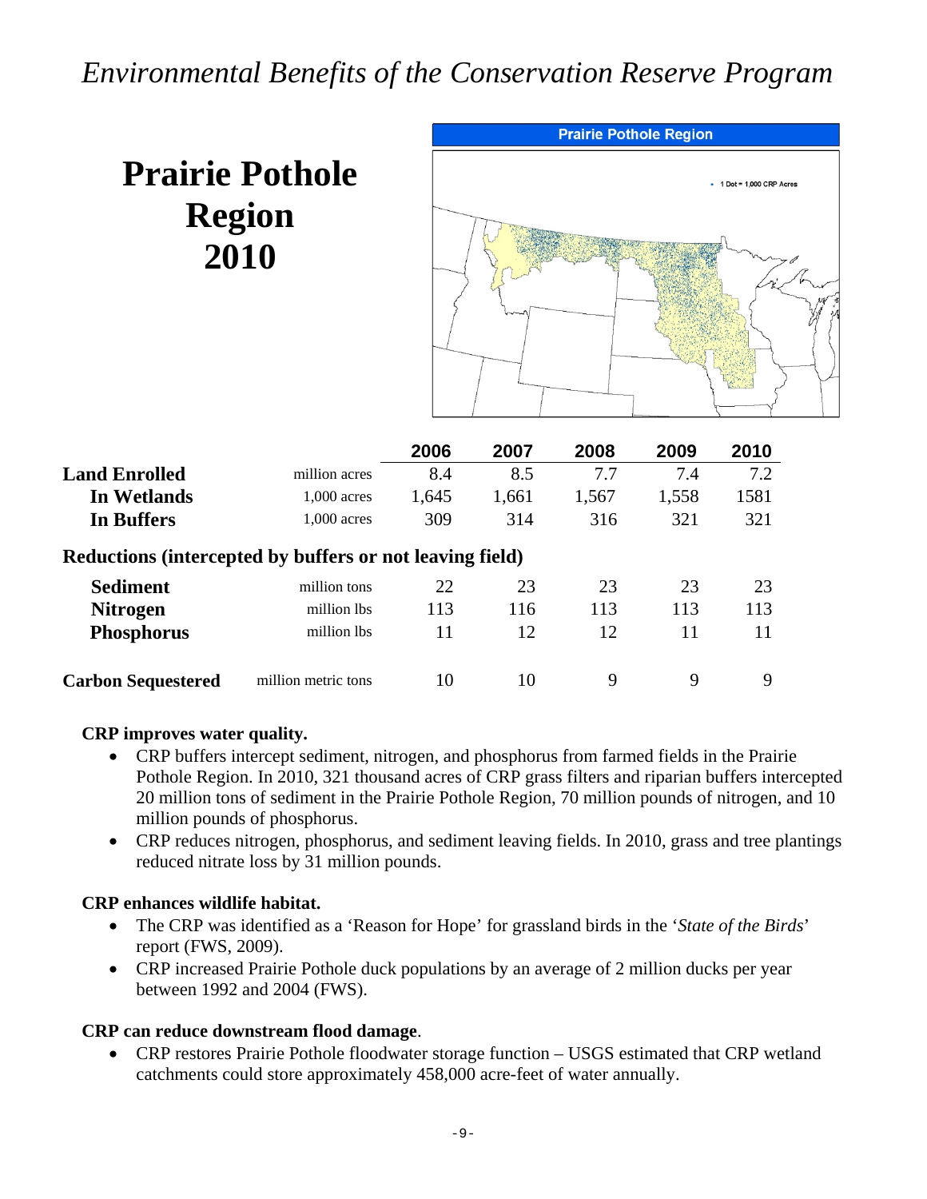# *Environmental Benefits of the Conservation Reserve Program*

## Prairie Pothole Region 2010

| | | 2006 | 2007 | 2008 | 2009 | 2010 |
|---|---|---|---|---|---|---|
| **Land Enrolled** | million acres | 8.4 | 8.5 | 7.7 | 7.4 | 7.2 |
| **In Wetlands** | 1,000 acres | 1,645 | 1,661 | 1,567 | 1,558 | 1581 |
| **In Buffers** | 1,000 acres | 309 | 314 | 316 | 321 | 321 |
| **Reductions (intercepted by buffers or not leaving field)** | | | | | | |
| **Sediment** | million tons | 22 | 23 | 23 | 23 | 23 |
| **Nitrogen** | million lbs | 113 | 116 | 113 | 113 | 113 |
| **Phosphorus** | million lbs | 11 | 12 | 12 | 11 | 11 |
| **Carbon Sequestered** | million metric tons | 10 | 10 | 9 | 9 | 9 |

**CRP improves water quality.**

- CRP buffers intercept sediment, nitrogen, and phosphorus from farmed fields in the Prairie Pothole Region. In 2010, 321 thousand acres of CRP grass filters and riparian buffers intercepted 20 million tons of sediment in the Prairie Pothole Region, 70 million pounds of nitrogen, and 10 million pounds of phosphorus.
- CRP reduces nitrogen, phosphorus, and sediment leaving fields. In 2010, grass and tree plantings reduced nitrate loss by 31 million pounds.

**CRP enhances wildlife habitat.**

- The CRP was identified as a 'Reason for Hope' for grassland birds in the '*State of the Birds*' report (FWS, 2009).
- CRP increased Prairie Pothole duck populations by an average of 2 million ducks per year between 1992 and 2004 (FWS).

**CRP can reduce downstream flood damage**.

- CRP restores Prairie Pothole floodwater storage function – USGS estimated that CRP wetland catchments could store approximately 458,000 acre-feet of water annually.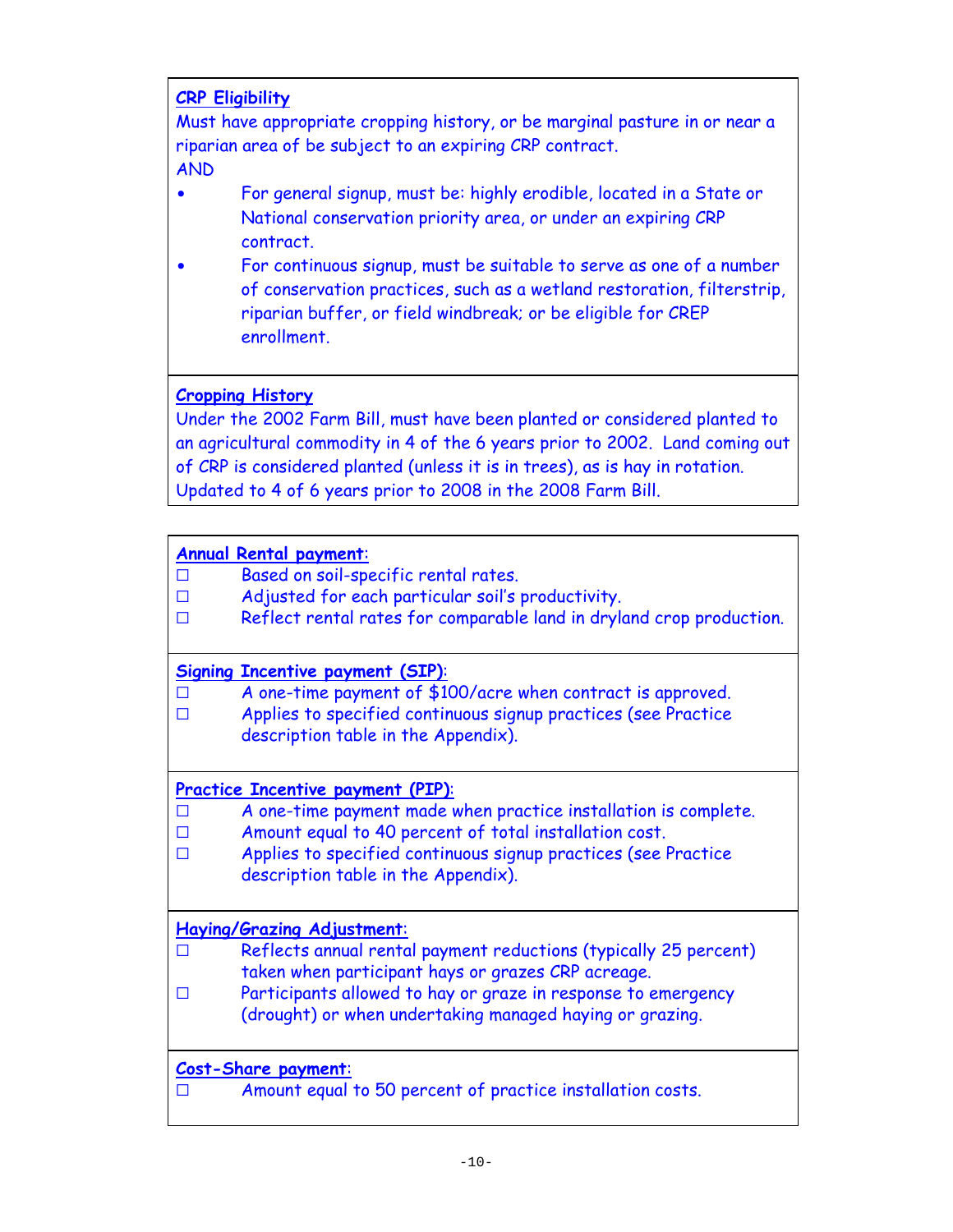### CRP Eligibility

Must have appropriate cropping history, or be marginal pasture in or near a riparian area of be subject to an expiring CRP contract.

AND

- For general signup, must be: highly erodible, located in a State or National conservation priority area, or under an expiring CRP contract.
- For continuous signup, must be suitable to serve as one of a number of conservation practices, such as a wetland restoration, filterstrip, riparian buffer, or field windbreak; or be eligible for CREP enrollment.

### Cropping History

Under the 2002 Farm Bill, must have been planted or considered planted to an agricultural commodity in 4 of the 6 years prior to 2002. Land coming out of CRP is considered planted (unless it is in trees), as is hay in rotation. Updated to 4 of 6 years prior to 2008 in the 2008 Farm Bill.

### Annual Rental payment:

- ☐ Based on soil-specific rental rates.
- ☐ Adjusted for each particular soil's productivity.
- ☐ Reflect rental rates for comparable land in dryland crop production.

### Signing Incentive payment (SIP):

- ☐ A one-time payment of $100/acre when contract is approved.
- ☐ Applies to specified continuous signup practices (see Practice description table in the Appendix).

### Practice Incentive payment (PIP):

- ☐ A one-time payment made when practice installation is complete.
- ☐ Amount equal to 40 percent of total installation cost.
- ☐ Applies to specified continuous signup practices (see Practice description table in the Appendix).

### Haying/Grazing Adjustment:

- ☐ Reflects annual rental payment reductions (typically 25 percent) taken when participant hays or grazes CRP acreage.
- ☐ Participants allowed to hay or graze in response to emergency (drought) or when undertaking managed haying or grazing.

### Cost-Share payment:

- ☐ Amount equal to 50 percent of practice installation costs.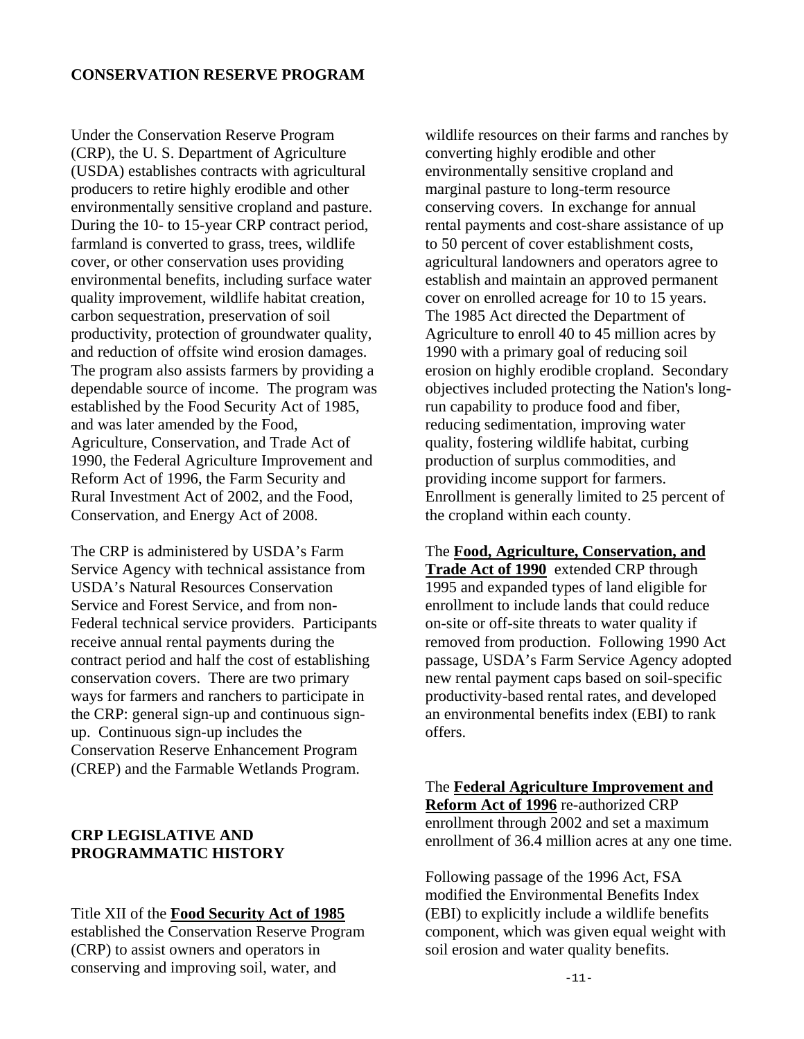## CONSERVATION RESERVE PROGRAM

Under the Conservation Reserve Program (CRP), the U. S. Department of Agriculture (USDA) establishes contracts with agricultural producers to retire highly erodible and other environmentally sensitive cropland and pasture. During the 10- to 15-year CRP contract period, farmland is converted to grass, trees, wildlife cover, or other conservation uses providing environmental benefits, including surface water quality improvement, wildlife habitat creation, carbon sequestration, preservation of soil productivity, protection of groundwater quality, and reduction of offsite wind erosion damages. The program also assists farmers by providing a dependable source of income. The program was established by the Food Security Act of 1985, and was later amended by the Food, Agriculture, Conservation, and Trade Act of 1990, the Federal Agriculture Improvement and Reform Act of 1996, the Farm Security and Rural Investment Act of 2002, and the Food, Conservation, and Energy Act of 2008.

The CRP is administered by USDA's Farm Service Agency with technical assistance from USDA's Natural Resources Conservation Service and Forest Service, and from non-Federal technical service providers. Participants receive annual rental payments during the contract period and half the cost of establishing conservation covers. There are two primary ways for farmers and ranchers to participate in the CRP: general sign-up and continuous sign-up. Continuous sign-up includes the Conservation Reserve Enhancement Program (CREP) and the Farmable Wetlands Program.

## CRP LEGISLATIVE AND PROGRAMMATIC HISTORY

Title XII of the **Food Security Act of 1985** established the Conservation Reserve Program (CRP) to assist owners and operators in conserving and improving soil, water, and wildlife resources on their farms and ranches by converting highly erodible and other environmentally sensitive cropland and marginal pasture to long-term resource conserving covers. In exchange for annual rental payments and cost-share assistance of up to 50 percent of cover establishment costs, agricultural landowners and operators agree to establish and maintain an approved permanent cover on enrolled acreage for 10 to 15 years. The 1985 Act directed the Department of Agriculture to enroll 40 to 45 million acres by 1990 with a primary goal of reducing soil erosion on highly erodible cropland. Secondary objectives included protecting the Nation's long-run capability to produce food and fiber, reducing sedimentation, improving water quality, fostering wildlife habitat, curbing production of surplus commodities, and providing income support for farmers. Enrollment is generally limited to 25 percent of the cropland within each county.

The **Food, Agriculture, Conservation, and Trade Act of 1990** extended CRP through 1995 and expanded types of land eligible for enrollment to include lands that could reduce on-site or off-site threats to water quality if removed from production. Following 1990 Act passage, USDA's Farm Service Agency adopted new rental payment caps based on soil-specific productivity-based rental rates, and developed an environmental benefits index (EBI) to rank offers.

The **Federal Agriculture Improvement and Reform Act of 1996** re-authorized CRP enrollment through 2002 and set a maximum enrollment of 36.4 million acres at any one time.

Following passage of the 1996 Act, FSA modified the Environmental Benefits Index (EBI) to explicitly include a wildlife benefits component, which was given equal weight with soil erosion and water quality benefits.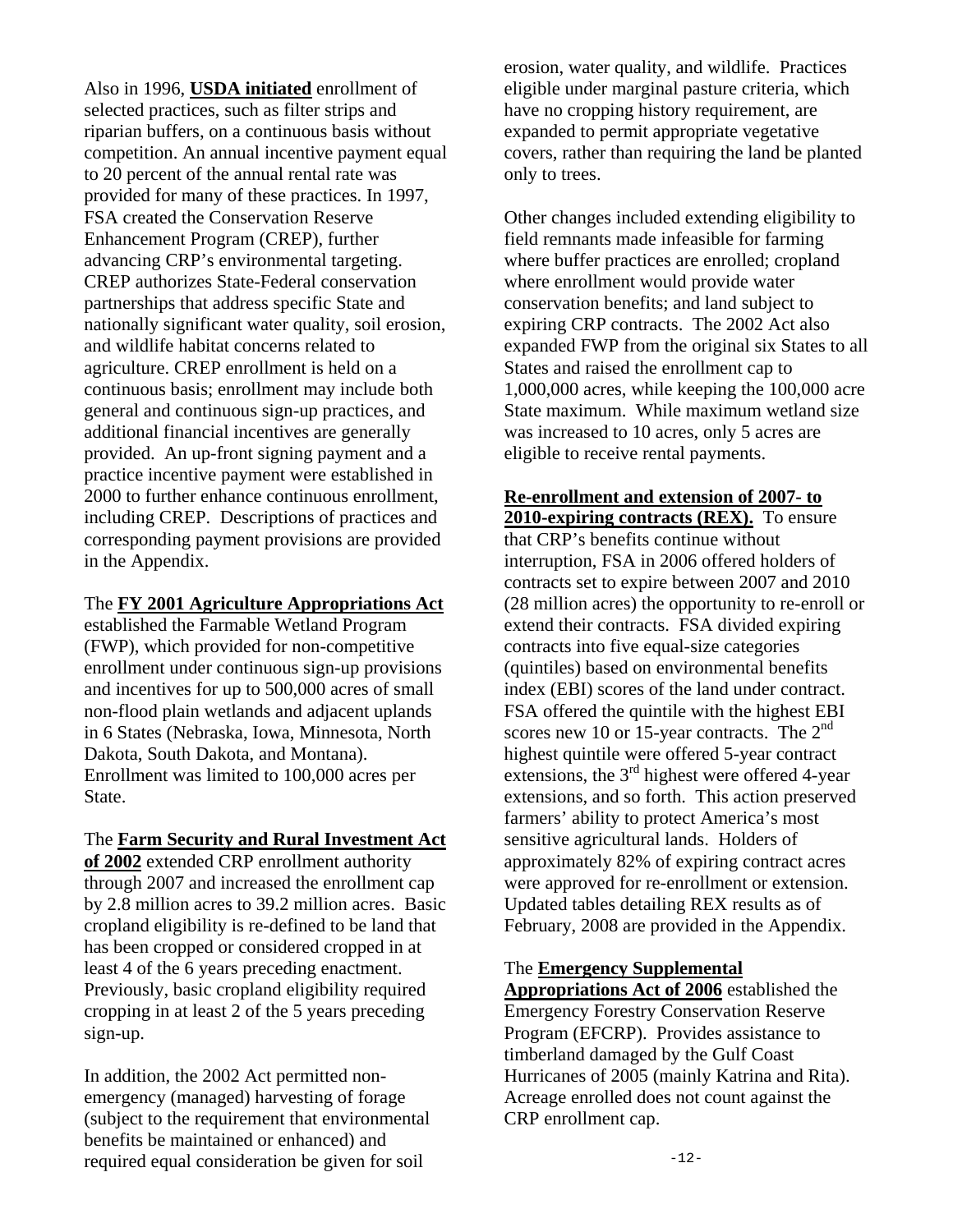Also in 1996, **USDA initiated** enrollment of selected practices, such as filter strips and riparian buffers, on a continuous basis without competition. An annual incentive payment equal to 20 percent of the annual rental rate was provided for many of these practices. In 1997, FSA created the Conservation Reserve Enhancement Program (CREP), further advancing CRP's environmental targeting. CREP authorizes State-Federal conservation partnerships that address specific State and nationally significant water quality, soil erosion, and wildlife habitat concerns related to agriculture. CREP enrollment is held on a continuous basis; enrollment may include both general and continuous sign-up practices, and additional financial incentives are generally provided. An up-front signing payment and a practice incentive payment were established in 2000 to further enhance continuous enrollment, including CREP. Descriptions of practices and corresponding payment provisions are provided in the Appendix.

The **FY 2001 Agriculture Appropriations Act** established the Farmable Wetland Program (FWP), which provided for non-competitive enrollment under continuous sign-up provisions and incentives for up to 500,000 acres of small non-flood plain wetlands and adjacent uplands in 6 States (Nebraska, Iowa, Minnesota, North Dakota, South Dakota, and Montana). Enrollment was limited to 100,000 acres per State.

The **Farm Security and Rural Investment Act of 2002** extended CRP enrollment authority through 2007 and increased the enrollment cap by 2.8 million acres to 39.2 million acres. Basic cropland eligibility is re-defined to be land that has been cropped or considered cropped in at least 4 of the 6 years preceding enactment. Previously, basic cropland eligibility required cropping in at least 2 of the 5 years preceding sign-up.

In addition, the 2002 Act permitted non-emergency (managed) harvesting of forage (subject to the requirement that environmental benefits be maintained or enhanced) and required equal consideration be given for soil erosion, water quality, and wildlife. Practices eligible under marginal pasture criteria, which have no cropping history requirement, are expanded to permit appropriate vegetative covers, rather than requiring the land be planted only to trees.

Other changes included extending eligibility to field remnants made infeasible for farming where buffer practices are enrolled; cropland where enrollment would provide water conservation benefits; and land subject to expiring CRP contracts. The 2002 Act also expanded FWP from the original six States to all States and raised the enrollment cap to 1,000,000 acres, while keeping the 100,000 acre State maximum. While maximum wetland size was increased to 10 acres, only 5 acres are eligible to receive rental payments.

**Re-enrollment and extension of 2007- to 2010-expiring contracts (REX).** To ensure that CRP's benefits continue without interruption, FSA in 2006 offered holders of contracts set to expire between 2007 and 2010 (28 million acres) the opportunity to re-enroll or extend their contracts. FSA divided expiring contracts into five equal-size categories (quintiles) based on environmental benefits index (EBI) scores of the land under contract. FSA offered the quintile with the highest EBI scores new 10 or 15-year contracts. The 2nd highest quintile were offered 5-year contract extensions, the 3rd highest were offered 4-year extensions, and so forth. This action preserved farmers' ability to protect America's most sensitive agricultural lands. Holders of approximately 82% of expiring contract acres were approved for re-enrollment or extension. Updated tables detailing REX results as of February, 2008 are provided in the Appendix.

The **Emergency Supplemental Appropriations Act of 2006** established the Emergency Forestry Conservation Reserve Program (EFCRP). Provides assistance to timberland damaged by the Gulf Coast Hurricanes of 2005 (mainly Katrina and Rita). Acreage enrolled does not count against the CRP enrollment cap.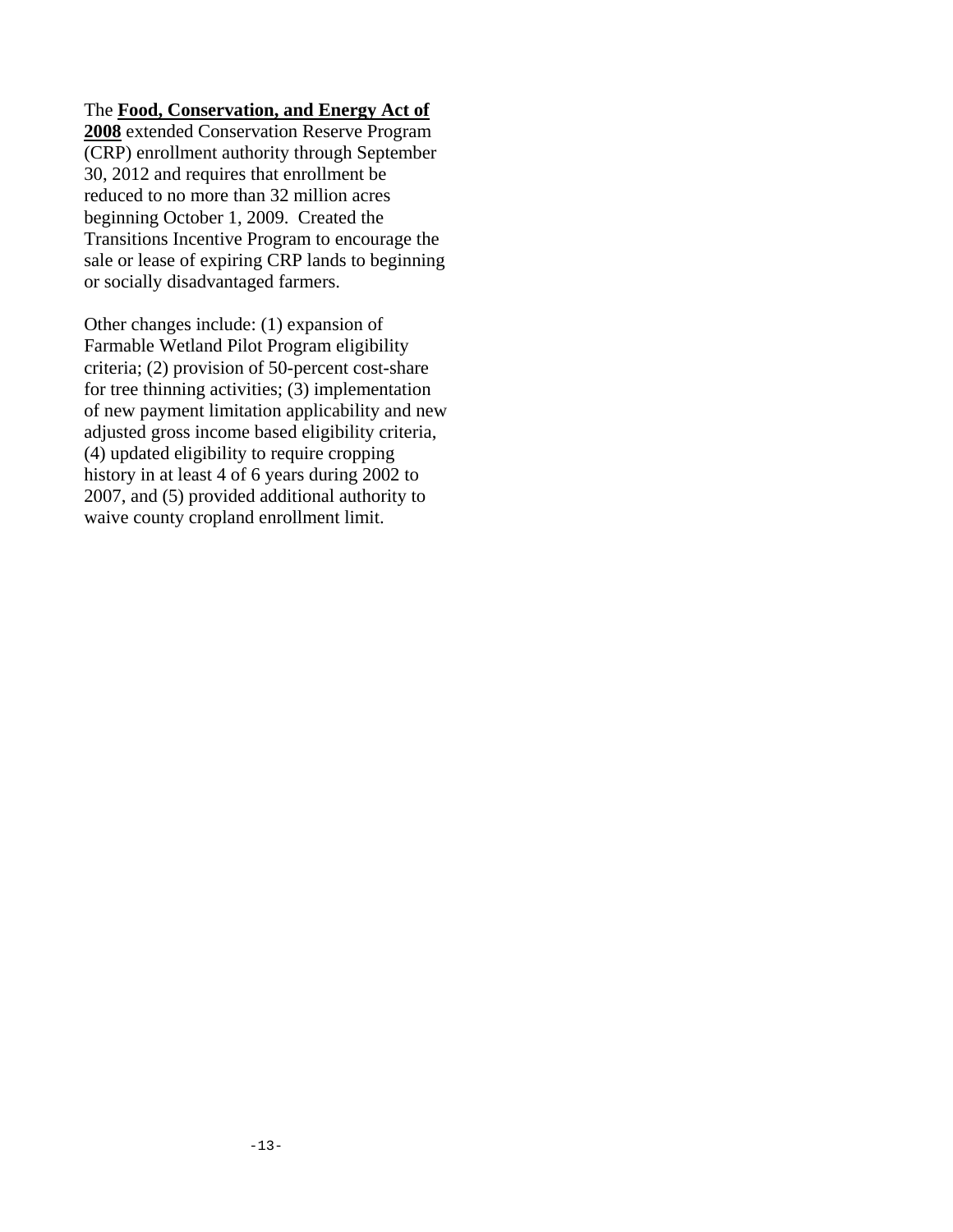The **Food, Conservation, and Energy Act of 2008** extended Conservation Reserve Program (CRP) enrollment authority through September 30, 2012 and requires that enrollment be reduced to no more than 32 million acres beginning October 1, 2009. Created the Transitions Incentive Program to encourage the sale or lease of expiring CRP lands to beginning or socially disadvantaged farmers.

Other changes include: (1) expansion of Farmable Wetland Pilot Program eligibility criteria; (2) provision of 50-percent cost-share for tree thinning activities; (3) implementation of new payment limitation applicability and new adjusted gross income based eligibility criteria, (4) updated eligibility to require cropping history in at least 4 of 6 years during 2002 to 2007, and (5) provided additional authority to waive county cropland enrollment limit.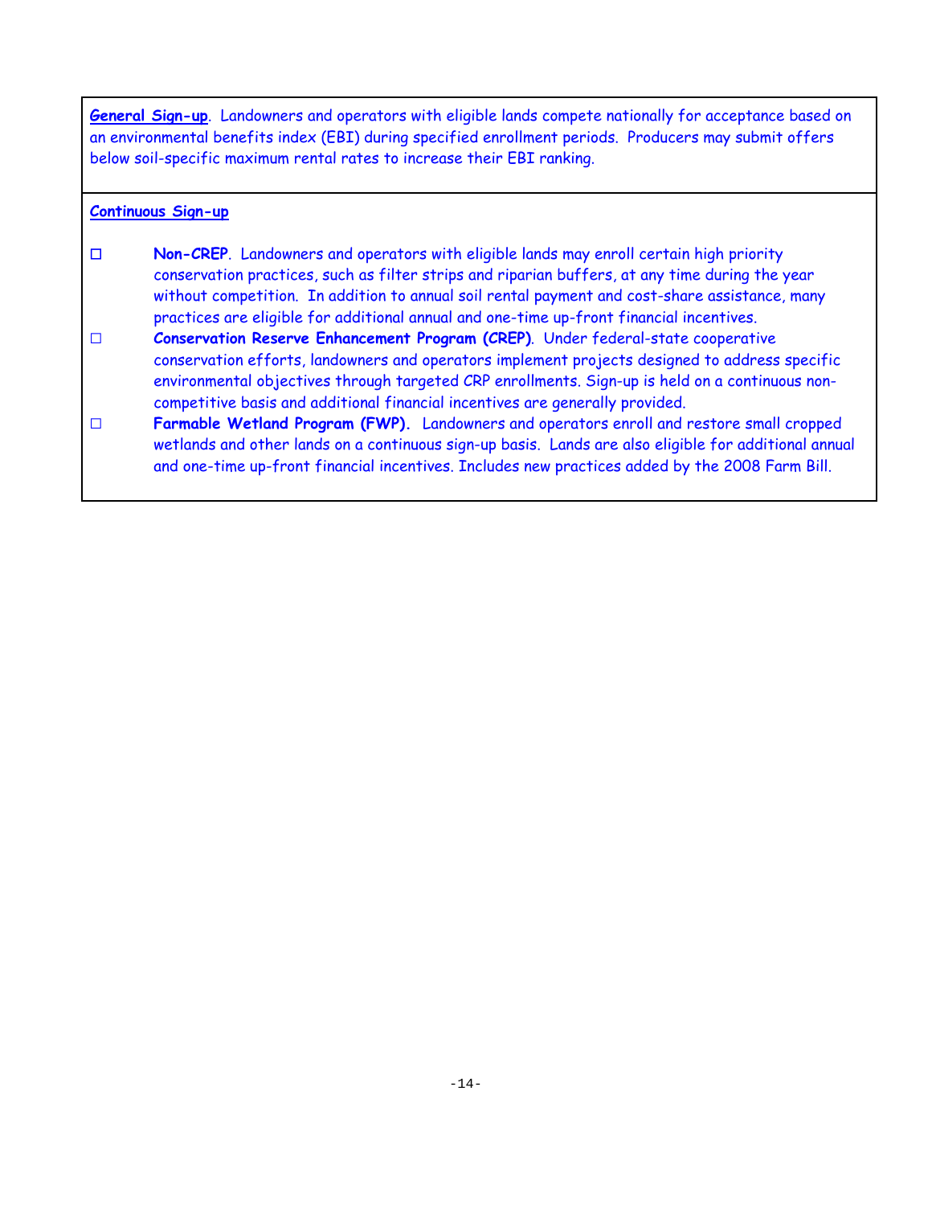**General Sign-up**. Landowners and operators with eligible lands compete nationally for acceptance based on an environmental benefits index (EBI) during specified enrollment periods. Producers may submit offers below soil-specific maximum rental rates to increase their EBI ranking.

**Continuous Sign-up**

- **Non-CREP**. Landowners and operators with eligible lands may enroll certain high priority conservation practices, such as filter strips and riparian buffers, at any time during the year without competition. In addition to annual soil rental payment and cost-share assistance, many practices are eligible for additional annual and one-time up-front financial incentives.
- **Conservation Reserve Enhancement Program (CREP)**. Under federal-state cooperative conservation efforts, landowners and operators implement projects designed to address specific environmental objectives through targeted CRP enrollments. Sign-up is held on a continuous non-competitive basis and additional financial incentives are generally provided.
- **Farmable Wetland Program (FWP).** Landowners and operators enroll and restore small cropped wetlands and other lands on a continuous sign-up basis. Lands are also eligible for additional annual and one-time up-front financial incentives. Includes new practices added by the 2008 Farm Bill.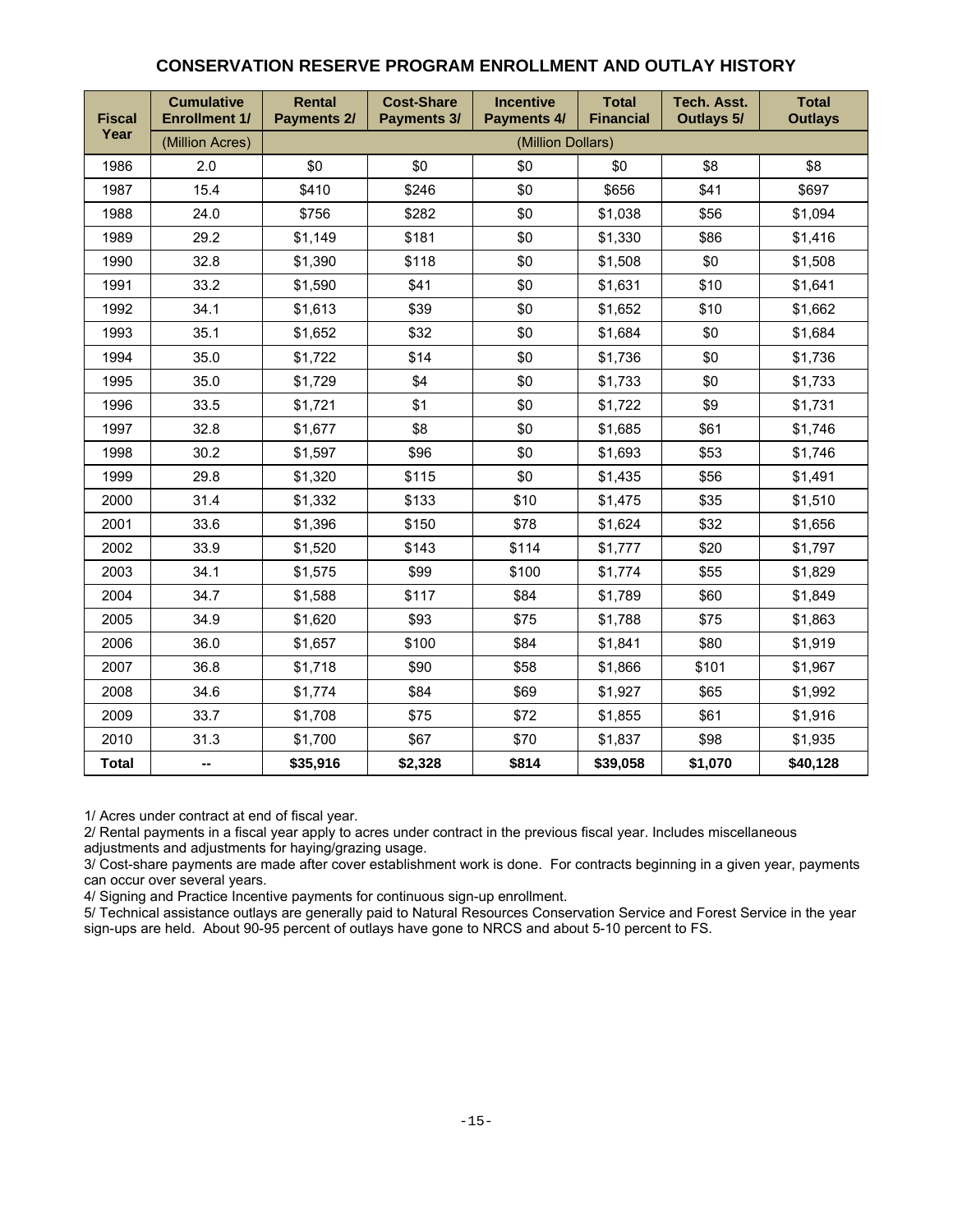## CONSERVATION RESERVE PROGRAM ENROLLMENT AND OUTLAY HISTORY

| Fiscal Year | Cumulative Enrollment 1/ | Rental Payments 2/ | Cost-Share Payments 3/ | Incentive Payments 4/ | Total Financial | Tech. Asst. Outlays 5/ | Total Outlays |
|---|---|---|---|---|---|---|---|
| | (Million Acres) | (Million Dollars) | | | | | |
| 1986 | 2.0 | $0 | $0 | $0 | $0 | $8 | $8 |
| 1987 | 15.4 | $410 | $246 | $0 | $656 | $41 | $697 |
| 1988 | 24.0 | $756 | $282 | $0 | $1,038 | $56 | $1,094 |
| 1989 | 29.2 | $1,149 | $181 | $0 | $1,330 | $86 | $1,416 |
| 1990 | 32.8 | $1,390 | $118 | $0 | $1,508 | $0 | $1,508 |
| 1991 | 33.2 | $1,590 | $41 | $0 | $1,631 | $10 | $1,641 |
| 1992 | 34.1 | $1,613 | $39 | $0 | $1,652 | $10 | $1,662 |
| 1993 | 35.1 | $1,652 | $32 | $0 | $1,684 | $0 | $1,684 |
| 1994 | 35.0 | $1,722 | $14 | $0 | $1,736 | $0 | $1,736 |
| 1995 | 35.0 | $1,729 | $4 | $0 | $1,733 | $0 | $1,733 |
| 1996 | 33.5 | $1,721 | $1 | $0 | $1,722 | $9 | $1,731 |
| 1997 | 32.8 | $1,677 | $8 | $0 | $1,685 | $61 | $1,746 |
| 1998 | 30.2 | $1,597 | $96 | $0 | $1,693 | $53 | $1,746 |
| 1999 | 29.8 | $1,320 | $115 | $0 | $1,435 | $56 | $1,491 |
| 2000 | 31.4 | $1,332 | $133 | $10 | $1,475 | $35 | $1,510 |
| 2001 | 33.6 | $1,396 | $150 | $78 | $1,624 | $32 | $1,656 |
| 2002 | 33.9 | $1,520 | $143 | $114 | $1,777 | $20 | $1,797 |
| 2003 | 34.1 | $1,575 | $99 | $100 | $1,774 | $55 | $1,829 |
| 2004 | 34.7 | $1,588 | $117 | $84 | $1,789 | $60 | $1,849 |
| 2005 | 34.9 | $1,620 | $93 | $75 | $1,788 | $75 | $1,863 |
| 2006 | 36.0 | $1,657 | $100 | $84 | $1,841 | $80 | $1,919 |
| 2007 | 36.8 | $1,718 | $90 | $58 | $1,866 | $101 | $1,967 |
| 2008 | 34.6 | $1,774 | $84 | $69 | $1,927 | $65 | $1,992 |
| 2009 | 33.7 | $1,708 | $75 | $72 | $1,855 | $61 | $1,916 |
| 2010 | 31.3 | $1,700 | $67 | $70 | $1,837 | $98 | $1,935 |
| **Total** | **--** | **$35,916** | **$2,328** | **$814** | **$39,058** | **$1,070** | **$40,128** |

1/ Acres under contract at end of fiscal year.

2/ Rental payments in a fiscal year apply to acres under contract in the previous fiscal year. Includes miscellaneous adjustments and adjustments for haying/grazing usage.

3/ Cost-share payments are made after cover establishment work is done. For contracts beginning in a given year, payments can occur over several years.

4/ Signing and Practice Incentive payments for continuous sign-up enrollment.

5/ Technical assistance outlays are generally paid to Natural Resources Conservation Service and Forest Service in the year sign-ups are held. About 90-95 percent of outlays have gone to NRCS and about 5-10 percent to FS.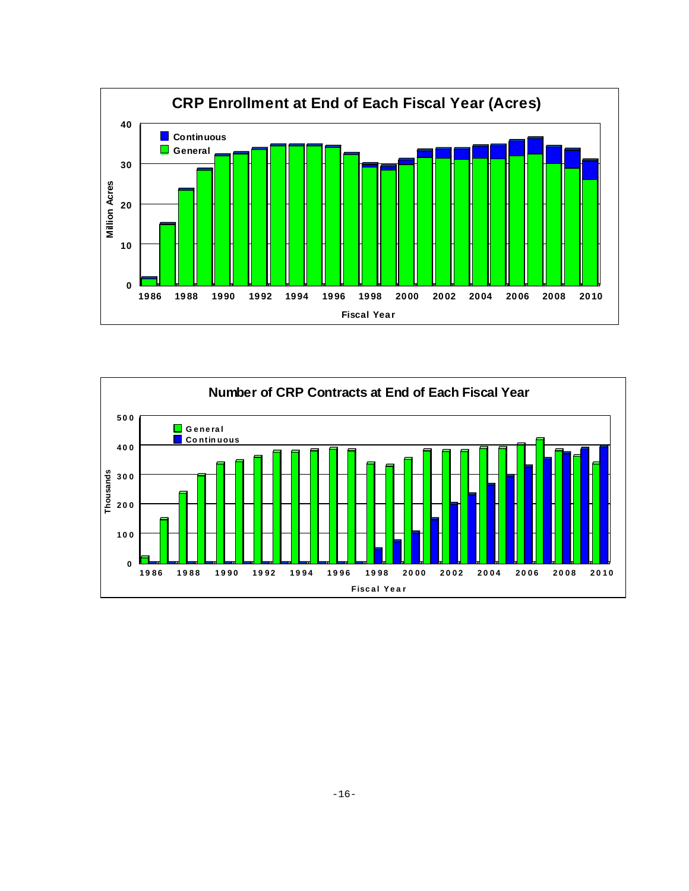## CRP Enrollment at End of Each Fiscal Year (Acres)

Continuous
General

Million Acres

Fiscal Year

## Number of CRP Contracts at End of Each Fiscal Year

General
Continuous

Thousands

Fiscal Year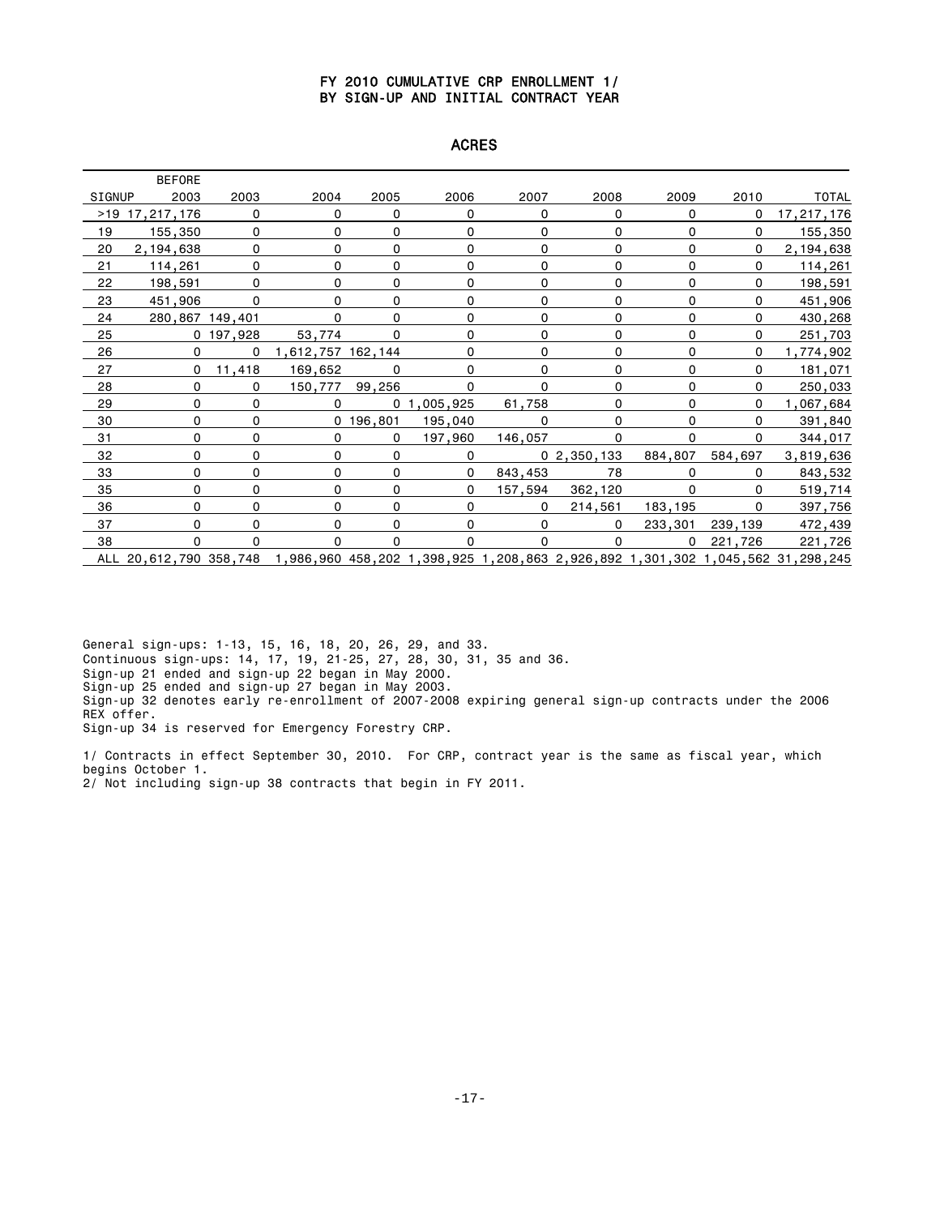# FY 2010 CUMULATIVE CRP ENROLLMENT 1/
# BY SIGN-UP AND INITIAL CONTRACT YEAR

## ACRES

| SIGNUP | BEFORE 2003 | 2003 | 2004 | 2005 | 2006 | 2007 | 2008 | 2009 | 2010 | TOTAL |
|---|---|---|---|---|---|---|---|---|---|---|
| >19 | 17,217,176 | 0 | 0 | 0 | 0 | 0 | 0 | 0 | 0 | 17,217,176 |
| 19 | 155,350 | 0 | 0 | 0 | 0 | 0 | 0 | 0 | 0 | 155,350 |
| 20 | 2,194,638 | 0 | 0 | 0 | 0 | 0 | 0 | 0 | 0 | 2,194,638 |
| 21 | 114,261 | 0 | 0 | 0 | 0 | 0 | 0 | 0 | 0 | 114,261 |
| 22 | 198,591 | 0 | 0 | 0 | 0 | 0 | 0 | 0 | 0 | 198,591 |
| 23 | 451,906 | 0 | 0 | 0 | 0 | 0 | 0 | 0 | 0 | 451,906 |
| 24 | 280,867 | 149,401 | 0 | 0 | 0 | 0 | 0 | 0 | 0 | 430,268 |
| 25 | 0 | 197,928 | 53,774 | 0 | 0 | 0 | 0 | 0 | 0 | 251,703 |
| 26 | 0 | 0 | 1,612,757 | 162,144 | 0 | 0 | 0 | 0 | 0 | 1,774,902 |
| 27 | 0 | 11,418 | 169,652 | 0 | 0 | 0 | 0 | 0 | 0 | 181,071 |
| 28 | 0 | 0 | 150,777 | 99,256 | 0 | 0 | 0 | 0 | 0 | 250,033 |
| 29 | 0 | 0 | 0 | 0 | 1,005,925 | 61,758 | 0 | 0 | 0 | 1,067,684 |
| 30 | 0 | 0 | 0 | 196,801 | 195,040 | 0 | 0 | 0 | 0 | 391,840 |
| 31 | 0 | 0 | 0 | 0 | 197,960 | 146,057 | 0 | 0 | 0 | 344,017 |
| 32 | 0 | 0 | 0 | 0 | 0 | 0 | 2,350,133 | 884,807 | 584,697 | 3,819,636 |
| 33 | 0 | 0 | 0 | 0 | 0 | 843,453 | 78 | 0 | 0 | 843,532 |
| 35 | 0 | 0 | 0 | 0 | 0 | 157,594 | 362,120 | 0 | 0 | 519,714 |
| 36 | 0 | 0 | 0 | 0 | 0 | 0 | 214,561 | 183,195 | 0 | 397,756 |
| 37 | 0 | 0 | 0 | 0 | 0 | 0 | 0 | 233,301 | 239,139 | 472,439 |
| 38 | 0 | 0 | 0 | 0 | 0 | 0 | 0 | 0 | 221,726 | 221,726 |
| ALL | 20,612,790 | 358,748 | 1,986,960 | 458,202 | 1,398,925 | 1,208,863 | 2,926,892 | 1,301,302 | 1,045,562 | 31,298,245 |

General sign-ups: 1-13, 15, 16, 18, 20, 26, 29, and 33.
Continuous sign-ups: 14, 17, 19, 21-25, 27, 28, 30, 31, 35 and 36.
Sign-up 21 ended and sign-up 22 began in May 2000.
Sign-up 25 ended and sign-up 27 began in May 2003.
Sign-up 32 denotes early re-enrollment of 2007-2008 expiring general sign-up contracts under the 2006 REX offer.
Sign-up 34 is reserved for Emergency Forestry CRP.

1/ Contracts in effect September 30, 2010. For CRP, contract year is the same as fiscal year, which begins October 1.
2/ Not including sign-up 38 contracts that begin in FY 2011.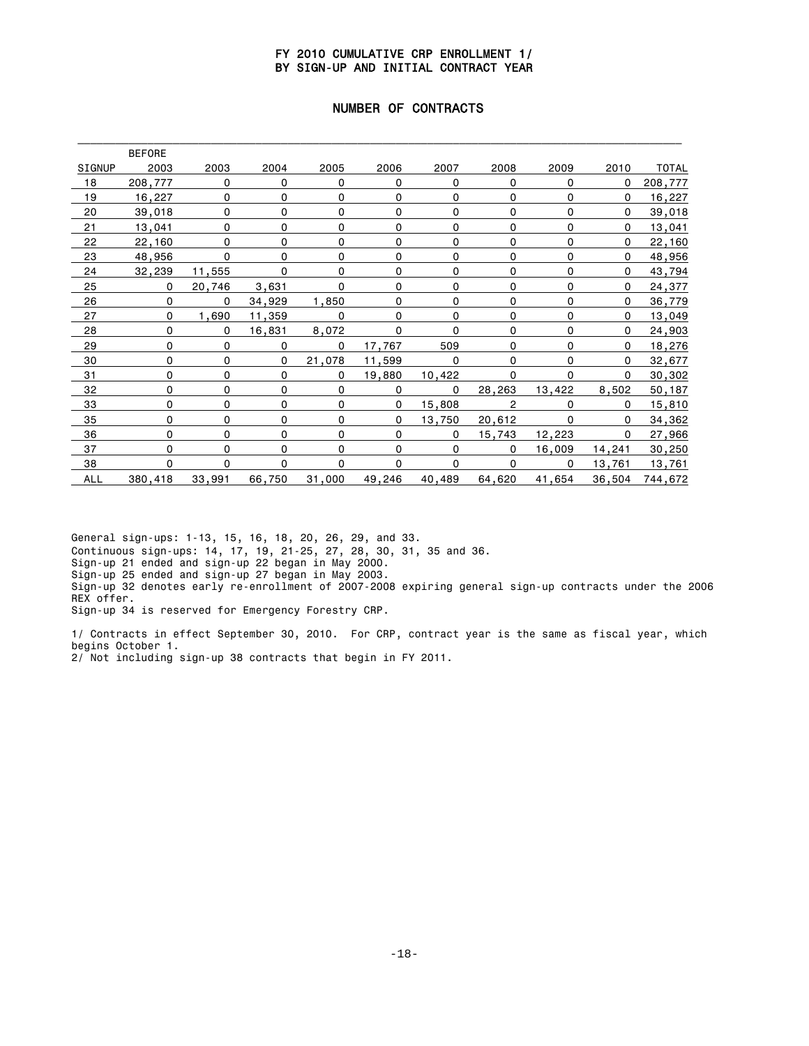# FY 2010 CUMULATIVE CRP ENROLLMENT 1/
# BY SIGN-UP AND INITIAL CONTRACT YEAR

## NUMBER OF CONTRACTS

| SIGNUP | BEFORE 2003 | 2003 | 2004 | 2005 | 2006 | 2007 | 2008 | 2009 | 2010 | TOTAL |
|---|---|---|---|---|---|---|---|---|---|---|
| 18 | 208,777 | 0 | 0 | 0 | 0 | 0 | 0 | 0 | 0 | 208,777 |
| 19 | 16,227 | 0 | 0 | 0 | 0 | 0 | 0 | 0 | 0 | 16,227 |
| 20 | 39,018 | 0 | 0 | 0 | 0 | 0 | 0 | 0 | 0 | 39,018 |
| 21 | 13,041 | 0 | 0 | 0 | 0 | 0 | 0 | 0 | 0 | 13,041 |
| 22 | 22,160 | 0 | 0 | 0 | 0 | 0 | 0 | 0 | 0 | 22,160 |
| 23 | 48,956 | 0 | 0 | 0 | 0 | 0 | 0 | 0 | 0 | 48,956 |
| 24 | 32,239 | 11,555 | 0 | 0 | 0 | 0 | 0 | 0 | 0 | 43,794 |
| 25 | 0 | 20,746 | 3,631 | 0 | 0 | 0 | 0 | 0 | 0 | 24,377 |
| 26 | 0 | 0 | 34,929 | 1,850 | 0 | 0 | 0 | 0 | 0 | 36,779 |
| 27 | 0 | 1,690 | 11,359 | 0 | 0 | 0 | 0 | 0 | 0 | 13,049 |
| 28 | 0 | 0 | 16,831 | 8,072 | 0 | 0 | 0 | 0 | 0 | 24,903 |
| 29 | 0 | 0 | 0 | 0 | 17,767 | 509 | 0 | 0 | 0 | 18,276 |
| 30 | 0 | 0 | 0 | 21,078 | 11,599 | 0 | 0 | 0 | 0 | 32,677 |
| 31 | 0 | 0 | 0 | 0 | 19,880 | 10,422 | 0 | 0 | 0 | 30,302 |
| 32 | 0 | 0 | 0 | 0 | 0 | 0 | 28,263 | 13,422 | 8,502 | 50,187 |
| 33 | 0 | 0 | 0 | 0 | 0 | 15,808 | 2 | 0 | 0 | 15,810 |
| 35 | 0 | 0 | 0 | 0 | 0 | 13,750 | 20,612 | 0 | 0 | 34,362 |
| 36 | 0 | 0 | 0 | 0 | 0 | 0 | 15,743 | 12,223 | 0 | 27,966 |
| 37 | 0 | 0 | 0 | 0 | 0 | 0 | 0 | 16,009 | 14,241 | 30,250 |
| 38 | 0 | 0 | 0 | 0 | 0 | 0 | 0 | 0 | 13,761 | 13,761 |
| ALL | 380,418 | 33,991 | 66,750 | 31,000 | 49,246 | 40,489 | 64,620 | 41,654 | 36,504 | 744,672 |

General sign-ups: 1-13, 15, 16, 18, 20, 26, 29, and 33.
Continuous sign-ups: 14, 17, 19, 21-25, 27, 28, 30, 31, 35 and 36.
Sign-up 21 ended and sign-up 22 began in May 2000.
Sign-up 25 ended and sign-up 27 began in May 2003.
Sign-up 32 denotes early re-enrollment of 2007-2008 expiring general sign-up contracts under the 2006 REX offer.
Sign-up 34 is reserved for Emergency Forestry CRP.

1/ Contracts in effect September 30, 2010. For CRP, contract year is the same as fiscal year, which begins October 1.
2/ Not including sign-up 38 contracts that begin in FY 2011.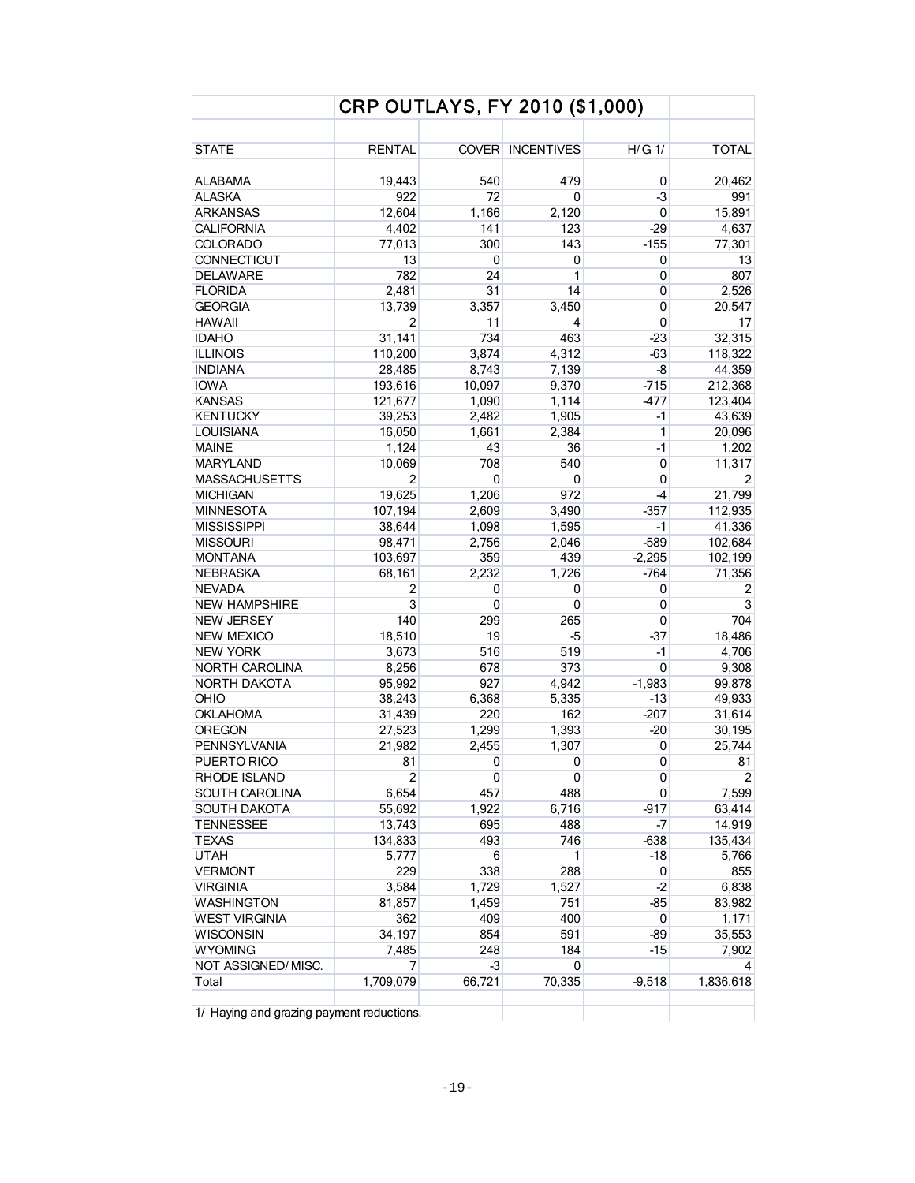## CRP OUTLAYS, FY 2010 ($1,000)

| STATE | RENTAL | COVER | INCENTIVES | H/G 1/ | TOTAL |
|---|---|---|---|---|---|
| ALABAMA | 19,443 | 540 | 479 | 0 | 20,462 |
| ALASKA | 922 | 72 | 0 | -3 | 991 |
| ARKANSAS | 12,604 | 1,166 | 2,120 | 0 | 15,891 |
| CALIFORNIA | 4,402 | 141 | 123 | -29 | 4,637 |
| COLORADO | 77,013 | 300 | 143 | -155 | 77,301 |
| CONNECTICUT | 13 | 0 | 0 | 0 | 13 |
| DELAWARE | 782 | 24 | 1 | 0 | 807 |
| FLORIDA | 2,481 | 31 | 14 | 0 | 2,526 |
| GEORGIA | 13,739 | 3,357 | 3,450 | 0 | 20,547 |
| HAWAII | 2 | 11 | 4 | 0 | 17 |
| IDAHO | 31,141 | 734 | 463 | -23 | 32,315 |
| ILLINOIS | 110,200 | 3,874 | 4,312 | -63 | 118,322 |
| INDIANA | 28,485 | 8,743 | 7,139 | -8 | 44,359 |
| IOWA | 193,616 | 10,097 | 9,370 | -715 | 212,368 |
| KANSAS | 121,677 | 1,090 | 1,114 | -477 | 123,404 |
| KENTUCKY | 39,253 | 2,482 | 1,905 | -1 | 43,639 |
| LOUISIANA | 16,050 | 1,661 | 2,384 | 1 | 20,096 |
| MAINE | 1,124 | 43 | 36 | -1 | 1,202 |
| MARYLAND | 10,069 | 708 | 540 | 0 | 11,317 |
| MASSACHUSETTS | 2 | 0 | 0 | 0 | 2 |
| MICHIGAN | 19,625 | 1,206 | 972 | -4 | 21,799 |
| MINNESOTA | 107,194 | 2,609 | 3,490 | -357 | 112,935 |
| MISSISSIPPI | 38,644 | 1,098 | 1,595 | -1 | 41,336 |
| MISSOURI | 98,471 | 2,756 | 2,046 | -589 | 102,684 |
| MONTANA | 103,697 | 359 | 439 | -2,295 | 102,199 |
| NEBRASKA | 68,161 | 2,232 | 1,726 | -764 | 71,356 |
| NEVADA | 2 | 0 | 0 | 0 | 2 |
| NEW HAMPSHIRE | 3 | 0 | 0 | 0 | 3 |
| NEW JERSEY | 140 | 299 | 265 | 0 | 704 |
| NEW MEXICO | 18,510 | 19 | -5 | -37 | 18,486 |
| NEW YORK | 3,673 | 516 | 519 | -1 | 4,706 |
| NORTH CAROLINA | 8,256 | 678 | 373 | 0 | 9,308 |
| NORTH DAKOTA | 95,992 | 927 | 4,942 | -1,983 | 99,878 |
| OHIO | 38,243 | 6,368 | 5,335 | -13 | 49,933 |
| OKLAHOMA | 31,439 | 220 | 162 | -207 | 31,614 |
| OREGON | 27,523 | 1,299 | 1,393 | -20 | 30,195 |
| PENNSYLVANIA | 21,982 | 2,455 | 1,307 | 0 | 25,744 |
| PUERTO RICO | 81 | 0 | 0 | 0 | 81 |
| RHODE ISLAND | 2 | 0 | 0 | 0 | 2 |
| SOUTH CAROLINA | 6,654 | 457 | 488 | 0 | 7,599 |
| SOUTH DAKOTA | 55,692 | 1,922 | 6,716 | -917 | 63,414 |
| TENNESSEE | 13,743 | 695 | 488 | -7 | 14,919 |
| TEXAS | 134,833 | 493 | 746 | -638 | 135,434 |
| UTAH | 5,777 | 6 | 1 | -18 | 5,766 |
| VERMONT | 229 | 338 | 288 | 0 | 855 |
| VIRGINIA | 3,584 | 1,729 | 1,527 | -2 | 6,838 |
| WASHINGTON | 81,857 | 1,459 | 751 | -85 | 83,982 |
| WEST VIRGINIA | 362 | 409 | 400 | 0 | 1,171 |
| WISCONSIN | 34,197 | 854 | 591 | -89 | 35,553 |
| WYOMING | 7,485 | 248 | 184 | -15 | 7,902 |
| NOT ASSIGNED/ MISC. | 7 | -3 | 0 | | 4 |
| Total | 1,709,079 | 66,721 | 70,335 | -9,518 | 1,836,618 |

1/ Haying and grazing payment reductions.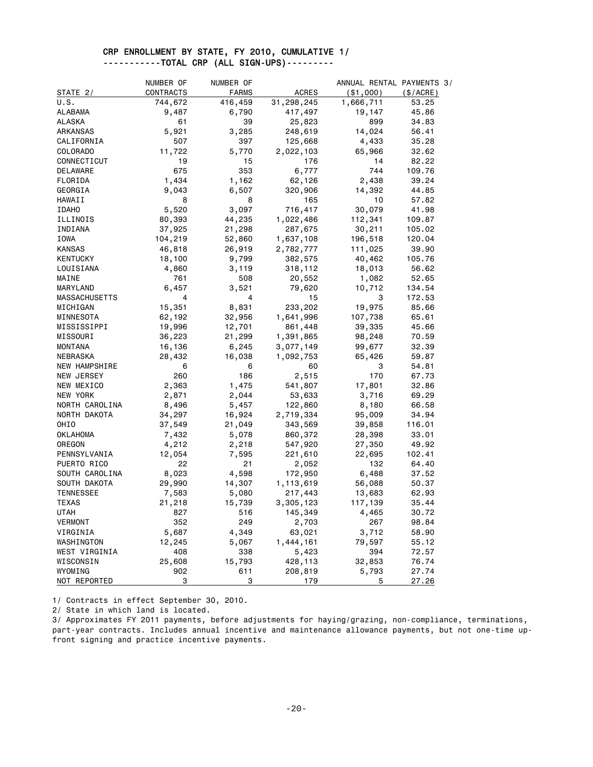## CRP ENROLLMENT BY STATE, FY 2010, CUMULATIVE 1/

### -----------TOTAL CRP (ALL SIGN-UPS)---------

| STATE 2/ | NUMBER OF CONTRACTS | NUMBER OF FARMS | ACRES | ANNUAL RENTAL PAYMENTS 3/ ($1,000) | ($/ACRE) |
|---|---|---|---|---|---|
| U.S. | 744,672 | 416,459 | 31,298,245 | 1,666,711 | 53.25 |
| ALABAMA | 9,487 | 6,790 | 417,497 | 19,147 | 45.86 |
| ALASKA | 61 | 39 | 25,823 | 899 | 34.83 |
| ARKANSAS | 5,921 | 3,285 | 248,619 | 14,024 | 56.41 |
| CALIFORNIA | 507 | 397 | 125,668 | 4,433 | 35.28 |
| COLORADO | 11,722 | 5,770 | 2,022,103 | 65,966 | 32.62 |
| CONNECTICUT | 19 | 15 | 176 | 14 | 82.22 |
| DELAWARE | 675 | 353 | 6,777 | 744 | 109.76 |
| FLORIDA | 1,434 | 1,162 | 62,126 | 2,438 | 39.24 |
| GEORGIA | 9,043 | 6,507 | 320,906 | 14,392 | 44.85 |
| HAWAII | 8 | 8 | 165 | 10 | 57.82 |
| IDAHO | 5,520 | 3,097 | 716,417 | 30,079 | 41.98 |
| ILLINOIS | 80,393 | 44,235 | 1,022,486 | 112,341 | 109.87 |
| INDIANA | 37,925 | 21,298 | 287,675 | 30,211 | 105.02 |
| IOWA | 104,219 | 52,860 | 1,637,108 | 196,518 | 120.04 |
| KANSAS | 46,818 | 26,919 | 2,782,777 | 111,025 | 39.90 |
| KENTUCKY | 18,100 | 9,799 | 382,575 | 40,462 | 105.76 |
| LOUISIANA | 4,860 | 3,119 | 318,112 | 18,013 | 56.62 |
| MAINE | 761 | 508 | 20,552 | 1,082 | 52.65 |
| MARYLAND | 6,457 | 3,521 | 79,620 | 10,712 | 134.54 |
| MASSACHUSETTS | 4 | 4 | 15 | 3 | 172.53 |
| MICHIGAN | 15,351 | 8,831 | 233,202 | 19,975 | 85.66 |
| MINNESOTA | 62,192 | 32,956 | 1,641,996 | 107,738 | 65.61 |
| MISSISSIPPI | 19,996 | 12,701 | 861,448 | 39,335 | 45.66 |
| MISSOURI | 36,223 | 21,299 | 1,391,865 | 98,248 | 70.59 |
| MONTANA | 16,136 | 6,245 | 3,077,149 | 99,677 | 32.39 |
| NEBRASKA | 28,432 | 16,038 | 1,092,753 | 65,426 | 59.87 |
| NEW HAMPSHIRE | 6 | 6 | 60 | 3 | 54.81 |
| NEW JERSEY | 260 | 186 | 2,515 | 170 | 67.73 |
| NEW MEXICO | 2,363 | 1,475 | 541,807 | 17,801 | 32.86 |
| NEW YORK | 2,871 | 2,044 | 53,633 | 3,716 | 69.29 |
| NORTH CAROLINA | 8,496 | 5,457 | 122,860 | 8,180 | 66.58 |
| NORTH DAKOTA | 34,297 | 16,924 | 2,719,334 | 95,009 | 34.94 |
| OHIO | 37,549 | 21,049 | 343,569 | 39,858 | 116.01 |
| OKLAHOMA | 7,432 | 5,078 | 860,372 | 28,398 | 33.01 |
| OREGON | 4,212 | 2,218 | 547,920 | 27,350 | 49.92 |
| PENNSYLVANIA | 12,054 | 7,595 | 221,610 | 22,695 | 102.41 |
| PUERTO RICO | 22 | 21 | 2,052 | 132 | 64.40 |
| SOUTH CAROLINA | 8,023 | 4,598 | 172,950 | 6,488 | 37.52 |
| SOUTH DAKOTA | 29,990 | 14,307 | 1,113,619 | 56,088 | 50.37 |
| TENNESSEE | 7,583 | 5,080 | 217,443 | 13,683 | 62.93 |
| TEXAS | 21,218 | 15,739 | 3,305,123 | 117,139 | 35.44 |
| UTAH | 827 | 516 | 145,349 | 4,465 | 30.72 |
| VERMONT | 352 | 249 | 2,703 | 267 | 98.84 |
| VIRGINIA | 5,687 | 4,349 | 63,021 | 3,712 | 58.90 |
| WASHINGTON | 12,245 | 5,067 | 1,444,161 | 79,597 | 55.12 |
| WEST VIRGINIA | 408 | 338 | 5,423 | 394 | 72.57 |
| WISCONSIN | 25,608 | 15,793 | 428,113 | 32,853 | 76.74 |
| WYOMING | 902 | 611 | 208,819 | 5,793 | 27.74 |
| NOT REPORTED | 3 | 3 | 179 | 5 | 27.26 |

1/ Contracts in effect September 30, 2010.

2/ State in which land is located.

3/ Approximates FY 2011 payments, before adjustments for haying/grazing, non-compliance, terminations, part-year contracts. Includes annual incentive and maintenance allowance payments, but not one-time up-front signing and practice incentive payments.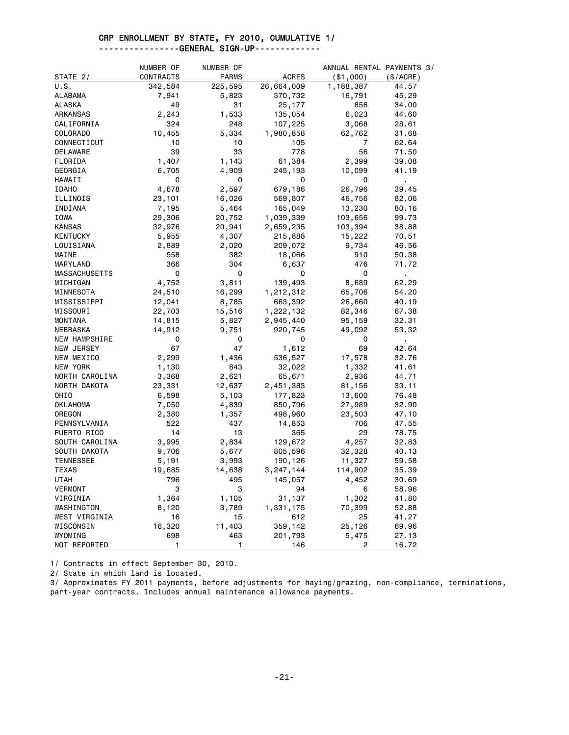## CRP ENROLLMENT BY STATE, FY 2010, CUMULATIVE 1/

### ----------------GENERAL SIGN-UP-------------

| STATE 2/ | NUMBER OF CONTRACTS | NUMBER OF FARMS | ACRES | ANNUAL RENTAL PAYMENTS 3/ ($1,000) | ($/ACRE) |
|---|---|---|---|---|---|
| U.S. | 342,584 | 225,595 | 26,664,009 | 1,188,387 | 44.57 |
| ALABAMA | 7,941 | 5,823 | 370,732 | 16,791 | 45.29 |
| ALASKA | 49 | 31 | 25,177 | 856 | 34.00 |
| ARKANSAS | 2,243 | 1,533 | 135,054 | 6,023 | 44.60 |
| CALIFORNIA | 324 | 248 | 107,225 | 3,068 | 28.61 |
| COLORADO | 10,455 | 5,334 | 1,980,858 | 62,762 | 31.68 |
| CONNECTICUT | 10 | 10 | 105 | 7 | 62.64 |
| DELAWARE | 39 | 33 | 778 | 56 | 71.50 |
| FLORIDA | 1,407 | 1,143 | 61,384 | 2,399 | 39.08 |
| GEORGIA | 6,705 | 4,909 | 245,193 | 10,099 | 41.19 |
| HAWAII | 0 | 0 | 0 | 0 | . |
| IDAHO | 4,678 | 2,597 | 679,186 | 26,796 | 39.45 |
| ILLINOIS | 23,101 | 16,026 | 569,807 | 46,756 | 82.06 |
| INDIANA | 7,195 | 5,464 | 165,049 | 13,230 | 80.16 |
| IOWA | 29,306 | 20,752 | 1,039,339 | 103,656 | 99.73 |
| KANSAS | 32,976 | 20,941 | 2,659,235 | 103,394 | 38.88 |
| KENTUCKY | 5,955 | 4,307 | 215,888 | 15,222 | 70.51 |
| LOUISIANA | 2,889 | 2,020 | 209,072 | 9,734 | 46.56 |
| MAINE | 558 | 382 | 18,066 | 910 | 50.38 |
| MARYLAND | 366 | 304 | 6,637 | 476 | 71.72 |
| MASSACHUSETTS | 0 | 0 | 0 | 0 | . |
| MICHIGAN | 4,752 | 3,811 | 139,493 | 8,689 | 62.29 |
| MINNESOTA | 24,510 | 16,299 | 1,212,312 | 65,706 | 54.20 |
| MISSISSIPPI | 12,041 | 8,785 | 663,392 | 26,660 | 40.19 |
| MISSOURI | 22,703 | 15,516 | 1,222,132 | 82,346 | 67.38 |
| MONTANA | 14,815 | 5,827 | 2,945,440 | 95,159 | 32.31 |
| NEBRASKA | 14,912 | 9,751 | 920,745 | 49,092 | 53.32 |
| NEW HAMPSHIRE | 0 | 0 | 0 | 0 | . |
| NEW JERSEY | 67 | 47 | 1,612 | 69 | 42.64 |
| NEW MEXICO | 2,299 | 1,436 | 536,527 | 17,578 | 32.76 |
| NEW YORK | 1,130 | 843 | 32,022 | 1,332 | 41.61 |
| NORTH CAROLINA | 3,368 | 2,621 | 65,671 | 2,936 | 44.71 |
| NORTH DAKOTA | 23,331 | 12,637 | 2,451,383 | 81,156 | 33.11 |
| OHIO | 6,598 | 5,103 | 177,823 | 13,600 | 76.48 |
| OKLAHOMA | 7,050 | 4,839 | 850,796 | 27,989 | 32.90 |
| OREGON | 2,380 | 1,357 | 498,960 | 23,503 | 47.10 |
| PENNSYLVANIA | 522 | 437 | 14,853 | 706 | 47.55 |
| PUERTO RICO | 14 | 13 | 365 | 29 | 78.75 |
| SOUTH CAROLINA | 3,995 | 2,834 | 129,672 | 4,257 | 32.83 |
| SOUTH DAKOTA | 9,706 | 5,677 | 805,596 | 32,328 | 40.13 |
| TENNESSEE | 5,191 | 3,993 | 190,126 | 11,327 | 59.58 |
| TEXAS | 19,685 | 14,638 | 3,247,144 | 114,902 | 35.39 |
| UTAH | 796 | 495 | 145,057 | 4,452 | 30.69 |
| VERMONT | 3 | 3 | 94 | 6 | 58.96 |
| VIRGINIA | 1,364 | 1,105 | 31,137 | 1,302 | 41.80 |
| WASHINGTON | 8,120 | 3,789 | 1,331,175 | 70,399 | 52.88 |
| WEST VIRGINIA | 16 | 15 | 612 | 25 | 41.27 |
| WISCONSIN | 16,320 | 11,403 | 359,142 | 25,126 | 69.96 |
| WYOMING | 698 | 463 | 201,793 | 5,475 | 27.13 |
| NOT REPORTED | 1 | 1 | 146 | 2 | 16.72 |

1/ Contracts in effect September 30, 2010.

2/ State in which land is located.

3/ Approximates FY 2011 payments, before adjustments for haying/grazing, non-compliance, terminations, part-year contracts. Includes annual maintenance allowance payments.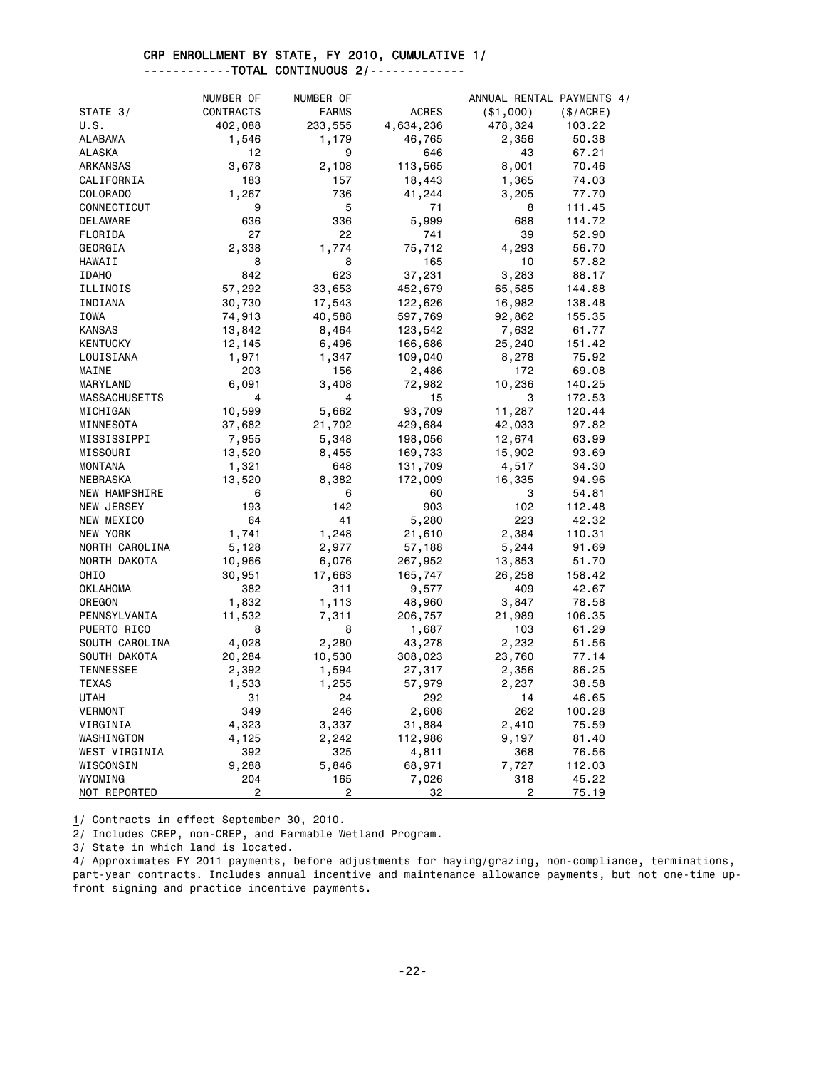## CRP ENROLLMENT BY STATE, FY 2010, CUMULATIVE 1/

### ------------TOTAL CONTINUOUS 2/-------------

| STATE 3/ | NUMBER OF CONTRACTS | NUMBER OF FARMS | ACRES | ANNUAL RENTAL PAYMENTS 4/ ($1,000) | ($/ACRE) |
|---|---|---|---|---|---|
| U.S. | 402,088 | 233,555 | 4,634,236 | 478,324 | 103.22 |
| ALABAMA | 1,546 | 1,179 | 46,765 | 2,356 | 50.38 |
| ALASKA | 12 | 9 | 646 | 43 | 67.21 |
| ARKANSAS | 3,678 | 2,108 | 113,565 | 8,001 | 70.46 |
| CALIFORNIA | 183 | 157 | 18,443 | 1,365 | 74.03 |
| COLORADO | 1,267 | 736 | 41,244 | 3,205 | 77.70 |
| CONNECTICUT | 9 | 5 | 71 | 8 | 111.45 |
| DELAWARE | 636 | 336 | 5,999 | 688 | 114.72 |
| FLORIDA | 27 | 22 | 741 | 39 | 52.90 |
| GEORGIA | 2,338 | 1,774 | 75,712 | 4,293 | 56.70 |
| HAWAII | 8 | 8 | 165 | 10 | 57.82 |
| IDAHO | 842 | 623 | 37,231 | 3,283 | 88.17 |
| ILLINOIS | 57,292 | 33,653 | 452,679 | 65,585 | 144.88 |
| INDIANA | 30,730 | 17,543 | 122,626 | 16,982 | 138.48 |
| IOWA | 74,913 | 40,588 | 597,769 | 92,862 | 155.35 |
| KANSAS | 13,842 | 8,464 | 123,542 | 7,632 | 61.77 |
| KENTUCKY | 12,145 | 6,496 | 166,686 | 25,240 | 151.42 |
| LOUISIANA | 1,971 | 1,347 | 109,040 | 8,278 | 75.92 |
| MAINE | 203 | 156 | 2,486 | 172 | 69.08 |
| MARYLAND | 6,091 | 3,408 | 72,982 | 10,236 | 140.25 |
| MASSACHUSETTS | 4 | 4 | 15 | 3 | 172.53 |
| MICHIGAN | 10,599 | 5,662 | 93,709 | 11,287 | 120.44 |
| MINNESOTA | 37,682 | 21,702 | 429,684 | 42,033 | 97.82 |
| MISSISSIPPI | 7,955 | 5,348 | 198,056 | 12,674 | 63.99 |
| MISSOURI | 13,520 | 8,455 | 169,733 | 15,902 | 93.69 |
| MONTANA | 1,321 | 648 | 131,709 | 4,517 | 34.30 |
| NEBRASKA | 13,520 | 8,382 | 172,009 | 16,335 | 94.96 |
| NEW HAMPSHIRE | 6 | 6 | 60 | 3 | 54.81 |
| NEW JERSEY | 193 | 142 | 903 | 102 | 112.48 |
| NEW MEXICO | 64 | 41 | 5,280 | 223 | 42.32 |
| NEW YORK | 1,741 | 1,248 | 21,610 | 2,384 | 110.31 |
| NORTH CAROLINA | 5,128 | 2,977 | 57,188 | 5,244 | 91.69 |
| NORTH DAKOTA | 10,966 | 6,076 | 267,952 | 13,853 | 51.70 |
| OHIO | 30,951 | 17,663 | 165,747 | 26,258 | 158.42 |
| OKLAHOMA | 382 | 311 | 9,577 | 409 | 42.67 |
| OREGON | 1,832 | 1,113 | 48,960 | 3,847 | 78.58 |
| PENNSYLVANIA | 11,532 | 7,311 | 206,757 | 21,989 | 106.35 |
| PUERTO RICO | 8 | 8 | 1,687 | 103 | 61.29 |
| SOUTH CAROLINA | 4,028 | 2,280 | 43,278 | 2,232 | 51.56 |
| SOUTH DAKOTA | 20,284 | 10,530 | 308,023 | 23,760 | 77.14 |
| TENNESSEE | 2,392 | 1,594 | 27,317 | 2,356 | 86.25 |
| TEXAS | 1,533 | 1,255 | 57,979 | 2,237 | 38.58 |
| UTAH | 31 | 24 | 292 | 14 | 46.65 |
| VERMONT | 349 | 246 | 2,608 | 262 | 100.28 |
| VIRGINIA | 4,323 | 3,337 | 31,884 | 2,410 | 75.59 |
| WASHINGTON | 4,125 | 2,242 | 112,986 | 9,197 | 81.40 |
| WEST VIRGINIA | 392 | 325 | 4,811 | 368 | 76.56 |
| WISCONSIN | 9,288 | 5,846 | 68,971 | 7,727 | 112.03 |
| WYOMING | 204 | 165 | 7,026 | 318 | 45.22 |
| NOT REPORTED | 2 | 2 | 32 | 2 | 75.19 |

1/ Contracts in effect September 30, 2010.

2/ Includes CREP, non-CREP, and Farmable Wetland Program.

3/ State in which land is located.

4/ Approximates FY 2011 payments, before adjustments for haying/grazing, non-compliance, terminations, part-year contracts. Includes annual incentive and maintenance allowance payments, but not one-time up-front signing and practice incentive payments.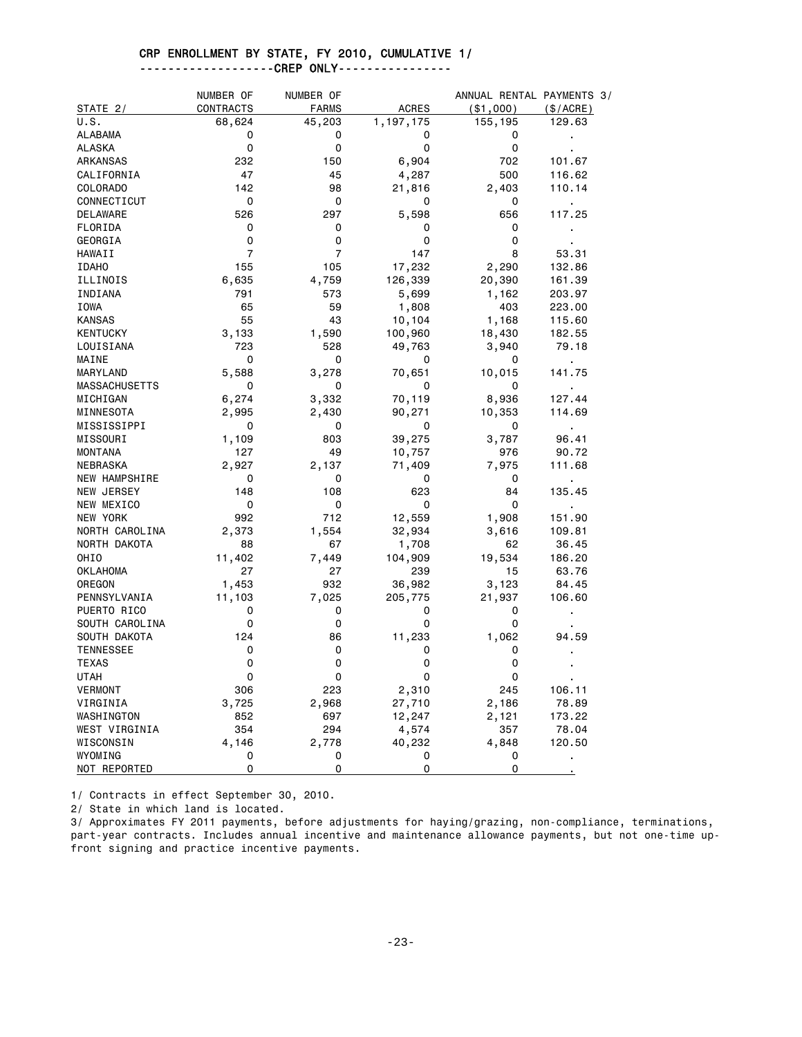# CRP ENROLLMENT BY STATE, FY 2010, CUMULATIVE 1/

## -------------------CREP ONLY----------------

| STATE 2/ | NUMBER OF CONTRACTS | NUMBER OF FARMS | ACRES | ANNUAL RENTAL PAYMENTS 3/ ($1,000) | ($/ACRE) |
|---|---|---|---|---|---|
| U.S. | 68,624 | 45,203 | 1,197,175 | 155,195 | 129.63 |
| ALABAMA | 0 | 0 | 0 | 0 | . |
| ALASKA | 0 | 0 | 0 | 0 | . |
| ARKANSAS | 232 | 150 | 6,904 | 702 | 101.67 |
| CALIFORNIA | 47 | 45 | 4,287 | 500 | 116.62 |
| COLORADO | 142 | 98 | 21,816 | 2,403 | 110.14 |
| CONNECTICUT | 0 | 0 | 0 | 0 | . |
| DELAWARE | 526 | 297 | 5,598 | 656 | 117.25 |
| FLORIDA | 0 | 0 | 0 | 0 | . |
| GEORGIA | 0 | 0 | 0 | 0 | . |
| HAWAII | 7 | 7 | 147 | 8 | 53.31 |
| IDAHO | 155 | 105 | 17,232 | 2,290 | 132.86 |
| ILLINOIS | 6,635 | 4,759 | 126,339 | 20,390 | 161.39 |
| INDIANA | 791 | 573 | 5,699 | 1,162 | 203.97 |
| IOWA | 65 | 59 | 1,808 | 403 | 223.00 |
| KANSAS | 55 | 43 | 10,104 | 1,168 | 115.60 |
| KENTUCKY | 3,133 | 1,590 | 100,960 | 18,430 | 182.55 |
| LOUISIANA | 723 | 528 | 49,763 | 3,940 | 79.18 |
| MAINE | 0 | 0 | 0 | 0 | . |
| MARYLAND | 5,588 | 3,278 | 70,651 | 10,015 | 141.75 |
| MASSACHUSETTS | 0 | 0 | 0 | 0 | . |
| MICHIGAN | 6,274 | 3,332 | 70,119 | 8,936 | 127.44 |
| MINNESOTA | 2,995 | 2,430 | 90,271 | 10,353 | 114.69 |
| MISSISSIPPI | 0 | 0 | 0 | 0 | . |
| MISSOURI | 1,109 | 803 | 39,275 | 3,787 | 96.41 |
| MONTANA | 127 | 49 | 10,757 | 976 | 90.72 |
| NEBRASKA | 2,927 | 2,137 | 71,409 | 7,975 | 111.68 |
| NEW HAMPSHIRE | 0 | 0 | 0 | 0 | . |
| NEW JERSEY | 148 | 108 | 623 | 84 | 135.45 |
| NEW MEXICO | 0 | 0 | 0 | 0 | . |
| NEW YORK | 992 | 712 | 12,559 | 1,908 | 151.90 |
| NORTH CAROLINA | 2,373 | 1,554 | 32,934 | 3,616 | 109.81 |
| NORTH DAKOTA | 88 | 67 | 1,708 | 62 | 36.45 |
| OHIO | 11,402 | 7,449 | 104,909 | 19,534 | 186.20 |
| OKLAHOMA | 27 | 27 | 239 | 15 | 63.76 |
| OREGON | 1,453 | 932 | 36,982 | 3,123 | 84.45 |
| PENNSYLVANIA | 11,103 | 7,025 | 205,775 | 21,937 | 106.60 |
| PUERTO RICO | 0 | 0 | 0 | 0 | . |
| SOUTH CAROLINA | 0 | 0 | 0 | 0 | . |
| SOUTH DAKOTA | 124 | 86 | 11,233 | 1,062 | 94.59 |
| TENNESSEE | 0 | 0 | 0 | 0 | . |
| TEXAS | 0 | 0 | 0 | 0 | . |
| UTAH | 0 | 0 | 0 | 0 | . |
| VERMONT | 306 | 223 | 2,310 | 245 | 106.11 |
| VIRGINIA | 3,725 | 2,968 | 27,710 | 2,186 | 78.89 |
| WASHINGTON | 852 | 697 | 12,247 | 2,121 | 173.22 |
| WEST VIRGINIA | 354 | 294 | 4,574 | 357 | 78.04 |
| WISCONSIN | 4,146 | 2,778 | 40,232 | 4,848 | 120.50 |
| WYOMING | 0 | 0 | 0 | 0 | . |
| NOT REPORTED | 0 | 0 | 0 | 0 | . |

1/ Contracts in effect September 30, 2010.

2/ State in which land is located.

3/ Approximates FY 2011 payments, before adjustments for haying/grazing, non-compliance, terminations, part-year contracts. Includes annual incentive and maintenance allowance payments, but not one-time up-front signing and practice incentive payments.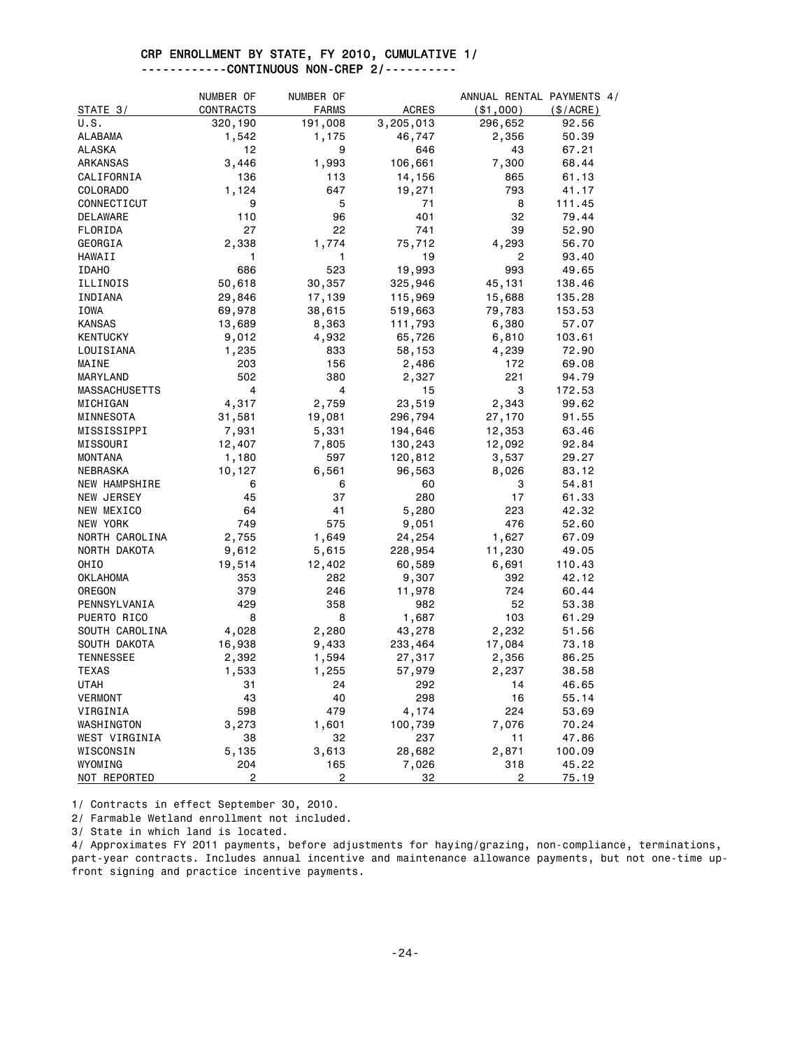# CRP ENROLLMENT BY STATE, FY 2010, CUMULATIVE 1/

## ------------CONTINUOUS NON-CREP 2/----------

| STATE 3/ | NUMBER OF CONTRACTS | NUMBER OF FARMS | ACRES | ANNUAL RENTAL PAYMENTS 4/ ($1,000) | ($/ACRE) |
|---|---|---|---|---|---|
| U.S. | 320,190 | 191,008 | 3,205,013 | 296,652 | 92.56 |
| ALABAMA | 1,542 | 1,175 | 46,747 | 2,356 | 50.39 |
| ALASKA | 12 | 9 | 646 | 43 | 67.21 |
| ARKANSAS | 3,446 | 1,993 | 106,661 | 7,300 | 68.44 |
| CALIFORNIA | 136 | 113 | 14,156 | 865 | 61.13 |
| COLORADO | 1,124 | 647 | 19,271 | 793 | 41.17 |
| CONNECTICUT | 9 | 5 | 71 | 8 | 111.45 |
| DELAWARE | 110 | 96 | 401 | 32 | 79.44 |
| FLORIDA | 27 | 22 | 741 | 39 | 52.90 |
| GEORGIA | 2,338 | 1,774 | 75,712 | 4,293 | 56.70 |
| HAWAII | 1 | 1 | 19 | 2 | 93.40 |
| IDAHO | 686 | 523 | 19,993 | 993 | 49.65 |
| ILLINOIS | 50,618 | 30,357 | 325,946 | 45,131 | 138.46 |
| INDIANA | 29,846 | 17,139 | 115,969 | 15,688 | 135.28 |
| IOWA | 69,978 | 38,615 | 519,663 | 79,783 | 153.53 |
| KANSAS | 13,689 | 8,363 | 111,793 | 6,380 | 57.07 |
| KENTUCKY | 9,012 | 4,932 | 65,726 | 6,810 | 103.61 |
| LOUISIANA | 1,235 | 833 | 58,153 | 4,239 | 72.90 |
| MAINE | 203 | 156 | 2,486 | 172 | 69.08 |
| MARYLAND | 502 | 380 | 2,327 | 221 | 94.79 |
| MASSACHUSETTS | 4 | 4 | 15 | 3 | 172.53 |
| MICHIGAN | 4,317 | 2,759 | 23,519 | 2,343 | 99.62 |
| MINNESOTA | 31,581 | 19,081 | 296,794 | 27,170 | 91.55 |
| MISSISSIPPI | 7,931 | 5,331 | 194,646 | 12,353 | 63.46 |
| MISSOURI | 12,407 | 7,805 | 130,243 | 12,092 | 92.84 |
| MONTANA | 1,180 | 597 | 120,812 | 3,537 | 29.27 |
| NEBRASKA | 10,127 | 6,561 | 96,563 | 8,026 | 83.12 |
| NEW HAMPSHIRE | 6 | 6 | 60 | 3 | 54.81 |
| NEW JERSEY | 45 | 37 | 280 | 17 | 61.33 |
| NEW MEXICO | 64 | 41 | 5,280 | 223 | 42.32 |
| NEW YORK | 749 | 575 | 9,051 | 476 | 52.60 |
| NORTH CAROLINA | 2,755 | 1,649 | 24,254 | 1,627 | 67.09 |
| NORTH DAKOTA | 9,612 | 5,615 | 228,954 | 11,230 | 49.05 |
| OHIO | 19,514 | 12,402 | 60,589 | 6,691 | 110.43 |
| OKLAHOMA | 353 | 282 | 9,307 | 392 | 42.12 |
| OREGON | 379 | 246 | 11,978 | 724 | 60.44 |
| PENNSYLVANIA | 429 | 358 | 982 | 52 | 53.38 |
| PUERTO RICO | 8 | 8 | 1,687 | 103 | 61.29 |
| SOUTH CAROLINA | 4,028 | 2,280 | 43,278 | 2,232 | 51.56 |
| SOUTH DAKOTA | 16,938 | 9,433 | 233,464 | 17,084 | 73.18 |
| TENNESSEE | 2,392 | 1,594 | 27,317 | 2,356 | 86.25 |
| TEXAS | 1,533 | 1,255 | 57,979 | 2,237 | 38.58 |
| UTAH | 31 | 24 | 292 | 14 | 46.65 |
| VERMONT | 43 | 40 | 298 | 16 | 55.14 |
| VIRGINIA | 598 | 479 | 4,174 | 224 | 53.69 |
| WASHINGTON | 3,273 | 1,601 | 100,739 | 7,076 | 70.24 |
| WEST VIRGINIA | 38 | 32 | 237 | 11 | 47.86 |
| WISCONSIN | 5,135 | 3,613 | 28,682 | 2,871 | 100.09 |
| WYOMING | 204 | 165 | 7,026 | 318 | 45.22 |
| NOT REPORTED | 2 | 2 | 32 | 2 | 75.19 |

1/ Contracts in effect September 30, 2010.

2/ Farmable Wetland enrollment not included.

3/ State in which land is located.

4/ Approximates FY 2011 payments, before adjustments for haying/grazing, non-compliance, terminations, part-year contracts. Includes annual incentive and maintenance allowance payments, but not one-time up-front signing and practice incentive payments.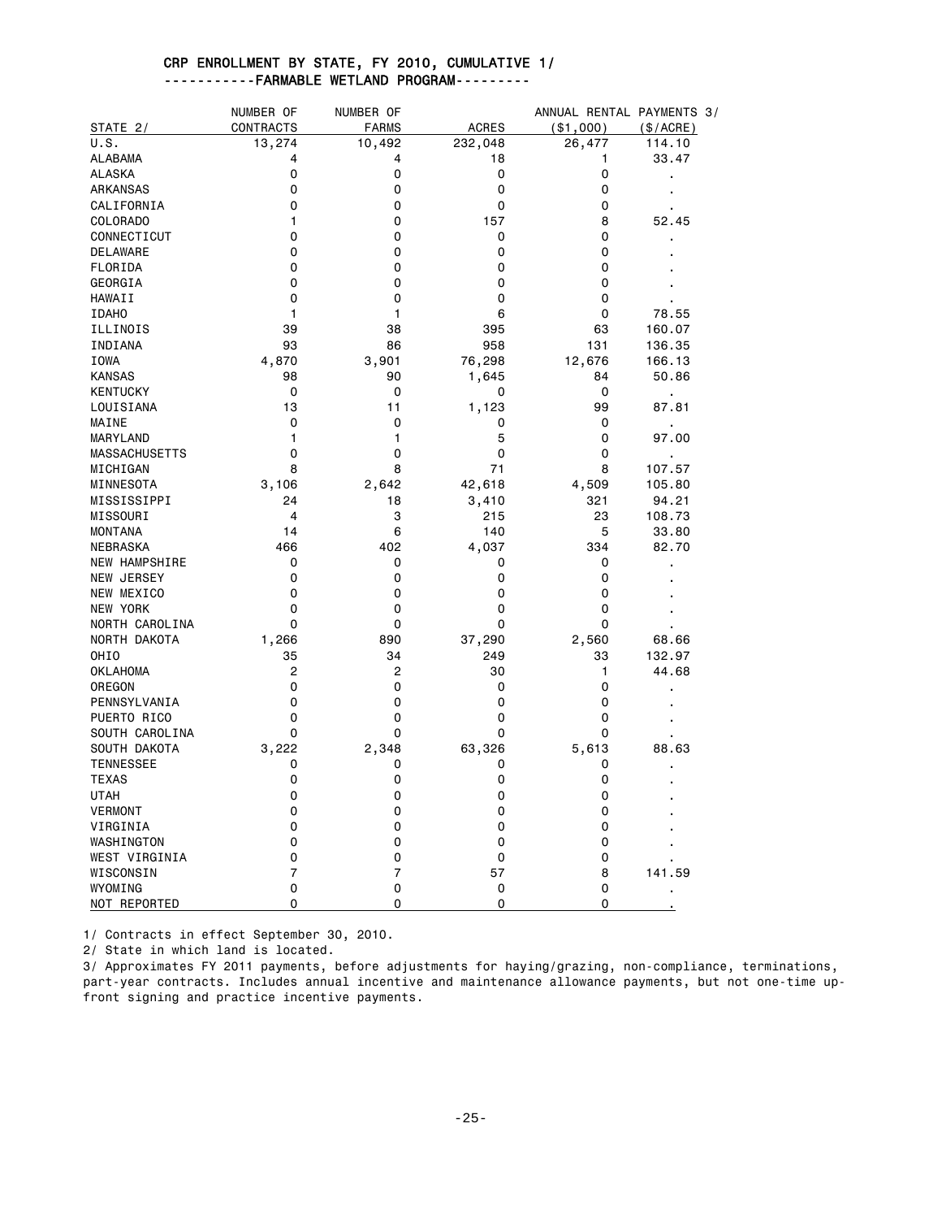## CRP ENROLLMENT BY STATE, FY 2010, CUMULATIVE 1/

### -----------FARMABLE WETLAND PROGRAM---------

| STATE 2/ | NUMBER OF CONTRACTS | NUMBER OF FARMS | ACRES | ANNUAL RENTAL PAYMENTS 3/ ($1,000) | ($/ACRE) |
|---|---|---|---|---|---|
| U.S. | 13,274 | 10,492 | 232,048 | 26,477 | 114.10 |
| ALABAMA | 4 | 4 | 18 | 1 | 33.47 |
| ALASKA | 0 | 0 | 0 | 0 | . |
| ARKANSAS | 0 | 0 | 0 | 0 | . |
| CALIFORNIA | 0 | 0 | 0 | 0 | . |
| COLORADO | 1 | 0 | 157 | 8 | 52.45 |
| CONNECTICUT | 0 | 0 | 0 | 0 | . |
| DELAWARE | 0 | 0 | 0 | 0 | . |
| FLORIDA | 0 | 0 | 0 | 0 | . |
| GEORGIA | 0 | 0 | 0 | 0 | . |
| HAWAII | 0 | 0 | 0 | 0 | . |
| IDAHO | 1 | 1 | 6 | 0 | 78.55 |
| ILLINOIS | 39 | 38 | 395 | 63 | 160.07 |
| INDIANA | 93 | 86 | 958 | 131 | 136.35 |
| IOWA | 4,870 | 3,901 | 76,298 | 12,676 | 166.13 |
| KANSAS | 98 | 90 | 1,645 | 84 | 50.86 |
| KENTUCKY | 0 | 0 | 0 | 0 | . |
| LOUISIANA | 13 | 11 | 1,123 | 99 | 87.81 |
| MAINE | 0 | 0 | 0 | 0 | . |
| MARYLAND | 1 | 1 | 5 | 0 | 97.00 |
| MASSACHUSETTS | 0 | 0 | 0 | 0 | . |
| MICHIGAN | 8 | 8 | 71 | 8 | 107.57 |
| MINNESOTA | 3,106 | 2,642 | 42,618 | 4,509 | 105.80 |
| MISSISSIPPI | 24 | 18 | 3,410 | 321 | 94.21 |
| MISSOURI | 4 | 3 | 215 | 23 | 108.73 |
| MONTANA | 14 | 6 | 140 | 5 | 33.80 |
| NEBRASKA | 466 | 402 | 4,037 | 334 | 82.70 |
| NEW HAMPSHIRE | 0 | 0 | 0 | 0 | . |
| NEW JERSEY | 0 | 0 | 0 | 0 | . |
| NEW MEXICO | 0 | 0 | 0 | 0 | . |
| NEW YORK | 0 | 0 | 0 | 0 | . |
| NORTH CAROLINA | 0 | 0 | 0 | 0 | . |
| NORTH DAKOTA | 1,266 | 890 | 37,290 | 2,560 | 68.66 |
| OHIO | 35 | 34 | 249 | 33 | 132.97 |
| OKLAHOMA | 2 | 2 | 30 | 1 | 44.68 |
| OREGON | 0 | 0 | 0 | 0 | . |
| PENNSYLVANIA | 0 | 0 | 0 | 0 | . |
| PUERTO RICO | 0 | 0 | 0 | 0 | . |
| SOUTH CAROLINA | 0 | 0 | 0 | 0 | . |
| SOUTH DAKOTA | 3,222 | 2,348 | 63,326 | 5,613 | 88.63 |
| TENNESSEE | 0 | 0 | 0 | 0 | . |
| TEXAS | 0 | 0 | 0 | 0 | . |
| UTAH | 0 | 0 | 0 | 0 | . |
| VERMONT | 0 | 0 | 0 | 0 | . |
| VIRGINIA | 0 | 0 | 0 | 0 | . |
| WASHINGTON | 0 | 0 | 0 | 0 | . |
| WEST VIRGINIA | 0 | 0 | 0 | 0 | . |
| WISCONSIN | 7 | 7 | 57 | 8 | 141.59 |
| WYOMING | 0 | 0 | 0 | 0 | . |
| NOT REPORTED | 0 | 0 | 0 | 0 | . |

1/ Contracts in effect September 30, 2010.

2/ State in which land is located.

3/ Approximates FY 2011 payments, before adjustments for haying/grazing, non-compliance, terminations, part-year contracts. Includes annual incentive and maintenance allowance payments, but not one-time up-front signing and practice incentive payments.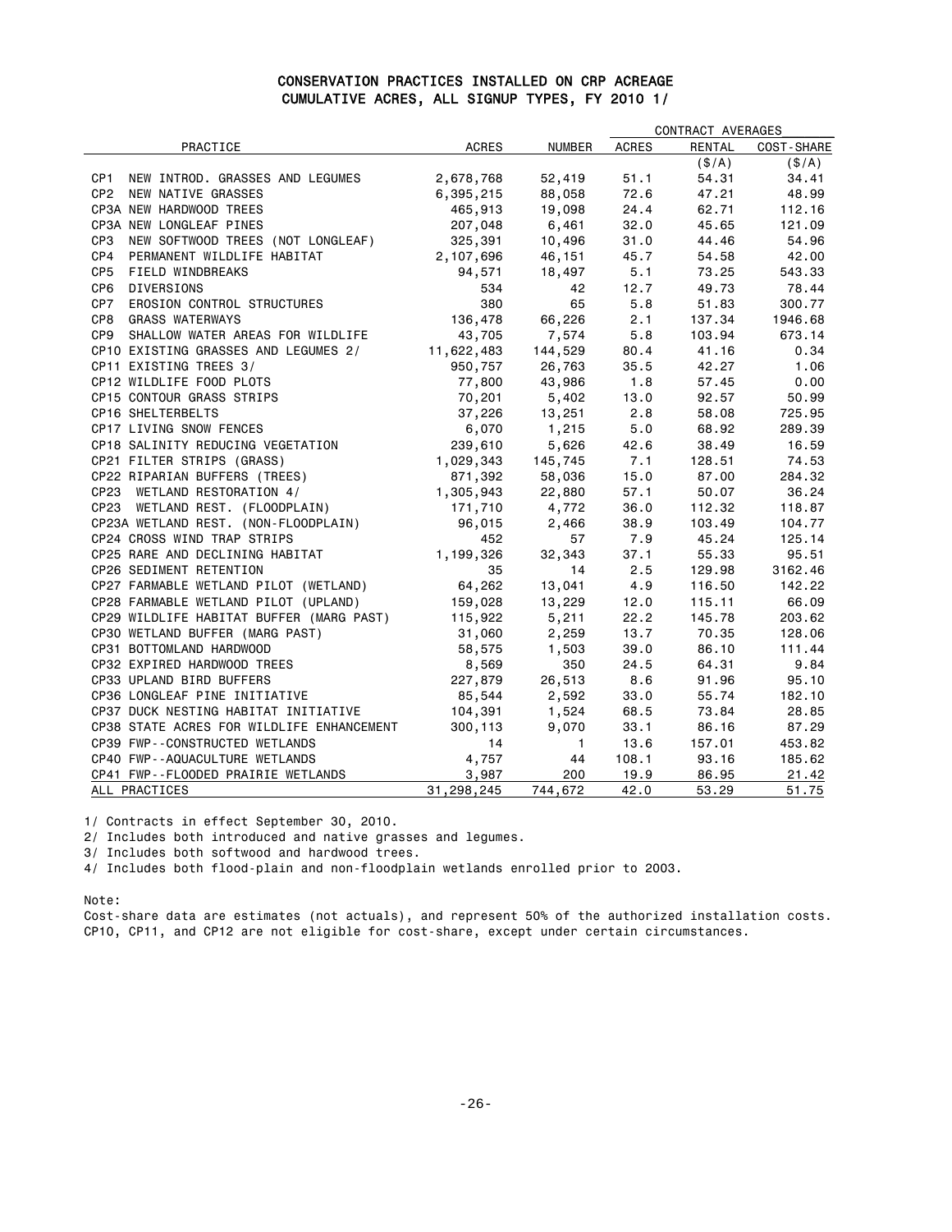# CONSERVATION PRACTICES INSTALLED ON CRP ACREAGE
## CUMULATIVE ACRES, ALL SIGNUP TYPES, FY 2010 1/

| PRACTICE | ACRES | NUMBER | CONTRACT AVERAGES ACRES | RENTAL ($/A) | COST-SHARE ($/A) |
|---|---|---|---|---|---|
| CP1 NEW INTROD. GRASSES AND LEGUMES | 2,678,768 | 52,419 | 51.1 | 54.31 | 34.41 |
| CP2 NEW NATIVE GRASSES | 6,395,215 | 88,058 | 72.6 | 47.21 | 48.99 |
| CP3A NEW HARDWOOD TREES | 465,913 | 19,098 | 24.4 | 62.71 | 112.16 |
| CP3A NEW LONGLEAF PINES | 207,048 | 6,461 | 32.0 | 45.65 | 121.09 |
| CP3 NEW SOFTWOOD TREES (NOT LONGLEAF) | 325,391 | 10,496 | 31.0 | 44.46 | 54.96 |
| CP4 PERMANENT WILDLIFE HABITAT | 2,107,696 | 46,151 | 45.7 | 54.58 | 42.00 |
| CP5 FIELD WINDBREAKS | 94,571 | 18,497 | 5.1 | 73.25 | 543.33 |
| CP6 DIVERSIONS | 534 | 42 | 12.7 | 49.73 | 78.44 |
| CP7 EROSION CONTROL STRUCTURES | 380 | 65 | 5.8 | 51.83 | 300.77 |
| CP8 GRASS WATERWAYS | 136,478 | 66,226 | 2.1 | 137.34 | 1946.68 |
| CP9 SHALLOW WATER AREAS FOR WILDLIFE | 43,705 | 7,574 | 5.8 | 103.94 | 673.14 |
| CP10 EXISTING GRASSES AND LEGUMES 2/ | 11,622,483 | 144,529 | 80.4 | 41.16 | 0.34 |
| CP11 EXISTING TREES 3/ | 950,757 | 26,763 | 35.5 | 42.27 | 1.06 |
| CP12 WILDLIFE FOOD PLOTS | 77,800 | 43,986 | 1.8 | 57.45 | 0.00 |
| CP15 CONTOUR GRASS STRIPS | 70,201 | 5,402 | 13.0 | 92.57 | 50.99 |
| CP16 SHELTERBELTS | 37,226 | 13,251 | 2.8 | 58.08 | 725.95 |
| CP17 LIVING SNOW FENCES | 6,070 | 1,215 | 5.0 | 68.92 | 289.39 |
| CP18 SALINITY REDUCING VEGETATION | 239,610 | 5,626 | 42.6 | 38.49 | 16.59 |
| CP21 FILTER STRIPS (GRASS) | 1,029,343 | 145,745 | 7.1 | 128.51 | 74.53 |
| CP22 RIPARIAN BUFFERS (TREES) | 871,392 | 58,036 | 15.0 | 87.00 | 284.32 |
| CP23 WETLAND RESTORATION 4/ | 1,305,943 | 22,880 | 57.1 | 50.07 | 36.24 |
| CP23 WETLAND REST. (FLOODPLAIN) | 171,710 | 4,772 | 36.0 | 112.32 | 118.87 |
| CP23A WETLAND REST. (NON-FLOODPLAIN) | 96,015 | 2,466 | 38.9 | 103.49 | 104.77 |
| CP24 CROSS WIND TRAP STRIPS | 452 | 57 | 7.9 | 45.24 | 125.14 |
| CP25 RARE AND DECLINING HABITAT | 1,199,326 | 32,343 | 37.1 | 55.33 | 95.51 |
| CP26 SEDIMENT RETENTION | 35 | 14 | 2.5 | 129.98 | 3162.46 |
| CP27 FARMABLE WETLAND PILOT (WETLAND) | 64,262 | 13,041 | 4.9 | 116.50 | 142.22 |
| CP28 FARMABLE WETLAND PILOT (UPLAND) | 159,028 | 13,229 | 12.0 | 115.11 | 66.09 |
| CP29 WILDLIFE HABITAT BUFFER (MARG PAST) | 115,922 | 5,211 | 22.2 | 145.78 | 203.62 |
| CP30 WETLAND BUFFER (MARG PAST) | 31,060 | 2,259 | 13.7 | 70.35 | 128.06 |
| CP31 BOTTOMLAND HARDWOOD | 58,575 | 1,503 | 39.0 | 86.10 | 111.44 |
| CP32 EXPIRED HARDWOOD TREES | 8,569 | 350 | 24.5 | 64.31 | 9.84 |
| CP33 UPLAND BIRD BUFFERS | 227,879 | 26,513 | 8.6 | 91.96 | 95.10 |
| CP36 LONGLEAF PINE INITIATIVE | 85,544 | 2,592 | 33.0 | 55.74 | 182.10 |
| CP37 DUCK NESTING HABITAT INITIATIVE | 104,391 | 1,524 | 68.5 | 73.84 | 28.85 |
| CP38 STATE ACRES FOR WILDLIFE ENHANCEMENT | 300,113 | 9,070 | 33.1 | 86.16 | 87.29 |
| CP39 FWP--CONSTRUCTED WETLANDS | 14 | 1 | 13.6 | 157.01 | 453.82 |
| CP40 FWP--AQUACULTURE WETLANDS | 4,757 | 44 | 108.1 | 93.16 | 185.62 |
| CP41 FWP--FLOODED PRAIRIE WETLANDS | 3,987 | 200 | 19.9 | 86.95 | 21.42 |
| ALL PRACTICES | 31,298,245 | 744,672 | 42.0 | 53.29 | 51.75 |

1/ Contracts in effect September 30, 2010.

2/ Includes both introduced and native grasses and legumes.

3/ Includes both softwood and hardwood trees.

4/ Includes both flood-plain and non-floodplain wetlands enrolled prior to 2003.

Note:

Cost-share data are estimates (not actuals), and represent 50% of the authorized installation costs.
CP10, CP11, and CP12 are not eligible for cost-share, except under certain circumstances.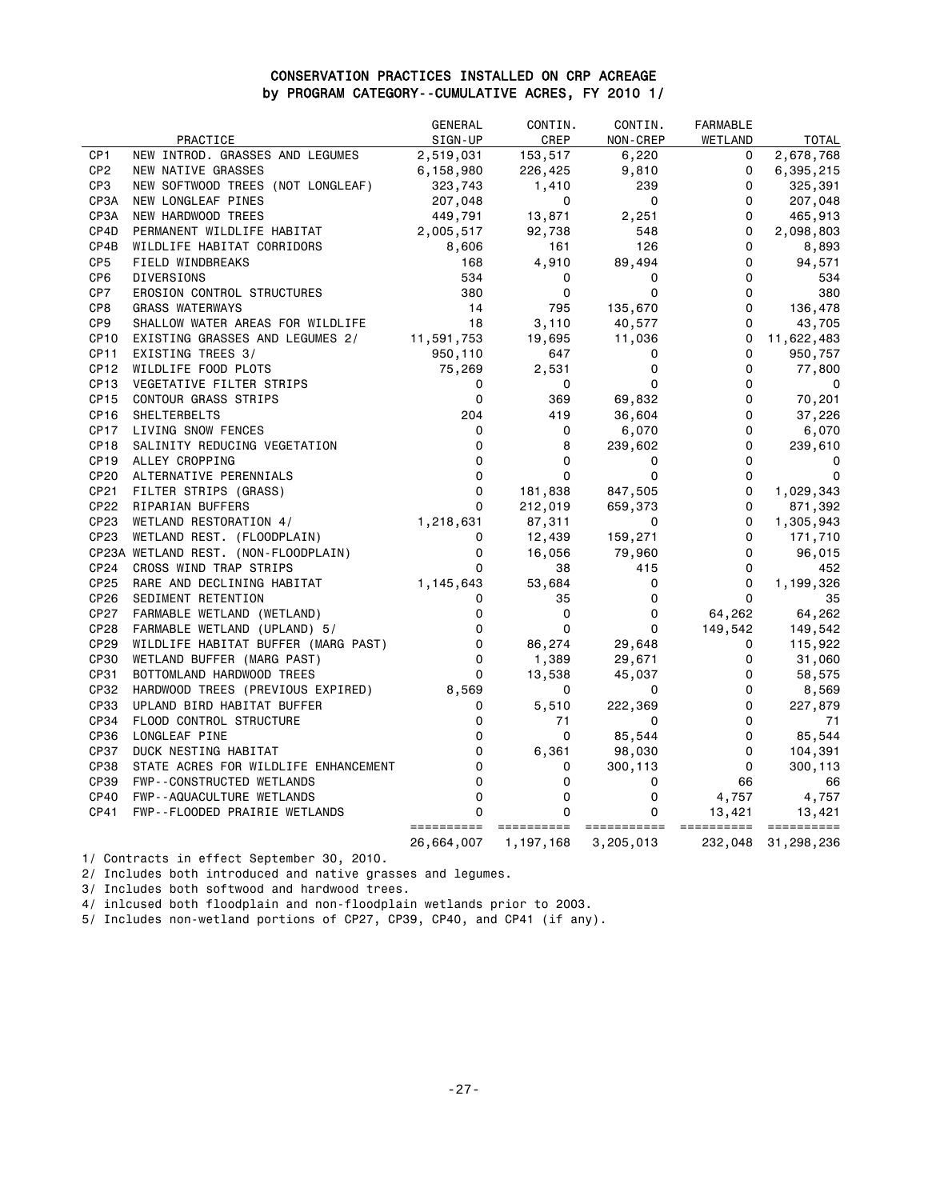# CONSERVATION PRACTICES INSTALLED ON CRP ACREAGE
## by PROGRAM CATEGORY--CUMULATIVE ACRES, FY 2010 1/

| | PRACTICE | GENERAL SIGN-UP | CONTIN. CREP | CONTIN. NON-CREP | FARMABLE WETLAND | TOTAL |
|---|---|---|---|---|---|---|
| CP1 | NEW INTROD. GRASSES AND LEGUMES | 2,519,031 | 153,517 | 6,220 | 0 | 2,678,768 |
| CP2 | NEW NATIVE GRASSES | 6,158,980 | 226,425 | 9,810 | 0 | 6,395,215 |
| CP3 | NEW SOFTWOOD TREES (NOT LONGLEAF) | 323,743 | 1,410 | 239 | 0 | 325,391 |
| CP3A | NEW LONGLEAF PINES | 207,048 | 0 | 0 | 0 | 207,048 |
| CP3A | NEW HARDWOOD TREES | 449,791 | 13,871 | 2,251 | 0 | 465,913 |
| CP4D | PERMANENT WILDLIFE HABITAT | 2,005,517 | 92,738 | 548 | 0 | 2,098,803 |
| CP4B | WILDLIFE HABITAT CORRIDORS | 8,606 | 161 | 126 | 0 | 8,893 |
| CP5 | FIELD WINDBREAKS | 168 | 4,910 | 89,494 | 0 | 94,571 |
| CP6 | DIVERSIONS | 534 | 0 | 0 | 0 | 534 |
| CP7 | EROSION CONTROL STRUCTURES | 380 | 0 | 0 | 0 | 380 |
| CP8 | GRASS WATERWAYS | 14 | 795 | 135,670 | 0 | 136,478 |
| CP9 | SHALLOW WATER AREAS FOR WILDLIFE | 18 | 3,110 | 40,577 | 0 | 43,705 |
| CP10 | EXISTING GRASSES AND LEGUMES 2/ | 11,591,753 | 19,695 | 11,036 | 0 | 11,622,483 |
| CP11 | EXISTING TREES 3/ | 950,110 | 647 | 0 | 0 | 950,757 |
| CP12 | WILDLIFE FOOD PLOTS | 75,269 | 2,531 | 0 | 0 | 77,800 |
| CP13 | VEGETATIVE FILTER STRIPS | 0 | 0 | 0 | 0 | 0 |
| CP15 | CONTOUR GRASS STRIPS | 0 | 369 | 69,832 | 0 | 70,201 |
| CP16 | SHELTERBELTS | 204 | 419 | 36,604 | 0 | 37,226 |
| CP17 | LIVING SNOW FENCES | 0 | 0 | 6,070 | 0 | 6,070 |
| CP18 | SALINITY REDUCING VEGETATION | 0 | 8 | 239,602 | 0 | 239,610 |
| CP19 | ALLEY CROPPING | 0 | 0 | 0 | 0 | 0 |
| CP20 | ALTERNATIVE PERENNIALS | 0 | 0 | 0 | 0 | 0 |
| CP21 | FILTER STRIPS (GRASS) | 0 | 181,838 | 847,505 | 0 | 1,029,343 |
| CP22 | RIPARIAN BUFFERS | 0 | 212,019 | 659,373 | 0 | 871,392 |
| CP23 | WETLAND RESTORATION 4/ | 1,218,631 | 87,311 | 0 | 0 | 1,305,943 |
| CP23 | WETLAND REST. (FLOODPLAIN) | 0 | 12,439 | 159,271 | 0 | 171,710 |
| CP23A | WETLAND REST. (NON-FLOODPLAIN) | 0 | 16,056 | 79,960 | 0 | 96,015 |
| CP24 | CROSS WIND TRAP STRIPS | 0 | 38 | 415 | 0 | 452 |
| CP25 | RARE AND DECLINING HABITAT | 1,145,643 | 53,684 | 0 | 0 | 1,199,326 |
| CP26 | SEDIMENT RETENTION | 0 | 35 | 0 | 0 | 35 |
| CP27 | FARMABLE WETLAND (WETLAND) | 0 | 0 | 0 | 64,262 | 64,262 |
| CP28 | FARMABLE WETLAND (UPLAND) 5/ | 0 | 0 | 0 | 149,542 | 149,542 |
| CP29 | WILDLIFE HABITAT BUFFER (MARG PAST) | 0 | 86,274 | 29,648 | 0 | 115,922 |
| CP30 | WETLAND BUFFER (MARG PAST) | 0 | 1,389 | 29,671 | 0 | 31,060 |
| CP31 | BOTTOMLAND HARDWOOD TREES | 0 | 13,538 | 45,037 | 0 | 58,575 |
| CP32 | HARDWOOD TREES (PREVIOUS EXPIRED) | 8,569 | 0 | 0 | 0 | 8,569 |
| CP33 | UPLAND BIRD HABITAT BUFFER | 0 | 5,510 | 222,369 | 0 | 227,879 |
| CP34 | FLOOD CONTROL STRUCTURE | 0 | 71 | 0 | 0 | 71 |
| CP36 | LONGLEAF PINE | 0 | 0 | 85,544 | 0 | 85,544 |
| CP37 | DUCK NESTING HABITAT | 0 | 6,361 | 98,030 | 0 | 104,391 |
| CP38 | STATE ACRES FOR WILDLIFE ENHANCEMENT | 0 | 0 | 300,113 | 0 | 300,113 |
| CP39 | FWP--CONSTRUCTED WETLANDS | 0 | 0 | 0 | 66 | 66 |
| CP40 | FWP--AQUACULTURE WETLANDS | 0 | 0 | 0 | 4,757 | 4,757 |
| CP41 | FWP--FLOODED PRAIRIE WETLANDS | 0 | 0 | 0 | 13,421 | 13,421 |
| | | 26,664,007 | 1,197,168 | 3,205,013 | 232,048 | 31,298,236 |

1/ Contracts in effect September 30, 2010.

2/ Includes both introduced and native grasses and legumes.

3/ Includes both softwood and hardwood trees.

4/ inlcused both floodplain and non-floodplain wetlands prior to 2003.

5/ Includes non-wetland portions of CP27, CP39, CP40, and CP41 (if any).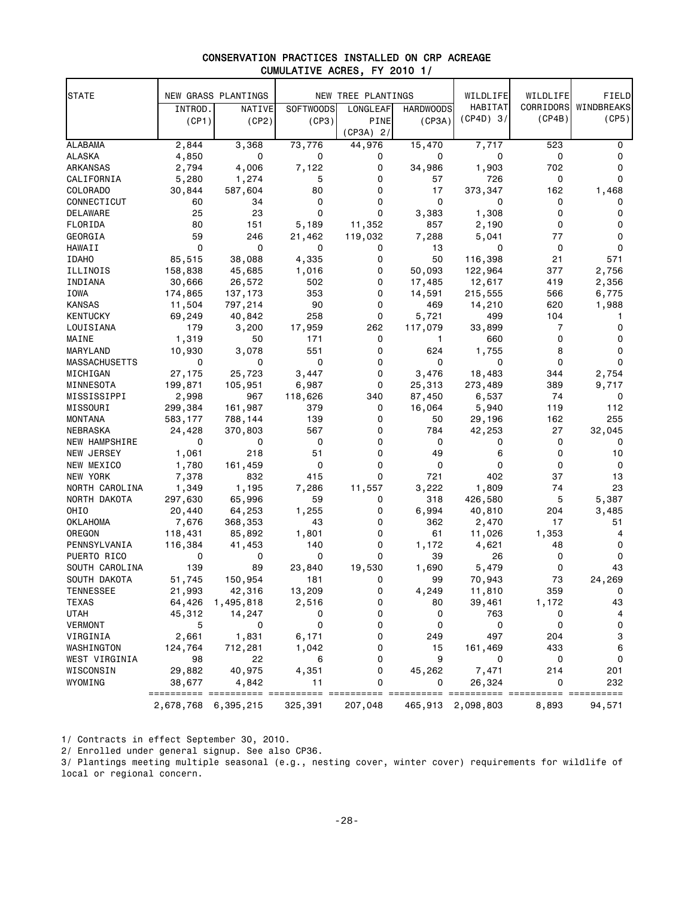# CONSERVATION PRACTICES INSTALLED ON CRP ACREAGE

## CUMULATIVE ACRES, FY 2010 1/

| STATE | NEW GRASS PLANTINGS | | NEW TREE PLANTINGS | | | WILDLIFE HABITAT (CP4D) 3/ | WILDLIFE CORRIDORS (CP4B) | FIELD WINDBREAKS (CP5) |
|---|---|---|---|---|---|---|---|---|
| | INTROD. (CP1) | NATIVE (CP2) | SOFTWOODS (CP3) | LONGLEAF PINE (CP3A) 2/ | HARDWOODS (CP3A) | | | |
| ALABAMA | 2,844 | 3,368 | 73,776 | 44,976 | 15,470 | 7,717 | 523 | 0 |
| ALASKA | 4,850 | 0 | 0 | 0 | 0 | 0 | 0 | 0 |
| ARKANSAS | 2,794 | 4,006 | 7,122 | 0 | 34,986 | 1,903 | 702 | 0 |
| CALIFORNIA | 5,280 | 1,274 | 5 | 0 | 57 | 726 | 0 | 0 |
| COLORADO | 30,844 | 587,604 | 80 | 0 | 17 | 373,347 | 162 | 1,468 |
| CONNECTICUT | 60 | 34 | 0 | 0 | 0 | 0 | 0 | 0 |
| DELAWARE | 25 | 23 | 0 | 0 | 3,383 | 1,308 | 0 | 0 |
| FLORIDA | 80 | 151 | 5,189 | 11,352 | 857 | 2,190 | 0 | 0 |
| GEORGIA | 59 | 246 | 21,462 | 119,032 | 7,288 | 5,041 | 77 | 0 |
| HAWAII | 0 | 0 | 0 | 0 | 13 | 0 | 0 | 0 |
| IDAHO | 85,515 | 38,088 | 4,335 | 0 | 50 | 116,398 | 21 | 571 |
| ILLINOIS | 158,838 | 45,685 | 1,016 | 0 | 50,093 | 122,964 | 377 | 2,756 |
| INDIANA | 30,666 | 26,572 | 502 | 0 | 17,485 | 12,617 | 419 | 2,356 |
| IOWA | 174,865 | 137,173 | 353 | 0 | 14,591 | 215,555 | 566 | 6,775 |
| KANSAS | 11,504 | 797,214 | 90 | 0 | 469 | 14,210 | 620 | 1,988 |
| KENTUCKY | 69,249 | 40,842 | 258 | 0 | 5,721 | 499 | 104 | 1 |
| LOUISIANA | 179 | 3,200 | 17,959 | 262 | 117,079 | 33,899 | 7 | 0 |
| MAINE | 1,319 | 50 | 171 | 0 | 1 | 660 | 0 | 0 |
| MARYLAND | 10,930 | 3,078 | 551 | 0 | 624 | 1,755 | 8 | 0 |
| MASSACHUSETTS | 0 | 0 | 0 | 0 | 0 | 0 | 0 | 0 |
| MICHIGAN | 27,175 | 25,723 | 3,447 | 0 | 3,476 | 18,483 | 344 | 2,754 |
| MINNESOTA | 199,871 | 105,951 | 6,987 | 0 | 25,313 | 273,489 | 389 | 9,717 |
| MISSISSIPPI | 2,998 | 967 | 118,626 | 340 | 87,450 | 6,537 | 74 | 0 |
| MISSOURI | 299,384 | 161,987 | 379 | 0 | 16,064 | 5,940 | 119 | 112 |
| MONTANA | 583,177 | 788,144 | 139 | 0 | 50 | 29,196 | 162 | 255 |
| NEBRASKA | 24,428 | 370,803 | 567 | 0 | 784 | 42,253 | 27 | 32,045 |
| NEW HAMPSHIRE | 0 | 0 | 0 | 0 | 0 | 0 | 0 | 0 |
| NEW JERSEY | 1,061 | 218 | 51 | 0 | 49 | 6 | 0 | 10 |
| NEW MEXICO | 1,780 | 161,459 | 0 | 0 | 0 | 0 | 0 | 0 |
| NEW YORK | 7,378 | 832 | 415 | 0 | 721 | 402 | 37 | 13 |
| NORTH CAROLINA | 1,349 | 1,195 | 7,286 | 11,557 | 3,222 | 1,809 | 74 | 23 |
| NORTH DAKOTA | 297,630 | 65,996 | 59 | 0 | 318 | 426,580 | 5 | 5,387 |
| OHIO | 20,440 | 64,253 | 1,255 | 0 | 6,994 | 40,810 | 204 | 3,485 |
| OKLAHOMA | 7,676 | 368,353 | 43 | 0 | 362 | 2,470 | 17 | 51 |
| OREGON | 118,431 | 85,892 | 1,801 | 0 | 61 | 11,026 | 1,353 | 4 |
| PENNSYLVANIA | 116,384 | 41,453 | 140 | 0 | 1,172 | 4,621 | 48 | 0 |
| PUERTO RICO | 0 | 0 | 0 | 0 | 39 | 26 | 0 | 0 |
| SOUTH CAROLINA | 139 | 89 | 23,840 | 19,530 | 1,690 | 5,479 | 0 | 43 |
| SOUTH DAKOTA | 51,745 | 150,954 | 181 | 0 | 99 | 70,943 | 73 | 24,269 |
| TENNESSEE | 21,993 | 42,316 | 13,209 | 0 | 4,249 | 11,810 | 359 | 0 |
| TEXAS | 64,426 | 1,495,818 | 2,516 | 0 | 80 | 39,461 | 1,172 | 43 |
| UTAH | 45,312 | 14,247 | 0 | 0 | 0 | 763 | 0 | 4 |
| VERMONT | 5 | 0 | 0 | 0 | 0 | 0 | 0 | 0 |
| VIRGINIA | 2,661 | 1,831 | 6,171 | 0 | 249 | 497 | 204 | 3 |
| WASHINGTON | 124,764 | 712,281 | 1,042 | 0 | 15 | 161,469 | 433 | 6 |
| WEST VIRGINIA | 98 | 22 | 6 | 0 | 9 | 0 | 0 | 0 |
| WISCONSIN | 29,882 | 40,975 | 4,351 | 0 | 45,262 | 7,471 | 214 | 201 |
| WYOMING | 38,677 | 4,842 | 11 | 0 | 0 | 26,324 | 0 | 232 |
| | 2,678,768 | 6,395,215 | 325,391 | 207,048 | 465,913 | 2,098,803 | 8,893 | 94,571 |

1/ Contracts in effect September 30, 2010.

2/ Enrolled under general signup. See also CP36.

3/ Plantings meeting multiple seasonal (e.g., nesting cover, winter cover) requirements for wildlife of local or regional concern.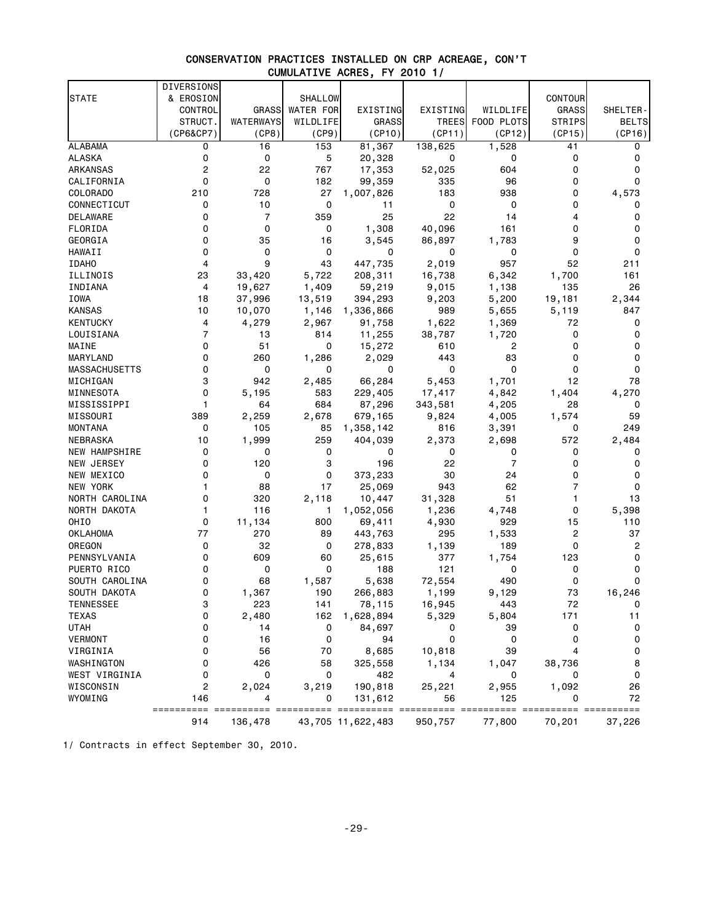## CONSERVATION PRACTICES INSTALLED ON CRP ACREAGE, CON'T
### CUMULATIVE ACRES, FY 2010 1/

| STATE | DIVERSIONS & EROSION CONTROL STRUCT. (CP6&CP7) | GRASS WATERWAYS (CP8) | SHALLOW WATER FOR WILDLIFE (CP9) | EXISTING GRASS (CP10) | EXISTING TREES (CP11) | WILDLIFE FOOD PLOTS (CP12) | CONTOUR GRASS STRIPS (CP15) | SHELTER-BELTS (CP16) |
|---|---|---|---|---|---|---|---|---|
| ALABAMA | 0 | 16 | 153 | 81,367 | 138,625 | 1,528 | 41 | 0 |
| ALASKA | 0 | 0 | 5 | 20,328 | 0 | 0 | 0 | 0 |
| ARKANSAS | 2 | 22 | 767 | 17,353 | 52,025 | 604 | 0 | 0 |
| CALIFORNIA | 0 | 0 | 182 | 99,359 | 335 | 96 | 0 | 0 |
| COLORADO | 210 | 728 | 27 | 1,007,826 | 183 | 938 | 0 | 4,573 |
| CONNECTICUT | 0 | 10 | 0 | 11 | 0 | 0 | 0 | 0 |
| DELAWARE | 0 | 7 | 359 | 25 | 22 | 14 | 4 | 0 |
| FLORIDA | 0 | 0 | 0 | 1,308 | 40,096 | 161 | 0 | 0 |
| GEORGIA | 0 | 35 | 16 | 3,545 | 86,897 | 1,783 | 9 | 0 |
| HAWAII | 0 | 0 | 0 | 0 | 0 | 0 | 0 | 0 |
| IDAHO | 4 | 9 | 43 | 447,735 | 2,019 | 957 | 52 | 211 |
| ILLINOIS | 23 | 33,420 | 5,722 | 208,311 | 16,738 | 6,342 | 1,700 | 161 |
| INDIANA | 4 | 19,627 | 1,409 | 59,219 | 9,015 | 1,138 | 135 | 26 |
| IOWA | 18 | 37,996 | 13,519 | 394,293 | 9,203 | 5,200 | 19,181 | 2,344 |
| KANSAS | 10 | 10,070 | 1,146 | 1,336,866 | 989 | 5,655 | 5,119 | 847 |
| KENTUCKY | 4 | 4,279 | 2,967 | 91,758 | 1,622 | 1,369 | 72 | 0 |
| LOUISIANA | 7 | 13 | 814 | 11,255 | 38,787 | 1,720 | 0 | 0 |
| MAINE | 0 | 51 | 0 | 15,272 | 610 | 2 | 0 | 0 |
| MARYLAND | 0 | 260 | 1,286 | 2,029 | 443 | 83 | 0 | 0 |
| MASSACHUSETTS | 0 | 0 | 0 | 0 | 0 | 0 | 0 | 0 |
| MICHIGAN | 3 | 942 | 2,485 | 66,284 | 5,453 | 1,701 | 12 | 78 |
| MINNESOTA | 0 | 5,195 | 583 | 229,405 | 17,417 | 4,842 | 1,404 | 4,270 |
| MISSISSIPPI | 1 | 64 | 684 | 87,296 | 343,581 | 4,205 | 28 | 0 |
| MISSOURI | 389 | 2,259 | 2,678 | 679,165 | 9,824 | 4,005 | 1,574 | 59 |
| MONTANA | 0 | 105 | 85 | 1,358,142 | 816 | 3,391 | 0 | 249 |
| NEBRASKA | 10 | 1,999 | 259 | 404,039 | 2,373 | 2,698 | 572 | 2,484 |
| NEW HAMPSHIRE | 0 | 0 | 0 | 0 | 0 | 0 | 0 | 0 |
| NEW JERSEY | 0 | 120 | 3 | 196 | 22 | 7 | 0 | 0 |
| NEW MEXICO | 0 | 0 | 0 | 373,233 | 30 | 24 | 0 | 0 |
| NEW YORK | 1 | 88 | 17 | 25,069 | 943 | 62 | 7 | 0 |
| NORTH CAROLINA | 0 | 320 | 2,118 | 10,447 | 31,328 | 51 | 1 | 13 |
| NORTH DAKOTA | 1 | 116 | 1 | 1,052,056 | 1,236 | 4,748 | 0 | 5,398 |
| OHIO | 0 | 11,134 | 800 | 69,411 | 4,930 | 929 | 15 | 110 |
| OKLAHOMA | 77 | 270 | 89 | 443,763 | 295 | 1,533 | 2 | 37 |
| OREGON | 0 | 32 | 0 | 278,833 | 1,139 | 189 | 0 | 2 |
| PENNSYLVANIA | 0 | 609 | 60 | 25,615 | 377 | 1,754 | 123 | 0 |
| PUERTO RICO | 0 | 0 | 0 | 188 | 121 | 0 | 0 | 0 |
| SOUTH CAROLINA | 0 | 68 | 1,587 | 5,638 | 72,554 | 490 | 0 | 0 |
| SOUTH DAKOTA | 0 | 1,367 | 190 | 266,883 | 1,199 | 9,129 | 73 | 16,246 |
| TENNESSEE | 3 | 223 | 141 | 78,115 | 16,945 | 443 | 72 | 0 |
| TEXAS | 0 | 2,480 | 162 | 1,628,894 | 5,329 | 5,804 | 171 | 11 |
| UTAH | 0 | 14 | 0 | 84,697 | 0 | 39 | 0 | 0 |
| VERMONT | 0 | 16 | 0 | 94 | 0 | 0 | 0 | 0 |
| VIRGINIA | 0 | 56 | 70 | 8,685 | 10,818 | 39 | 4 | 0 |
| WASHINGTON | 0 | 426 | 58 | 325,558 | 1,134 | 1,047 | 38,736 | 8 |
| WEST VIRGINIA | 0 | 0 | 0 | 482 | 4 | 0 | 0 | 0 |
| WISCONSIN | 2 | 2,024 | 3,219 | 190,818 | 25,221 | 2,955 | 1,092 | 26 |
| WYOMING | 146 | 4 | 0 | 131,612 | 56 | 125 | 0 | 72 |
| | 914 | 136,478 | 43,705 | 11,622,483 | 950,757 | 77,800 | 70,201 | 37,226 |

1/ Contracts in effect September 30, 2010.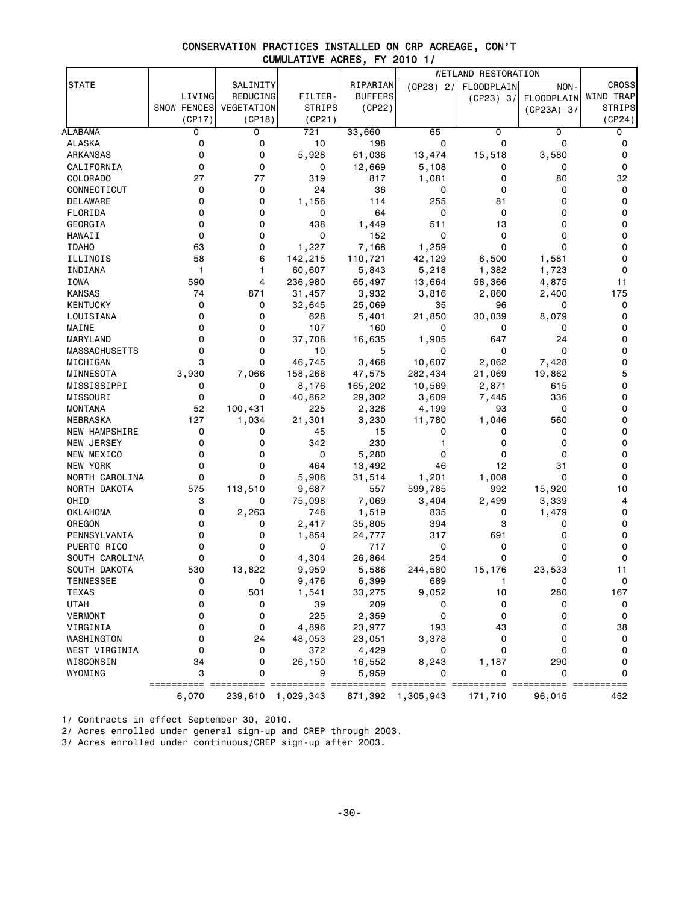## CONSERVATION PRACTICES INSTALLED ON CRP ACREAGE, CON'T
### CUMULATIVE ACRES, FY 2010 1/

| STATE | LIVING SNOW FENCES (CP17) | SALINITY REDUCING VEGETATION (CP18) | FILTER-STRIPS (CP21) | RIPARIAN BUFFERS (CP22) | WETLAND RESTORATION | | | CROSS WIND TRAP STRIPS (CP24) |
|---|---|---|---|---|---|---|---|---|
| | | | | | (CP23) 2/ | FLOODPLAIN (CP23) 3/ | NON-FLOODPLAIN (CP23A) 3/ | |
| ALABAMA | 0 | 0 | 721 | 33,660 | 65 | 0 | 0 | 0 |
| ALASKA | 0 | 0 | 10 | 198 | 0 | 0 | 0 | 0 |
| ARKANSAS | 0 | 0 | 5,928 | 61,036 | 13,474 | 15,518 | 3,580 | 0 |
| CALIFORNIA | 0 | 0 | 0 | 12,669 | 5,108 | 0 | 0 | 0 |
| COLORADO | 27 | 77 | 319 | 817 | 1,081 | 0 | 80 | 32 |
| CONNECTICUT | 0 | 0 | 24 | 36 | 0 | 0 | 0 | 0 |
| DELAWARE | 0 | 0 | 1,156 | 114 | 255 | 81 | 0 | 0 |
| FLORIDA | 0 | 0 | 0 | 64 | 0 | 0 | 0 | 0 |
| GEORGIA | 0 | 0 | 438 | 1,449 | 511 | 13 | 0 | 0 |
| HAWAII | 0 | 0 | 0 | 152 | 0 | 0 | 0 | 0 |
| IDAHO | 63 | 0 | 1,227 | 7,168 | 1,259 | 0 | 0 | 0 |
| ILLINOIS | 58 | 6 | 142,215 | 110,721 | 42,129 | 6,500 | 1,581 | 0 |
| INDIANA | 1 | 1 | 60,607 | 5,843 | 5,218 | 1,382 | 1,723 | 0 |
| IOWA | 590 | 4 | 236,980 | 65,497 | 13,664 | 58,366 | 4,875 | 11 |
| KANSAS | 74 | 871 | 31,457 | 3,932 | 3,816 | 2,860 | 2,400 | 175 |
| KENTUCKY | 0 | 0 | 32,645 | 25,069 | 35 | 96 | 0 | 0 |
| LOUISIANA | 0 | 0 | 628 | 5,401 | 21,850 | 30,039 | 8,079 | 0 |
| MAINE | 0 | 0 | 107 | 160 | 0 | 0 | 0 | 0 |
| MARYLAND | 0 | 0 | 37,708 | 16,635 | 1,905 | 647 | 24 | 0 |
| MASSACHUSETTS | 0 | 0 | 10 | 5 | 0 | 0 | 0 | 0 |
| MICHIGAN | 3 | 0 | 46,745 | 3,468 | 10,607 | 2,062 | 7,428 | 0 |
| MINNESOTA | 3,930 | 7,066 | 158,268 | 47,575 | 282,434 | 21,069 | 19,862 | 5 |
| MISSISSIPPI | 0 | 0 | 8,176 | 165,202 | 10,569 | 2,871 | 615 | 0 |
| MISSOURI | 0 | 0 | 40,862 | 29,302 | 3,609 | 7,445 | 336 | 0 |
| MONTANA | 52 | 100,431 | 225 | 2,326 | 4,199 | 93 | 0 | 0 |
| NEBRASKA | 127 | 1,034 | 21,301 | 3,230 | 11,780 | 1,046 | 560 | 0 |
| NEW HAMPSHIRE | 0 | 0 | 45 | 15 | 0 | 0 | 0 | 0 |
| NEW JERSEY | 0 | 0 | 342 | 230 | 1 | 0 | 0 | 0 |
| NEW MEXICO | 0 | 0 | 0 | 5,280 | 0 | 0 | 0 | 0 |
| NEW YORK | 0 | 0 | 464 | 13,492 | 46 | 12 | 31 | 0 |
| NORTH CAROLINA | 0 | 0 | 5,906 | 31,514 | 1,201 | 1,008 | 0 | 0 |
| NORTH DAKOTA | 575 | 113,510 | 9,687 | 557 | 599,785 | 992 | 15,920 | 10 |
| OHIO | 3 | 0 | 75,098 | 7,069 | 3,404 | 2,499 | 3,339 | 4 |
| OKLAHOMA | 0 | 2,263 | 748 | 1,519 | 835 | 0 | 1,479 | 0 |
| OREGON | 0 | 0 | 2,417 | 35,805 | 394 | 3 | 0 | 0 |
| PENNSYLVANIA | 0 | 0 | 1,854 | 24,777 | 317 | 691 | 0 | 0 |
| PUERTO RICO | 0 | 0 | 0 | 717 | 0 | 0 | 0 | 0 |
| SOUTH CAROLINA | 0 | 0 | 4,304 | 26,864 | 254 | 0 | 0 | 0 |
| SOUTH DAKOTA | 530 | 13,822 | 9,959 | 5,586 | 244,580 | 15,176 | 23,533 | 11 |
| TENNESSEE | 0 | 0 | 9,476 | 6,399 | 689 | 1 | 0 | 0 |
| TEXAS | 0 | 501 | 1,541 | 33,275 | 9,052 | 10 | 280 | 167 |
| UTAH | 0 | 0 | 39 | 209 | 0 | 0 | 0 | 0 |
| VERMONT | 0 | 0 | 225 | 2,359 | 0 | 0 | 0 | 0 |
| VIRGINIA | 0 | 0 | 4,896 | 23,977 | 193 | 43 | 0 | 38 |
| WASHINGTON | 0 | 24 | 48,053 | 23,051 | 3,378 | 0 | 0 | 0 |
| WEST VIRGINIA | 0 | 0 | 372 | 4,429 | 0 | 0 | 0 | 0 |
| WISCONSIN | 34 | 0 | 26,150 | 16,552 | 8,243 | 1,187 | 290 | 0 |
| WYOMING | 3 | 0 | 9 | 5,959 | 0 | 0 | 0 | 0 |
| | 6,070 | 239,610 | 1,029,343 | 871,392 | 1,305,943 | 171,710 | 96,015 | 452 |

1/ Contracts in effect September 30, 2010.

2/ Acres enrolled under general sign-up and CREP through 2003.

3/ Acres enrolled under continuous/CREP sign-up after 2003.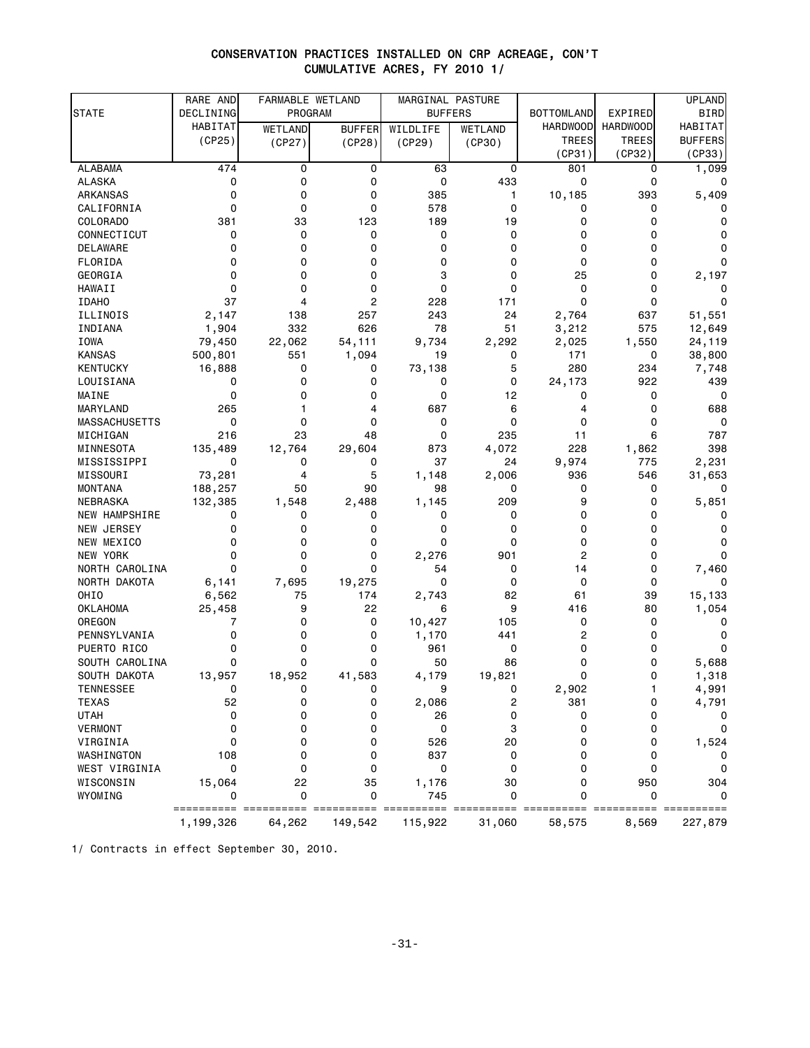# CONSERVATION PRACTICES INSTALLED ON CRP ACREAGE, CON'T
## CUMULATIVE ACRES, FY 2010 1/

| STATE | RARE AND DECLINING HABITAT (CP25) | FARMABLE WETLAND PROGRAM | | MARGINAL PASTURE BUFFERS | | BOTTOMLAND HARDWOOD TREES (CP31) | EXPIRED HARDWOOD TREES (CP32) | UPLAND BIRD HABITAT BUFFERS (CP33) |
|---|---|---|---|---|---|---|---|---|
| | | WETLAND (CP27) | BUFFER (CP28) | WILDLIFE (CP29) | WETLAND (CP30) | | | |
| ALABAMA | 474 | 0 | 0 | 63 | 0 | 801 | 0 | 1,099 |
| ALASKA | 0 | 0 | 0 | 0 | 433 | 0 | 0 | 0 |
| ARKANSAS | 0 | 0 | 0 | 385 | 1 | 10,185 | 393 | 5,409 |
| CALIFORNIA | 0 | 0 | 0 | 578 | 0 | 0 | 0 | 0 |
| COLORADO | 381 | 33 | 123 | 189 | 19 | 0 | 0 | 0 |
| CONNECTICUT | 0 | 0 | 0 | 0 | 0 | 0 | 0 | 0 |
| DELAWARE | 0 | 0 | 0 | 0 | 0 | 0 | 0 | 0 |
| FLORIDA | 0 | 0 | 0 | 0 | 0 | 0 | 0 | 0 |
| GEORGIA | 0 | 0 | 0 | 3 | 0 | 25 | 0 | 2,197 |
| HAWAII | 0 | 0 | 0 | 0 | 0 | 0 | 0 | 0 |
| IDAHO | 37 | 4 | 2 | 228 | 171 | 0 | 0 | 0 |
| ILLINOIS | 2,147 | 138 | 257 | 243 | 24 | 2,764 | 637 | 51,551 |
| INDIANA | 1,904 | 332 | 626 | 78 | 51 | 3,212 | 575 | 12,649 |
| IOWA | 79,450 | 22,062 | 54,111 | 9,734 | 2,292 | 2,025 | 1,550 | 24,119 |
| KANSAS | 500,801 | 551 | 1,094 | 19 | 0 | 171 | 0 | 38,800 |
| KENTUCKY | 16,888 | 0 | 0 | 73,138 | 5 | 280 | 234 | 7,748 |
| LOUISIANA | 0 | 0 | 0 | 0 | 0 | 24,173 | 922 | 439 |
| MAINE | 0 | 0 | 0 | 0 | 12 | 0 | 0 | 0 |
| MARYLAND | 265 | 1 | 4 | 687 | 6 | 4 | 0 | 688 |
| MASSACHUSETTS | 0 | 0 | 0 | 0 | 0 | 0 | 0 | 0 |
| MICHIGAN | 216 | 23 | 48 | 0 | 235 | 11 | 6 | 787 |
| MINNESOTA | 135,489 | 12,764 | 29,604 | 873 | 4,072 | 228 | 1,862 | 398 |
| MISSISSIPPI | 0 | 0 | 0 | 37 | 24 | 9,974 | 775 | 2,231 |
| MISSOURI | 73,281 | 4 | 5 | 1,148 | 2,006 | 936 | 546 | 31,653 |
| MONTANA | 188,257 | 50 | 90 | 98 | 0 | 0 | 0 | 0 |
| NEBRASKA | 132,385 | 1,548 | 2,488 | 1,145 | 209 | 9 | 0 | 5,851 |
| NEW HAMPSHIRE | 0 | 0 | 0 | 0 | 0 | 0 | 0 | 0 |
| NEW JERSEY | 0 | 0 | 0 | 0 | 0 | 0 | 0 | 0 |
| NEW MEXICO | 0 | 0 | 0 | 0 | 0 | 0 | 0 | 0 |
| NEW YORK | 0 | 0 | 0 | 2,276 | 901 | 2 | 0 | 0 |
| NORTH CAROLINA | 0 | 0 | 0 | 54 | 0 | 14 | 0 | 7,460 |
| NORTH DAKOTA | 6,141 | 7,695 | 19,275 | 0 | 0 | 0 | 0 | 0 |
| OHIO | 6,562 | 75 | 174 | 2,743 | 82 | 61 | 39 | 15,133 |
| OKLAHOMA | 25,458 | 9 | 22 | 6 | 9 | 416 | 80 | 1,054 |
| OREGON | 7 | 0 | 0 | 10,427 | 105 | 0 | 0 | 0 |
| PENNSYLVANIA | 0 | 0 | 0 | 1,170 | 441 | 2 | 0 | 0 |
| PUERTO RICO | 0 | 0 | 0 | 961 | 0 | 0 | 0 | 0 |
| SOUTH CAROLINA | 0 | 0 | 0 | 50 | 86 | 0 | 0 | 5,688 |
| SOUTH DAKOTA | 13,957 | 18,952 | 41,583 | 4,179 | 19,821 | 0 | 0 | 1,318 |
| TENNESSEE | 0 | 0 | 0 | 9 | 0 | 2,902 | 1 | 4,991 |
| TEXAS | 52 | 0 | 0 | 2,086 | 2 | 381 | 0 | 4,791 |
| UTAH | 0 | 0 | 0 | 26 | 0 | 0 | 0 | 0 |
| VERMONT | 0 | 0 | 0 | 0 | 3 | 0 | 0 | 0 |
| VIRGINIA | 0 | 0 | 0 | 526 | 20 | 0 | 0 | 1,524 |
| WASHINGTON | 108 | 0 | 0 | 837 | 0 | 0 | 0 | 0 |
| WEST VIRGINIA | 0 | 0 | 0 | 0 | 0 | 0 | 0 | 0 |
| WISCONSIN | 15,064 | 22 | 35 | 1,176 | 30 | 0 | 950 | 304 |
| WYOMING | 0 | 0 | 0 | 745 | 0 | 0 | 0 | 0 |
| | 1,199,326 | 64,262 | 149,542 | 115,922 | 31,060 | 58,575 | 8,569 | 227,879 |

1/ Contracts in effect September 30, 2010.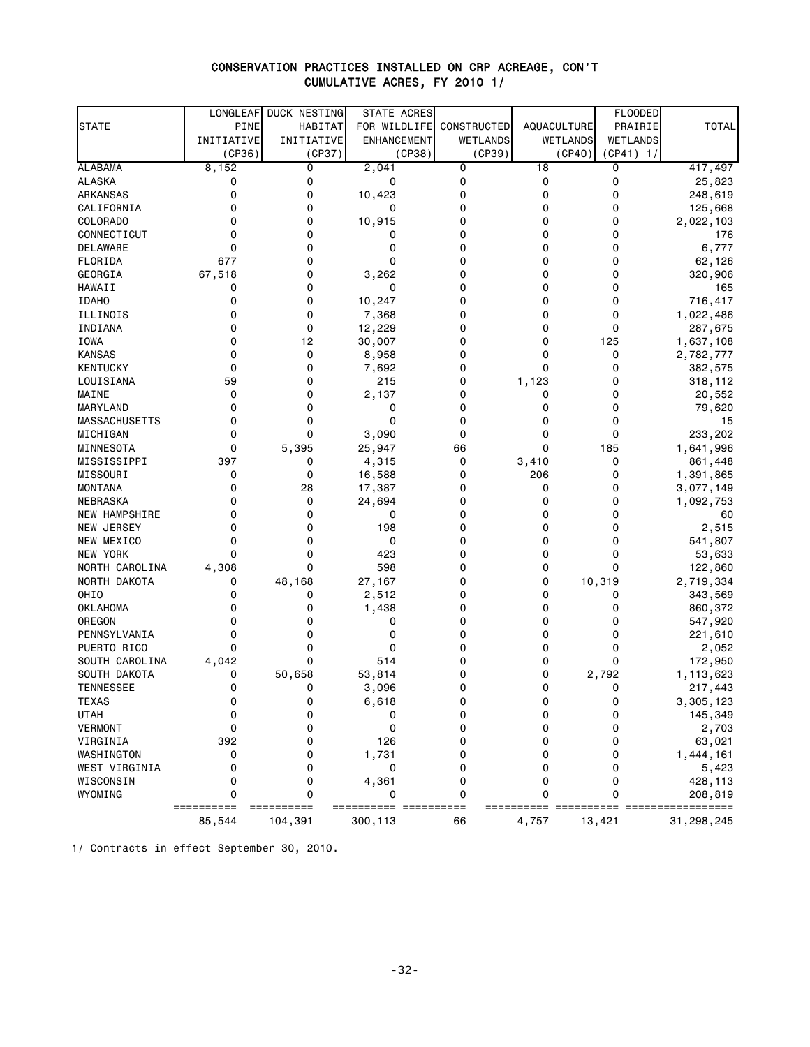## CONSERVATION PRACTICES INSTALLED ON CRP ACREAGE, CON'T
### CUMULATIVE ACRES, FY 2010 1/

| STATE | LONGLEAF PINE INITIATIVE (CP36) | DUCK NESTING HABITAT INITIATIVE (CP37) | STATE ACRES FOR WILDLIFE ENHANCEMENT (CP38) | CONSTRUCTED WETLANDS (CP39) | AQUACULTURE WETLANDS (CP40) | FLOODED PRAIRIE WETLANDS (CP41) 1/ | TOTAL |
|---|---|---|---|---|---|---|---|
| ALABAMA | 8,152 | 0 | 2,041 | 0 | 18 | 0 | 417,497 |
| ALASKA | 0 | 0 | 0 | 0 | 0 | 0 | 25,823 |
| ARKANSAS | 0 | 0 | 10,423 | 0 | 0 | 0 | 248,619 |
| CALIFORNIA | 0 | 0 | 0 | 0 | 0 | 0 | 125,668 |
| COLORADO | 0 | 0 | 10,915 | 0 | 0 | 0 | 2,022,103 |
| CONNECTICUT | 0 | 0 | 0 | 0 | 0 | 0 | 176 |
| DELAWARE | 0 | 0 | 0 | 0 | 0 | 0 | 6,777 |
| FLORIDA | 677 | 0 | 0 | 0 | 0 | 0 | 62,126 |
| GEORGIA | 67,518 | 0 | 3,262 | 0 | 0 | 0 | 320,906 |
| HAWAII | 0 | 0 | 0 | 0 | 0 | 0 | 165 |
| IDAHO | 0 | 0 | 10,247 | 0 | 0 | 0 | 716,417 |
| ILLINOIS | 0 | 0 | 7,368 | 0 | 0 | 0 | 1,022,486 |
| INDIANA | 0 | 0 | 12,229 | 0 | 0 | 0 | 287,675 |
| IOWA | 0 | 12 | 30,007 | 0 | 0 | 125 | 1,637,108 |
| KANSAS | 0 | 0 | 8,958 | 0 | 0 | 0 | 2,782,777 |
| KENTUCKY | 0 | 0 | 7,692 | 0 | 0 | 0 | 382,575 |
| LOUISIANA | 59 | 0 | 215 | 0 | 1,123 | 0 | 318,112 |
| MAINE | 0 | 0 | 2,137 | 0 | 0 | 0 | 20,552 |
| MARYLAND | 0 | 0 | 0 | 0 | 0 | 0 | 79,620 |
| MASSACHUSETTS | 0 | 0 | 0 | 0 | 0 | 0 | 15 |
| MICHIGAN | 0 | 0 | 3,090 | 0 | 0 | 0 | 233,202 |
| MINNESOTA | 0 | 5,395 | 25,947 | 66 | 0 | 185 | 1,641,996 |
| MISSISSIPPI | 397 | 0 | 4,315 | 0 | 3,410 | 0 | 861,448 |
| MISSOURI | 0 | 0 | 16,588 | 0 | 206 | 0 | 1,391,865 |
| MONTANA | 0 | 28 | 17,387 | 0 | 0 | 0 | 3,077,149 |
| NEBRASKA | 0 | 0 | 24,694 | 0 | 0 | 0 | 1,092,753 |
| NEW HAMPSHIRE | 0 | 0 | 0 | 0 | 0 | 0 | 60 |
| NEW JERSEY | 0 | 0 | 198 | 0 | 0 | 0 | 2,515 |
| NEW MEXICO | 0 | 0 | 0 | 0 | 0 | 0 | 541,807 |
| NEW YORK | 0 | 0 | 423 | 0 | 0 | 0 | 53,633 |
| NORTH CAROLINA | 4,308 | 0 | 598 | 0 | 0 | 0 | 122,860 |
| NORTH DAKOTA | 0 | 48,168 | 27,167 | 0 | 0 | 10,319 | 2,719,334 |
| OHIO | 0 | 0 | 2,512 | 0 | 0 | 0 | 343,569 |
| OKLAHOMA | 0 | 0 | 1,438 | 0 | 0 | 0 | 860,372 |
| OREGON | 0 | 0 | 0 | 0 | 0 | 0 | 547,920 |
| PENNSYLVANIA | 0 | 0 | 0 | 0 | 0 | 0 | 221,610 |
| PUERTO RICO | 0 | 0 | 0 | 0 | 0 | 0 | 2,052 |
| SOUTH CAROLINA | 4,042 | 0 | 514 | 0 | 0 | 0 | 172,950 |
| SOUTH DAKOTA | 0 | 50,658 | 53,814 | 0 | 0 | 2,792 | 1,113,623 |
| TENNESSEE | 0 | 0 | 3,096 | 0 | 0 | 0 | 217,443 |
| TEXAS | 0 | 0 | 6,618 | 0 | 0 | 0 | 3,305,123 |
| UTAH | 0 | 0 | 0 | 0 | 0 | 0 | 145,349 |
| VERMONT | 0 | 0 | 0 | 0 | 0 | 0 | 2,703 |
| VIRGINIA | 392 | 0 | 126 | 0 | 0 | 0 | 63,021 |
| WASHINGTON | 0 | 0 | 1,731 | 0 | 0 | 0 | 1,444,161 |
| WEST VIRGINIA | 0 | 0 | 0 | 0 | 0 | 0 | 5,423 |
| WISCONSIN | 0 | 0 | 4,361 | 0 | 0 | 0 | 428,113 |
| WYOMING | 0 | 0 | 0 | 0 | 0 | 0 | 208,819 |
| | 85,544 | 104,391 | 300,113 | 66 | 4,757 | 13,421 | 31,298,245 |

1/ Contracts in effect September 30, 2010.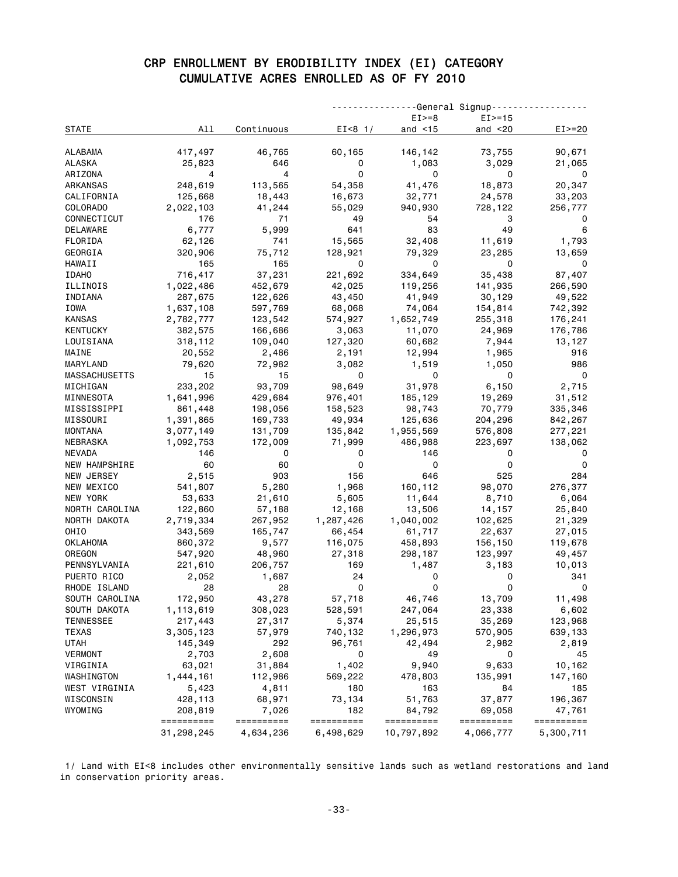# CRP ENROLLMENT BY ERODIBILITY INDEX (EI) CATEGORY
## CUMULATIVE ACRES ENROLLED AS OF FY 2010

| | | | General Signup | | | |
|---|---|---|---|---|---|---|
| STATE | All | Continuous | EI<8 1/ | EI>=8 and <15 | EI>=15 and <20 | EI>=20 |
| ALABAMA | 417,497 | 46,765 | 60,165 | 146,142 | 73,755 | 90,671 |
| ALASKA | 25,823 | 646 | 0 | 1,083 | 3,029 | 21,065 |
| ARIZONA | 4 | 4 | 0 | 0 | 0 | 0 |
| ARKANSAS | 248,619 | 113,565 | 54,358 | 41,476 | 18,873 | 20,347 |
| CALIFORNIA | 125,668 | 18,443 | 16,673 | 32,771 | 24,578 | 33,203 |
| COLORADO | 2,022,103 | 41,244 | 55,029 | 940,930 | 728,122 | 256,777 |
| CONNECTICUT | 176 | 71 | 49 | 54 | 3 | 0 |
| DELAWARE | 6,777 | 5,999 | 641 | 83 | 49 | 6 |
| FLORIDA | 62,126 | 741 | 15,565 | 32,408 | 11,619 | 1,793 |
| GEORGIA | 320,906 | 75,712 | 128,921 | 79,329 | 23,285 | 13,659 |
| HAWAII | 165 | 165 | 0 | 0 | 0 | 0 |
| IDAHO | 716,417 | 37,231 | 221,692 | 334,649 | 35,438 | 87,407 |
| ILLINOIS | 1,022,486 | 452,679 | 42,025 | 119,256 | 141,935 | 266,590 |
| INDIANA | 287,675 | 122,626 | 43,450 | 41,949 | 30,129 | 49,522 |
| IOWA | 1,637,108 | 597,769 | 68,068 | 74,064 | 154,814 | 742,392 |
| KANSAS | 2,782,777 | 123,542 | 574,927 | 1,652,749 | 255,318 | 176,241 |
| KENTUCKY | 382,575 | 166,686 | 3,063 | 11,070 | 24,969 | 176,786 |
| LOUISIANA | 318,112 | 109,040 | 127,320 | 60,682 | 7,944 | 13,127 |
| MAINE | 20,552 | 2,486 | 2,191 | 12,994 | 1,965 | 916 |
| MARYLAND | 79,620 | 72,982 | 3,082 | 1,519 | 1,050 | 986 |
| MASSACHUSETTS | 15 | 15 | 0 | 0 | 0 | 0 |
| MICHIGAN | 233,202 | 93,709 | 98,649 | 31,978 | 6,150 | 2,715 |
| MINNESOTA | 1,641,996 | 429,684 | 976,401 | 185,129 | 19,269 | 31,512 |
| MISSISSIPPI | 861,448 | 198,056 | 158,523 | 98,743 | 70,779 | 335,346 |
| MISSOURI | 1,391,865 | 169,733 | 49,934 | 125,636 | 204,296 | 842,267 |
| MONTANA | 3,077,149 | 131,709 | 135,842 | 1,955,569 | 576,808 | 277,221 |
| NEBRASKA | 1,092,753 | 172,009 | 71,999 | 486,988 | 223,697 | 138,062 |
| NEVADA | 146 | 0 | 0 | 146 | 0 | 0 |
| NEW HAMPSHIRE | 60 | 60 | 0 | 0 | 0 | 0 |
| NEW JERSEY | 2,515 | 903 | 156 | 646 | 525 | 284 |
| NEW MEXICO | 541,807 | 5,280 | 1,968 | 160,112 | 98,070 | 276,377 |
| NEW YORK | 53,633 | 21,610 | 5,605 | 11,644 | 8,710 | 6,064 |
| NORTH CAROLINA | 122,860 | 57,188 | 12,168 | 13,506 | 14,157 | 25,840 |
| NORTH DAKOTA | 2,719,334 | 267,952 | 1,287,426 | 1,040,002 | 102,625 | 21,329 |
| OHIO | 343,569 | 165,747 | 66,454 | 61,717 | 22,637 | 27,015 |
| OKLAHOMA | 860,372 | 9,577 | 116,075 | 458,893 | 156,150 | 119,678 |
| OREGON | 547,920 | 48,960 | 27,318 | 298,187 | 123,997 | 49,457 |
| PENNSYLVANIA | 221,610 | 206,757 | 169 | 1,487 | 3,183 | 10,013 |
| PUERTO RICO | 2,052 | 1,687 | 24 | 0 | 0 | 341 |
| RHODE ISLAND | 28 | 28 | 0 | 0 | 0 | 0 |
| SOUTH CAROLINA | 172,950 | 43,278 | 57,718 | 46,746 | 13,709 | 11,498 |
| SOUTH DAKOTA | 1,113,619 | 308,023 | 528,591 | 247,064 | 23,338 | 6,602 |
| TENNESSEE | 217,443 | 27,317 | 5,374 | 25,515 | 35,269 | 123,968 |
| TEXAS | 3,305,123 | 57,979 | 740,132 | 1,296,973 | 570,905 | 639,133 |
| UTAH | 145,349 | 292 | 96,761 | 42,494 | 2,982 | 2,819 |
| VERMONT | 2,703 | 2,608 | 0 | 49 | 0 | 45 |
| VIRGINIA | 63,021 | 31,884 | 1,402 | 9,940 | 9,633 | 10,162 |
| WASHINGTON | 1,444,161 | 112,986 | 569,222 | 478,803 | 135,991 | 147,160 |
| WEST VIRGINIA | 5,423 | 4,811 | 180 | 163 | 84 | 185 |
| WISCONSIN | 428,113 | 68,971 | 73,134 | 51,763 | 37,877 | 196,367 |
| WYOMING | 208,819 | 7,026 | 182 | 84,792 | 69,058 | 47,761 |
| | 31,298,245 | 4,634,236 | 6,498,629 | 10,797,892 | 4,066,777 | 5,300,711 |

1/ Land with EI<8 includes other environmentally sensitive lands such as wetland restorations and land in conservation priority areas.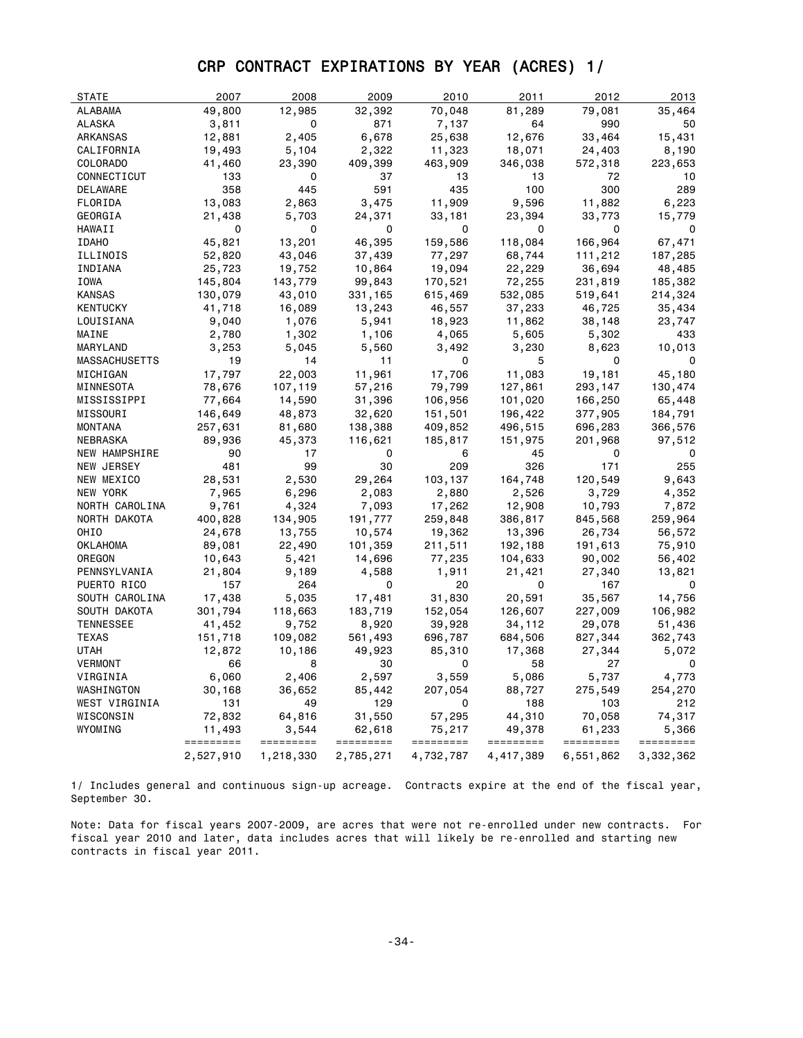# CRP CONTRACT EXPIRATIONS BY YEAR (ACRES) 1/

| STATE | 2007 | 2008 | 2009 | 2010 | 2011 | 2012 | 2013 |
|---|---|---|---|---|---|---|---|
| ALABAMA | 49,800 | 12,985 | 32,392 | 70,048 | 81,289 | 79,081 | 35,464 |
| ALASKA | 3,811 | 0 | 871 | 7,137 | 64 | 990 | 50 |
| ARKANSAS | 12,881 | 2,405 | 6,678 | 25,638 | 12,676 | 33,464 | 15,431 |
| CALIFORNIA | 19,493 | 5,104 | 2,322 | 11,323 | 18,071 | 24,403 | 8,190 |
| COLORADO | 41,460 | 23,390 | 409,399 | 463,909 | 346,038 | 572,318 | 223,653 |
| CONNECTICUT | 133 | 0 | 37 | 13 | 13 | 72 | 10 |
| DELAWARE | 358 | 445 | 591 | 435 | 100 | 300 | 289 |
| FLORIDA | 13,083 | 2,863 | 3,475 | 11,909 | 9,596 | 11,882 | 6,223 |
| GEORGIA | 21,438 | 5,703 | 24,371 | 33,181 | 23,394 | 33,773 | 15,779 |
| HAWAII | 0 | 0 | 0 | 0 | 0 | 0 | 0 |
| IDAHO | 45,821 | 13,201 | 46,395 | 159,586 | 118,084 | 166,964 | 67,471 |
| ILLINOIS | 52,820 | 43,046 | 37,439 | 77,297 | 68,744 | 111,212 | 187,285 |
| INDIANA | 25,723 | 19,752 | 10,864 | 19,094 | 22,229 | 36,694 | 48,485 |
| IOWA | 145,804 | 143,779 | 99,843 | 170,521 | 72,255 | 231,819 | 185,382 |
| KANSAS | 130,079 | 43,010 | 331,165 | 615,469 | 532,085 | 519,641 | 214,324 |
| KENTUCKY | 41,718 | 16,089 | 13,243 | 46,557 | 37,233 | 46,725 | 35,434 |
| LOUISIANA | 9,040 | 1,076 | 5,941 | 18,923 | 11,862 | 38,148 | 23,747 |
| MAINE | 2,780 | 1,302 | 1,106 | 4,065 | 5,605 | 5,302 | 433 |
| MARYLAND | 3,253 | 5,045 | 5,560 | 3,492 | 3,230 | 8,623 | 10,013 |
| MASSACHUSETTS | 19 | 14 | 11 | 0 | 5 | 0 | 0 |
| MICHIGAN | 17,797 | 22,003 | 11,961 | 17,706 | 11,083 | 19,181 | 45,180 |
| MINNESOTA | 78,676 | 107,119 | 57,216 | 79,799 | 127,861 | 293,147 | 130,474 |
| MISSISSIPPI | 77,664 | 14,590 | 31,396 | 106,956 | 101,020 | 166,250 | 65,448 |
| MISSOURI | 146,649 | 48,873 | 32,620 | 151,501 | 196,422 | 377,905 | 184,791 |
| MONTANA | 257,631 | 81,680 | 138,388 | 409,852 | 496,515 | 696,283 | 366,576 |
| NEBRASKA | 89,936 | 45,373 | 116,621 | 185,817 | 151,975 | 201,968 | 97,512 |
| NEW HAMPSHIRE | 90 | 17 | 0 | 6 | 45 | 0 | 0 |
| NEW JERSEY | 481 | 99 | 30 | 209 | 326 | 171 | 255 |
| NEW MEXICO | 28,531 | 2,530 | 29,264 | 103,137 | 164,748 | 120,549 | 9,643 |
| NEW YORK | 7,965 | 6,296 | 2,083 | 2,880 | 2,526 | 3,729 | 4,352 |
| NORTH CAROLINA | 9,761 | 4,324 | 7,093 | 17,262 | 12,908 | 10,793 | 7,872 |
| NORTH DAKOTA | 400,828 | 134,905 | 191,777 | 259,848 | 386,817 | 845,568 | 259,964 |
| OHIO | 24,678 | 13,755 | 10,574 | 19,362 | 13,396 | 26,734 | 56,572 |
| OKLAHOMA | 89,081 | 22,490 | 101,359 | 211,511 | 192,188 | 191,613 | 75,910 |
| OREGON | 10,643 | 5,421 | 14,696 | 77,235 | 104,633 | 90,002 | 56,402 |
| PENNSYLVANIA | 21,804 | 9,189 | 4,588 | 1,911 | 21,421 | 27,340 | 13,821 |
| PUERTO RICO | 157 | 264 | 0 | 20 | 0 | 167 | 0 |
| SOUTH CAROLINA | 17,438 | 5,035 | 17,481 | 31,830 | 20,591 | 35,567 | 14,756 |
| SOUTH DAKOTA | 301,794 | 118,663 | 183,719 | 152,054 | 126,607 | 227,009 | 106,982 |
| TENNESSEE | 41,452 | 9,752 | 8,920 | 39,928 | 34,112 | 29,078 | 51,436 |
| TEXAS | 151,718 | 109,082 | 561,493 | 696,787 | 684,506 | 827,344 | 362,743 |
| UTAH | 12,872 | 10,186 | 49,923 | 85,310 | 17,368 | 27,344 | 5,072 |
| VERMONT | 66 | 8 | 30 | 0 | 58 | 27 | 0 |
| VIRGINIA | 6,060 | 2,406 | 2,597 | 3,559 | 5,086 | 5,737 | 4,773 |
| WASHINGTON | 30,168 | 36,652 | 85,442 | 207,054 | 88,727 | 275,549 | 254,270 |
| WEST VIRGINIA | 131 | 49 | 129 | 0 | 188 | 103 | 212 |
| WISCONSIN | 72,832 | 64,816 | 31,550 | 57,295 | 44,310 | 70,058 | 74,317 |
| WYOMING | 11,493 | 3,544 | 62,618 | 75,217 | 49,378 | 61,233 | 5,366 |
| | 2,527,910 | 1,218,330 | 2,785,271 | 4,732,787 | 4,417,389 | 6,551,862 | 3,332,362 |

1/ Includes general and continuous sign-up acreage. Contracts expire at the end of the fiscal year, September 30.

Note: Data for fiscal years 2007-2009, are acres that were not re-enrolled under new contracts. For fiscal year 2010 and later, data includes acres that will likely be re-enrolled and starting new contracts in fiscal year 2011.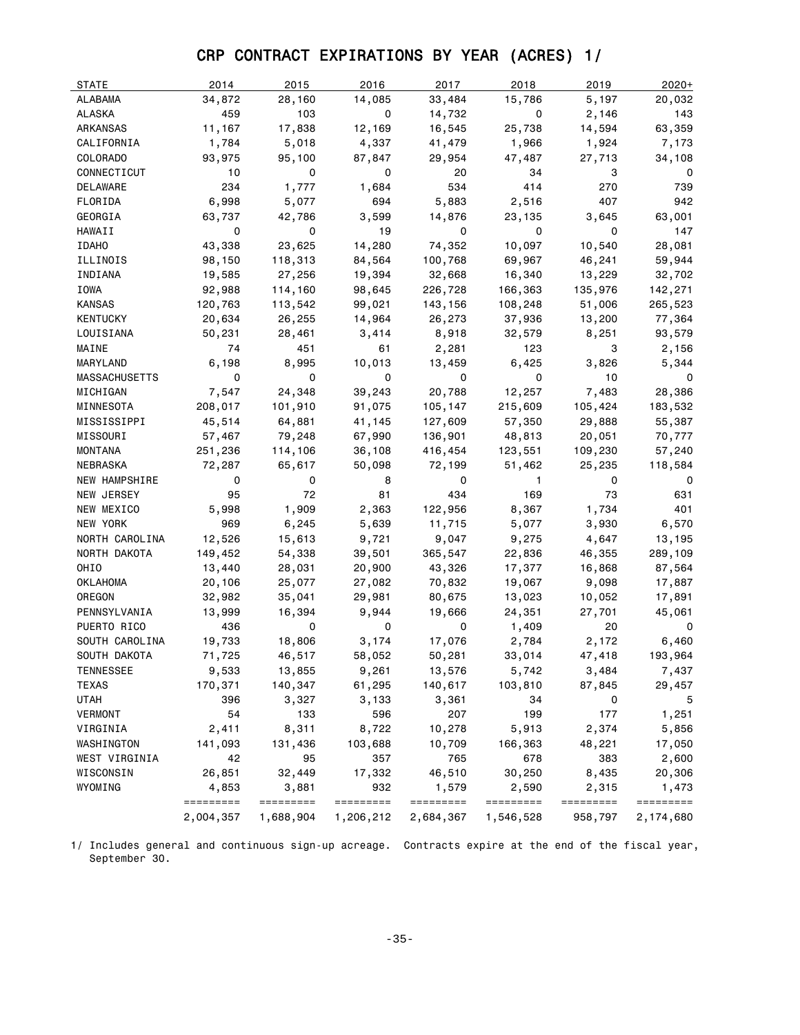# CRP CONTRACT EXPIRATIONS BY YEAR (ACRES) 1/

| STATE | 2014 | 2015 | 2016 | 2017 | 2018 | 2019 | 2020+ |
|---|---|---|---|---|---|---|---|
| ALABAMA | 34,872 | 28,160 | 14,085 | 33,484 | 15,786 | 5,197 | 20,032 |
| ALASKA | 459 | 103 | 0 | 14,732 | 0 | 2,146 | 143 |
| ARKANSAS | 11,167 | 17,838 | 12,169 | 16,545 | 25,738 | 14,594 | 63,359 |
| CALIFORNIA | 1,784 | 5,018 | 4,337 | 41,479 | 1,966 | 1,924 | 7,173 |
| COLORADO | 93,975 | 95,100 | 87,847 | 29,954 | 47,487 | 27,713 | 34,108 |
| CONNECTICUT | 10 | 0 | 0 | 20 | 34 | 3 | 0 |
| DELAWARE | 234 | 1,777 | 1,684 | 534 | 414 | 270 | 739 |
| FLORIDA | 6,998 | 5,077 | 694 | 5,883 | 2,516 | 407 | 942 |
| GEORGIA | 63,737 | 42,786 | 3,599 | 14,876 | 23,135 | 3,645 | 63,001 |
| HAWAII | 0 | 0 | 19 | 0 | 0 | 0 | 147 |
| IDAHO | 43,338 | 23,625 | 14,280 | 74,352 | 10,097 | 10,540 | 28,081 |
| ILLINOIS | 98,150 | 118,313 | 84,564 | 100,768 | 69,967 | 46,241 | 59,944 |
| INDIANA | 19,585 | 27,256 | 19,394 | 32,668 | 16,340 | 13,229 | 32,702 |
| IOWA | 92,988 | 114,160 | 98,645 | 226,728 | 166,363 | 135,976 | 142,271 |
| KANSAS | 120,763 | 113,542 | 99,021 | 143,156 | 108,248 | 51,006 | 265,523 |
| KENTUCKY | 20,634 | 26,255 | 14,964 | 26,273 | 37,936 | 13,200 | 77,364 |
| LOUISIANA | 50,231 | 28,461 | 3,414 | 8,918 | 32,579 | 8,251 | 93,579 |
| MAINE | 74 | 451 | 61 | 2,281 | 123 | 3 | 2,156 |
| MARYLAND | 6,198 | 8,995 | 10,013 | 13,459 | 6,425 | 3,826 | 5,344 |
| MASSACHUSETTS | 0 | 0 | 0 | 0 | 0 | 10 | 0 |
| MICHIGAN | 7,547 | 24,348 | 39,243 | 20,788 | 12,257 | 7,483 | 28,386 |
| MINNESOTA | 208,017 | 101,910 | 91,075 | 105,147 | 215,609 | 105,424 | 183,532 |
| MISSISSIPPI | 45,514 | 64,881 | 41,145 | 127,609 | 57,350 | 29,888 | 55,387 |
| MISSOURI | 57,467 | 79,248 | 67,990 | 136,901 | 48,813 | 20,051 | 70,777 |
| MONTANA | 251,236 | 114,106 | 36,108 | 416,454 | 123,551 | 109,230 | 57,240 |
| NEBRASKA | 72,287 | 65,617 | 50,098 | 72,199 | 51,462 | 25,235 | 118,584 |
| NEW HAMPSHIRE | 0 | 0 | 8 | 0 | 1 | 0 | 0 |
| NEW JERSEY | 95 | 72 | 81 | 434 | 169 | 73 | 631 |
| NEW MEXICO | 5,998 | 1,909 | 2,363 | 122,956 | 8,367 | 1,734 | 401 |
| NEW YORK | 969 | 6,245 | 5,639 | 11,715 | 5,077 | 3,930 | 6,570 |
| NORTH CAROLINA | 12,526 | 15,613 | 9,721 | 9,047 | 9,275 | 4,647 | 13,195 |
| NORTH DAKOTA | 149,452 | 54,338 | 39,501 | 365,547 | 22,836 | 46,355 | 289,109 |
| OHIO | 13,440 | 28,031 | 20,900 | 43,326 | 17,377 | 16,868 | 87,564 |
| OKLAHOMA | 20,106 | 25,077 | 27,082 | 70,832 | 19,067 | 9,098 | 17,887 |
| OREGON | 32,982 | 35,041 | 29,981 | 80,675 | 13,023 | 10,052 | 17,891 |
| PENNSYLVANIA | 13,999 | 16,394 | 9,944 | 19,666 | 24,351 | 27,701 | 45,061 |
| PUERTO RICO | 436 | 0 | 0 | 0 | 1,409 | 20 | 0 |
| SOUTH CAROLINA | 19,733 | 18,806 | 3,174 | 17,076 | 2,784 | 2,172 | 6,460 |
| SOUTH DAKOTA | 71,725 | 46,517 | 58,052 | 50,281 | 33,014 | 47,418 | 193,964 |
| TENNESSEE | 9,533 | 13,855 | 9,261 | 13,576 | 5,742 | 3,484 | 7,437 |
| TEXAS | 170,371 | 140,347 | 61,295 | 140,617 | 103,810 | 87,845 | 29,457 |
| UTAH | 396 | 3,327 | 3,133 | 3,361 | 34 | 0 | 5 |
| VERMONT | 54 | 133 | 596 | 207 | 199 | 177 | 1,251 |
| VIRGINIA | 2,411 | 8,311 | 8,722 | 10,278 | 5,913 | 2,374 | 5,856 |
| WASHINGTON | 141,093 | 131,436 | 103,688 | 10,709 | 166,363 | 48,221 | 17,050 |
| WEST VIRGINIA | 42 | 95 | 357 | 765 | 678 | 383 | 2,600 |
| WISCONSIN | 26,851 | 32,449 | 17,332 | 46,510 | 30,250 | 8,435 | 20,306 |
| WYOMING | 4,853 | 3,881 | 932 | 1,579 | 2,590 | 2,315 | 1,473 |
| | 2,004,357 | 1,688,904 | 1,206,212 | 2,684,367 | 1,546,528 | 958,797 | 2,174,680 |

1/ Includes general and continuous sign-up acreage. Contracts expire at the end of the fiscal year, September 30.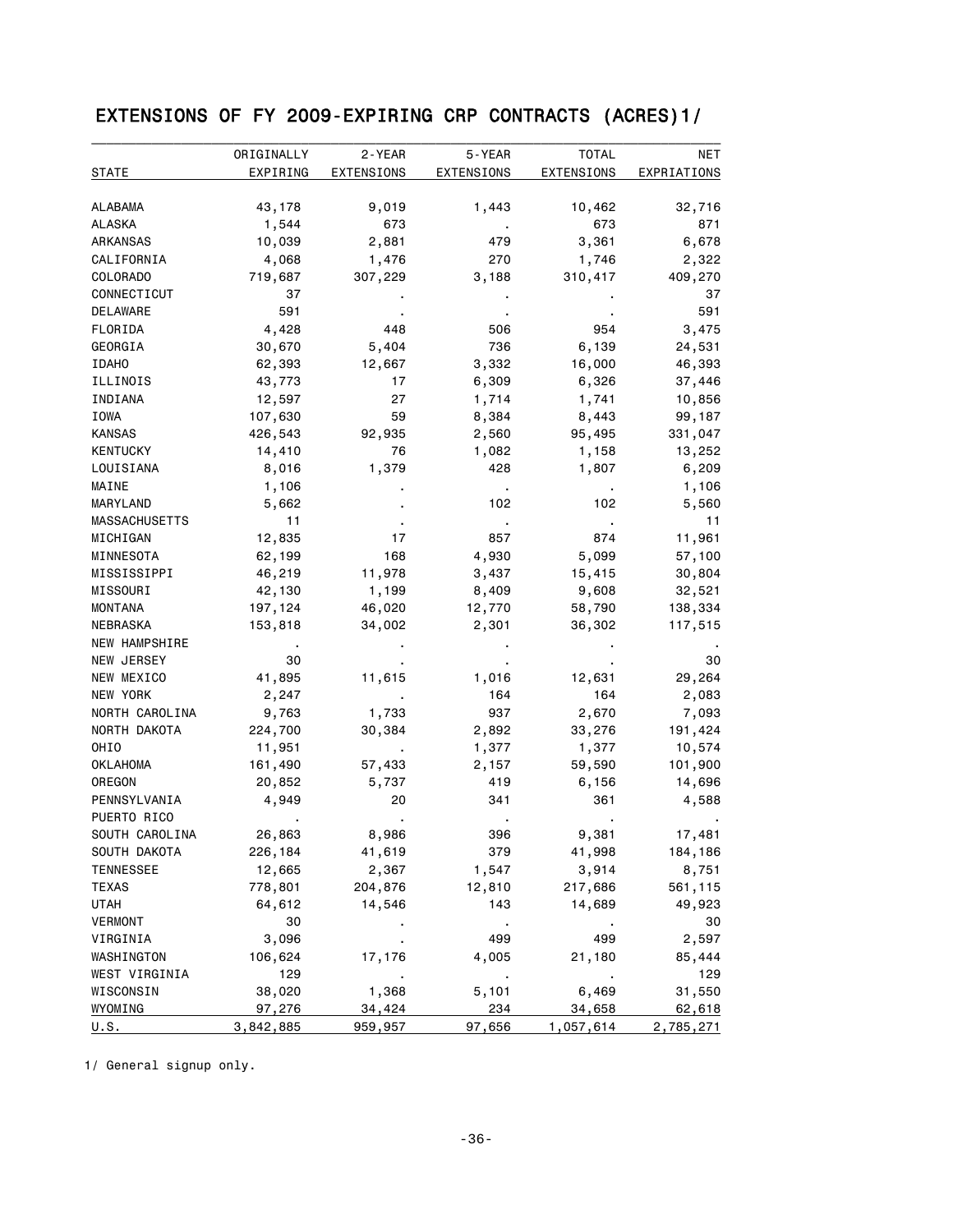# EXTENSIONS OF FY 2009-EXPIRING CRP CONTRACTS (ACRES)1/

| STATE | ORIGINALLY EXPIRING | 2-YEAR EXTENSIONS | 5-YEAR EXTENSIONS | TOTAL EXTENSIONS | NET EXPIRATIONS |
|---|---|---|---|---|---|
| ALABAMA | 43,178 | 9,019 | 1,443 | 10,462 | 32,716 |
| ALASKA | 1,544 | 673 | . | 673 | 871 |
| ARKANSAS | 10,039 | 2,881 | 479 | 3,361 | 6,678 |
| CALIFORNIA | 4,068 | 1,476 | 270 | 1,746 | 2,322 |
| COLORADO | 719,687 | 307,229 | 3,188 | 310,417 | 409,270 |
| CONNECTICUT | 37 | . | . | . | 37 |
| DELAWARE | 591 | . | . | . | 591 |
| FLORIDA | 4,428 | 448 | 506 | 954 | 3,475 |
| GEORGIA | 30,670 | 5,404 | 736 | 6,139 | 24,531 |
| IDAHO | 62,393 | 12,667 | 3,332 | 16,000 | 46,393 |
| ILLINOIS | 43,773 | 17 | 6,309 | 6,326 | 37,446 |
| INDIANA | 12,597 | 27 | 1,714 | 1,741 | 10,856 |
| IOWA | 107,630 | 59 | 8,384 | 8,443 | 99,187 |
| KANSAS | 426,543 | 92,935 | 2,560 | 95,495 | 331,047 |
| KENTUCKY | 14,410 | 76 | 1,082 | 1,158 | 13,252 |
| LOUISIANA | 8,016 | 1,379 | 428 | 1,807 | 6,209 |
| MAINE | 1,106 | . | . | . | 1,106 |
| MARYLAND | 5,662 | . | 102 | 102 | 5,560 |
| MASSACHUSETTS | 11 | . | . | . | 11 |
| MICHIGAN | 12,835 | 17 | 857 | 874 | 11,961 |
| MINNESOTA | 62,199 | 168 | 4,930 | 5,099 | 57,100 |
| MISSISSIPPI | 46,219 | 11,978 | 3,437 | 15,415 | 30,804 |
| MISSOURI | 42,130 | 1,199 | 8,409 | 9,608 | 32,521 |
| MONTANA | 197,124 | 46,020 | 12,770 | 58,790 | 138,334 |
| NEBRASKA | 153,818 | 34,002 | 2,301 | 36,302 | 117,515 |
| NEW HAMPSHIRE | . | . | . | . | . |
| NEW JERSEY | 30 | . | . | . | 30 |
| NEW MEXICO | 41,895 | 11,615 | 1,016 | 12,631 | 29,264 |
| NEW YORK | 2,247 | . | 164 | 164 | 2,083 |
| NORTH CAROLINA | 9,763 | 1,733 | 937 | 2,670 | 7,093 |
| NORTH DAKOTA | 224,700 | 30,384 | 2,892 | 33,276 | 191,424 |
| OHIO | 11,951 | . | 1,377 | 1,377 | 10,574 |
| OKLAHOMA | 161,490 | 57,433 | 2,157 | 59,590 | 101,900 |
| OREGON | 20,852 | 5,737 | 419 | 6,156 | 14,696 |
| PENNSYLVANIA | 4,949 | 20 | 341 | 361 | 4,588 |
| PUERTO RICO | . | . | . | . | . |
| SOUTH CAROLINA | 26,863 | 8,986 | 396 | 9,381 | 17,481 |
| SOUTH DAKOTA | 226,184 | 41,619 | 379 | 41,998 | 184,186 |
| TENNESSEE | 12,665 | 2,367 | 1,547 | 3,914 | 8,751 |
| TEXAS | 778,801 | 204,876 | 12,810 | 217,686 | 561,115 |
| UTAH | 64,612 | 14,546 | 143 | 14,689 | 49,923 |
| VERMONT | 30 | . | . | . | 30 |
| VIRGINIA | 3,096 | . | 499 | 499 | 2,597 |
| WASHINGTON | 106,624 | 17,176 | 4,005 | 21,180 | 85,444 |
| WEST VIRGINIA | 129 | . | . | . | 129 |
| WISCONSIN | 38,020 | 1,368 | 5,101 | 6,469 | 31,550 |
| WYOMING | 97,276 | 34,424 | 234 | 34,658 | 62,618 |
| U.S. | 3,842,885 | 959,957 | 97,656 | 1,057,614 | 2,785,271 |

1/ General signup only.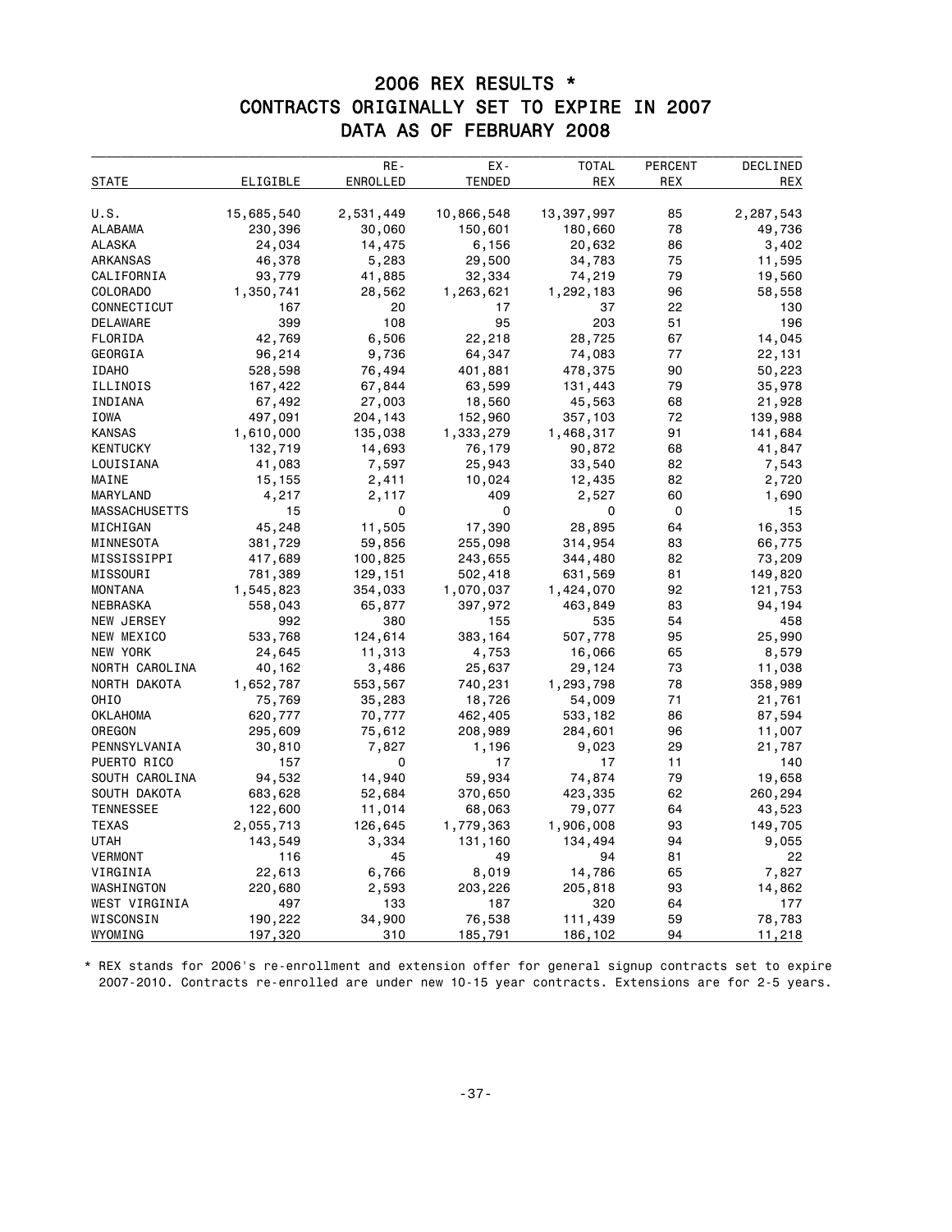# 2006 REX RESULTS *
## CONTRACTS ORIGINALLY SET TO EXPIRE IN 2007
## DATA AS OF FEBRUARY 2008

| STATE | ELIGIBLE | RE-ENROLLED | EX-TENDED | TOTAL REX | PERCENT REX | DECLINED REX |
|---|---|---|---|---|---|---|
| U.S. | 15,685,540 | 2,531,449 | 10,866,548 | 13,397,997 | 85 | 2,287,543 |
| ALABAMA | 230,396 | 30,060 | 150,601 | 180,660 | 78 | 49,736 |
| ALASKA | 24,034 | 14,475 | 6,156 | 20,632 | 86 | 3,402 |
| ARKANSAS | 46,378 | 5,283 | 29,500 | 34,783 | 75 | 11,595 |
| CALIFORNIA | 93,779 | 41,885 | 32,334 | 74,219 | 79 | 19,560 |
| COLORADO | 1,350,741 | 28,562 | 1,263,621 | 1,292,183 | 96 | 58,558 |
| CONNECTICUT | 167 | 20 | 17 | 37 | 22 | 130 |
| DELAWARE | 399 | 108 | 95 | 203 | 51 | 196 |
| FLORIDA | 42,769 | 6,506 | 22,218 | 28,725 | 67 | 14,045 |
| GEORGIA | 96,214 | 9,736 | 64,347 | 74,083 | 77 | 22,131 |
| IDAHO | 528,598 | 76,494 | 401,881 | 478,375 | 90 | 50,223 |
| ILLINOIS | 167,422 | 67,844 | 63,599 | 131,443 | 79 | 35,978 |
| INDIANA | 67,492 | 27,003 | 18,560 | 45,563 | 68 | 21,928 |
| IOWA | 497,091 | 204,143 | 152,960 | 357,103 | 72 | 139,988 |
| KANSAS | 1,610,000 | 135,038 | 1,333,279 | 1,468,317 | 91 | 141,684 |
| KENTUCKY | 132,719 | 14,693 | 76,179 | 90,872 | 68 | 41,847 |
| LOUISIANA | 41,083 | 7,597 | 25,943 | 33,540 | 82 | 7,543 |
| MAINE | 15,155 | 2,411 | 10,024 | 12,435 | 82 | 2,720 |
| MARYLAND | 4,217 | 2,117 | 409 | 2,527 | 60 | 1,690 |
| MASSACHUSETTS | 15 | 0 | 0 | 0 | 0 | 15 |
| MICHIGAN | 45,248 | 11,505 | 17,390 | 28,895 | 64 | 16,353 |
| MINNESOTA | 381,729 | 59,856 | 255,098 | 314,954 | 83 | 66,775 |
| MISSISSIPPI | 417,689 | 100,825 | 243,655 | 344,480 | 82 | 73,209 |
| MISSOURI | 781,389 | 129,151 | 502,418 | 631,569 | 81 | 149,820 |
| MONTANA | 1,545,823 | 354,033 | 1,070,037 | 1,424,070 | 92 | 121,753 |
| NEBRASKA | 558,043 | 65,877 | 397,972 | 463,849 | 83 | 94,194 |
| NEW JERSEY | 992 | 380 | 155 | 535 | 54 | 458 |
| NEW MEXICO | 533,768 | 124,614 | 383,164 | 507,778 | 95 | 25,990 |
| NEW YORK | 24,645 | 11,313 | 4,753 | 16,066 | 65 | 8,579 |
| NORTH CAROLINA | 40,162 | 3,486 | 25,637 | 29,124 | 73 | 11,038 |
| NORTH DAKOTA | 1,652,787 | 553,567 | 740,231 | 1,293,798 | 78 | 358,989 |
| OHIO | 75,769 | 35,283 | 18,726 | 54,009 | 71 | 21,761 |
| OKLAHOMA | 620,777 | 70,777 | 462,405 | 533,182 | 86 | 87,594 |
| OREGON | 295,609 | 75,612 | 208,989 | 284,601 | 96 | 11,007 |
| PENNSYLVANIA | 30,810 | 7,827 | 1,196 | 9,023 | 29 | 21,787 |
| PUERTO RICO | 157 | 0 | 17 | 17 | 11 | 140 |
| SOUTH CAROLINA | 94,532 | 14,940 | 59,934 | 74,874 | 79 | 19,658 |
| SOUTH DAKOTA | 683,628 | 52,684 | 370,650 | 423,335 | 62 | 260,294 |
| TENNESSEE | 122,600 | 11,014 | 68,063 | 79,077 | 64 | 43,523 |
| TEXAS | 2,055,713 | 126,645 | 1,779,363 | 1,906,008 | 93 | 149,705 |
| UTAH | 143,549 | 3,334 | 131,160 | 134,494 | 94 | 9,055 |
| VERMONT | 116 | 45 | 49 | 94 | 81 | 22 |
| VIRGINIA | 22,613 | 6,766 | 8,019 | 14,786 | 65 | 7,827 |
| WASHINGTON | 220,680 | 2,593 | 203,226 | 205,818 | 93 | 14,862 |
| WEST VIRGINIA | 497 | 133 | 187 | 320 | 64 | 177 |
| WISCONSIN | 190,222 | 34,900 | 76,538 | 111,439 | 59 | 78,783 |
| WYOMING | 197,320 | 310 | 185,791 | 186,102 | 94 | 11,218 |

* REX stands for 2006's re-enrollment and extension offer for general signup contracts set to expire 2007-2010. Contracts re-enrolled are under new 10-15 year contracts. Extensions are for 2-5 years.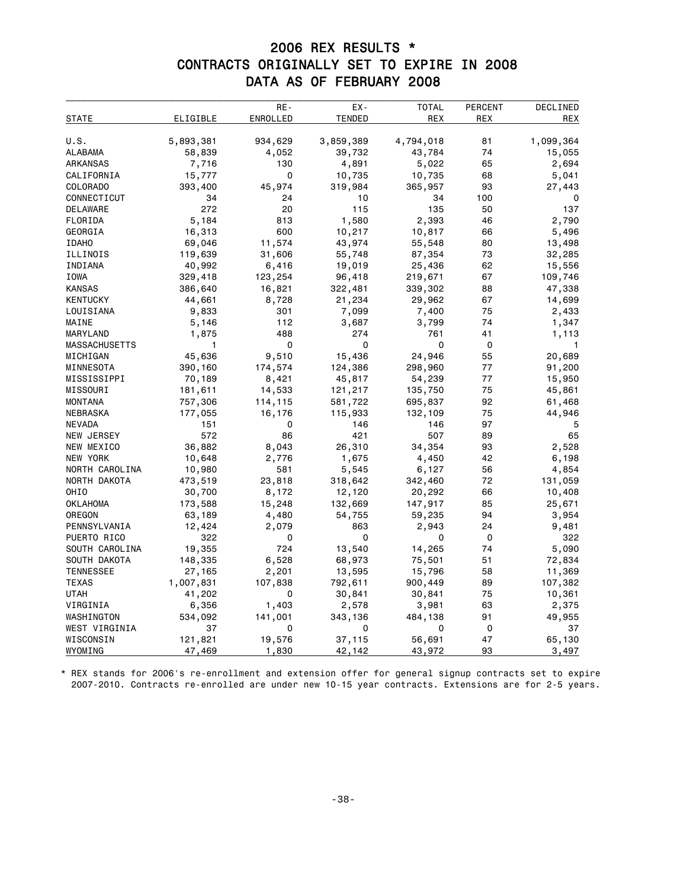# 2006 REX RESULTS *
## CONTRACTS ORIGINALLY SET TO EXPIRE IN 2008
## DATA AS OF FEBRUARY 2008

| STATE | ELIGIBLE | RE-ENROLLED | EX-TENDED | TOTAL REX | PERCENT REX | DECLINED REX |
|---|---|---|---|---|---|---|
| U.S. | 5,893,381 | 934,629 | 3,859,389 | 4,794,018 | 81 | 1,099,364 |
| ALABAMA | 58,839 | 4,052 | 39,732 | 43,784 | 74 | 15,055 |
| ARKANSAS | 7,716 | 130 | 4,891 | 5,022 | 65 | 2,694 |
| CALIFORNIA | 15,777 | 0 | 10,735 | 10,735 | 68 | 5,041 |
| COLORADO | 393,400 | 45,974 | 319,984 | 365,957 | 93 | 27,443 |
| CONNECTICUT | 34 | 24 | 10 | 34 | 100 | 0 |
| DELAWARE | 272 | 20 | 115 | 135 | 50 | 137 |
| FLORIDA | 5,184 | 813 | 1,580 | 2,393 | 46 | 2,790 |
| GEORGIA | 16,313 | 600 | 10,217 | 10,817 | 66 | 5,496 |
| IDAHO | 69,046 | 11,574 | 43,974 | 55,548 | 80 | 13,498 |
| ILLINOIS | 119,639 | 31,606 | 55,748 | 87,354 | 73 | 32,285 |
| INDIANA | 40,992 | 6,416 | 19,019 | 25,436 | 62 | 15,556 |
| IOWA | 329,418 | 123,254 | 96,418 | 219,671 | 67 | 109,746 |
| KANSAS | 386,640 | 16,821 | 322,481 | 339,302 | 88 | 47,338 |
| KENTUCKY | 44,661 | 8,728 | 21,234 | 29,962 | 67 | 14,699 |
| LOUISIANA | 9,833 | 301 | 7,099 | 7,400 | 75 | 2,433 |
| MAINE | 5,146 | 112 | 3,687 | 3,799 | 74 | 1,347 |
| MARYLAND | 1,875 | 488 | 274 | 761 | 41 | 1,113 |
| MASSACHUSETTS | 1 | 0 | 0 | 0 | 0 | 1 |
| MICHIGAN | 45,636 | 9,510 | 15,436 | 24,946 | 55 | 20,689 |
| MINNESOTA | 390,160 | 174,574 | 124,386 | 298,960 | 77 | 91,200 |
| MISSISSIPPI | 70,189 | 8,421 | 45,817 | 54,239 | 77 | 15,950 |
| MISSOURI | 181,611 | 14,533 | 121,217 | 135,750 | 75 | 45,861 |
| MONTANA | 757,306 | 114,115 | 581,722 | 695,837 | 92 | 61,468 |
| NEBRASKA | 177,055 | 16,176 | 115,933 | 132,109 | 75 | 44,946 |
| NEVADA | 151 | 0 | 146 | 146 | 97 | 5 |
| NEW JERSEY | 572 | 86 | 421 | 507 | 89 | 65 |
| NEW MEXICO | 36,882 | 8,043 | 26,310 | 34,354 | 93 | 2,528 |
| NEW YORK | 10,648 | 2,776 | 1,675 | 4,450 | 42 | 6,198 |
| NORTH CAROLINA | 10,980 | 581 | 5,545 | 6,127 | 56 | 4,854 |
| NORTH DAKOTA | 473,519 | 23,818 | 318,642 | 342,460 | 72 | 131,059 |
| OHIO | 30,700 | 8,172 | 12,120 | 20,292 | 66 | 10,408 |
| OKLAHOMA | 173,588 | 15,248 | 132,669 | 147,917 | 85 | 25,671 |
| OREGON | 63,189 | 4,480 | 54,755 | 59,235 | 94 | 3,954 |
| PENNSYLVANIA | 12,424 | 2,079 | 863 | 2,943 | 24 | 9,481 |
| PUERTO RICO | 322 | 0 | 0 | 0 | 0 | 322 |
| SOUTH CAROLINA | 19,355 | 724 | 13,540 | 14,265 | 74 | 5,090 |
| SOUTH DAKOTA | 148,335 | 6,528 | 68,973 | 75,501 | 51 | 72,834 |
| TENNESSEE | 27,165 | 2,201 | 13,595 | 15,796 | 58 | 11,369 |
| TEXAS | 1,007,831 | 107,838 | 792,611 | 900,449 | 89 | 107,382 |
| UTAH | 41,202 | 0 | 30,841 | 30,841 | 75 | 10,361 |
| VIRGINIA | 6,356 | 1,403 | 2,578 | 3,981 | 63 | 2,375 |
| WASHINGTON | 534,092 | 141,001 | 343,136 | 484,138 | 91 | 49,955 |
| WEST VIRGINIA | 37 | 0 | 0 | 0 | 0 | 37 |
| WISCONSIN | 121,821 | 19,576 | 37,115 | 56,691 | 47 | 65,130 |
| WYOMING | 47,469 | 1,830 | 42,142 | 43,972 | 93 | 3,497 |

* REX stands for 2006's re-enrollment and extension offer for general signup contracts set to expire 2007-2010. Contracts re-enrolled are under new 10-15 year contracts. Extensions are for 2-5 years.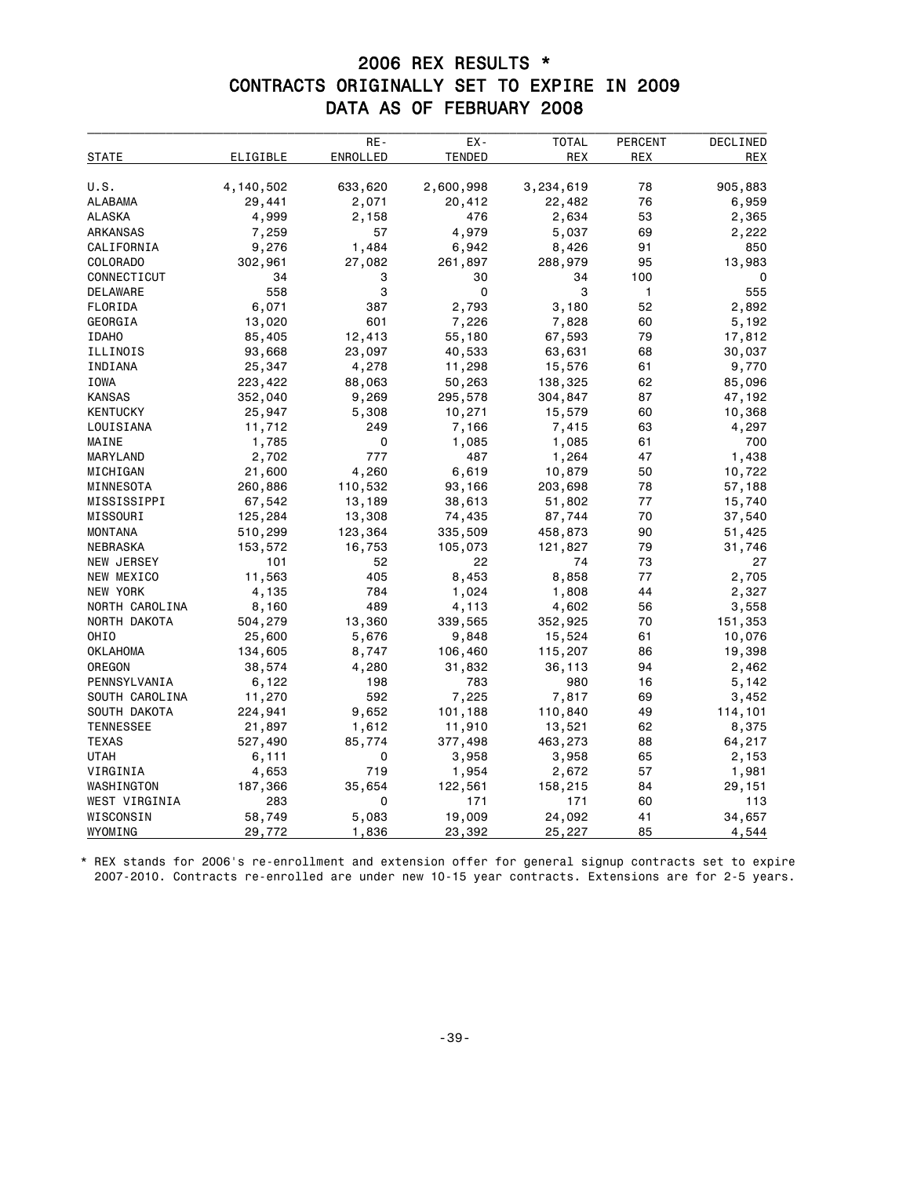# 2006 REX RESULTS *
## CONTRACTS ORIGINALLY SET TO EXPIRE IN 2009
## DATA AS OF FEBRUARY 2008

| STATE | ELIGIBLE | RE-ENROLLED | EX-TENDED | TOTAL REX | PERCENT REX | DECLINED REX |
|---|---|---|---|---|---|---|
| U.S. | 4,140,502 | 633,620 | 2,600,998 | 3,234,619 | 78 | 905,883 |
| ALABAMA | 29,441 | 2,071 | 20,412 | 22,482 | 76 | 6,959 |
| ALASKA | 4,999 | 2,158 | 476 | 2,634 | 53 | 2,365 |
| ARKANSAS | 7,259 | 57 | 4,979 | 5,037 | 69 | 2,222 |
| CALIFORNIA | 9,276 | 1,484 | 6,942 | 8,426 | 91 | 850 |
| COLORADO | 302,961 | 27,082 | 261,897 | 288,979 | 95 | 13,983 |
| CONNECTICUT | 34 | 3 | 30 | 34 | 100 | 0 |
| DELAWARE | 558 | 3 | 0 | 3 | 1 | 555 |
| FLORIDA | 6,071 | 387 | 2,793 | 3,180 | 52 | 2,892 |
| GEORGIA | 13,020 | 601 | 7,226 | 7,828 | 60 | 5,192 |
| IDAHO | 85,405 | 12,413 | 55,180 | 67,593 | 79 | 17,812 |
| ILLINOIS | 93,668 | 23,097 | 40,533 | 63,631 | 68 | 30,037 |
| INDIANA | 25,347 | 4,278 | 11,298 | 15,576 | 61 | 9,770 |
| IOWA | 223,422 | 88,063 | 50,263 | 138,325 | 62 | 85,096 |
| KANSAS | 352,040 | 9,269 | 295,578 | 304,847 | 87 | 47,192 |
| KENTUCKY | 25,947 | 5,308 | 10,271 | 15,579 | 60 | 10,368 |
| LOUISIANA | 11,712 | 249 | 7,166 | 7,415 | 63 | 4,297 |
| MAINE | 1,785 | 0 | 1,085 | 1,085 | 61 | 700 |
| MARYLAND | 2,702 | 777 | 487 | 1,264 | 47 | 1,438 |
| MICHIGAN | 21,600 | 4,260 | 6,619 | 10,879 | 50 | 10,722 |
| MINNESOTA | 260,886 | 110,532 | 93,166 | 203,698 | 78 | 57,188 |
| MISSISSIPPI | 67,542 | 13,189 | 38,613 | 51,802 | 77 | 15,740 |
| MISSOURI | 125,284 | 13,308 | 74,435 | 87,744 | 70 | 37,540 |
| MONTANA | 510,299 | 123,364 | 335,509 | 458,873 | 90 | 51,425 |
| NEBRASKA | 153,572 | 16,753 | 105,073 | 121,827 | 79 | 31,746 |
| NEW JERSEY | 101 | 52 | 22 | 74 | 73 | 27 |
| NEW MEXICO | 11,563 | 405 | 8,453 | 8,858 | 77 | 2,705 |
| NEW YORK | 4,135 | 784 | 1,024 | 1,808 | 44 | 2,327 |
| NORTH CAROLINA | 8,160 | 489 | 4,113 | 4,602 | 56 | 3,558 |
| NORTH DAKOTA | 504,279 | 13,360 | 339,565 | 352,925 | 70 | 151,353 |
| OHIO | 25,600 | 5,676 | 9,848 | 15,524 | 61 | 10,076 |
| OKLAHOMA | 134,605 | 8,747 | 106,460 | 115,207 | 86 | 19,398 |
| OREGON | 38,574 | 4,280 | 31,832 | 36,113 | 94 | 2,462 |
| PENNSYLVANIA | 6,122 | 198 | 783 | 980 | 16 | 5,142 |
| SOUTH CAROLINA | 11,270 | 592 | 7,225 | 7,817 | 69 | 3,452 |
| SOUTH DAKOTA | 224,941 | 9,652 | 101,188 | 110,840 | 49 | 114,101 |
| TENNESSEE | 21,897 | 1,612 | 11,910 | 13,521 | 62 | 8,375 |
| TEXAS | 527,490 | 85,774 | 377,498 | 463,273 | 88 | 64,217 |
| UTAH | 6,111 | 0 | 3,958 | 3,958 | 65 | 2,153 |
| VIRGINIA | 4,653 | 719 | 1,954 | 2,672 | 57 | 1,981 |
| WASHINGTON | 187,366 | 35,654 | 122,561 | 158,215 | 84 | 29,151 |
| WEST VIRGINIA | 283 | 0 | 171 | 171 | 60 | 113 |
| WISCONSIN | 58,749 | 5,083 | 19,009 | 24,092 | 41 | 34,657 |
| WYOMING | 29,772 | 1,836 | 23,392 | 25,227 | 85 | 4,544 |

* REX stands for 2006's re-enrollment and extension offer for general signup contracts set to expire 2007-2010. Contracts re-enrolled are under new 10-15 year contracts. Extensions are for 2-5 years.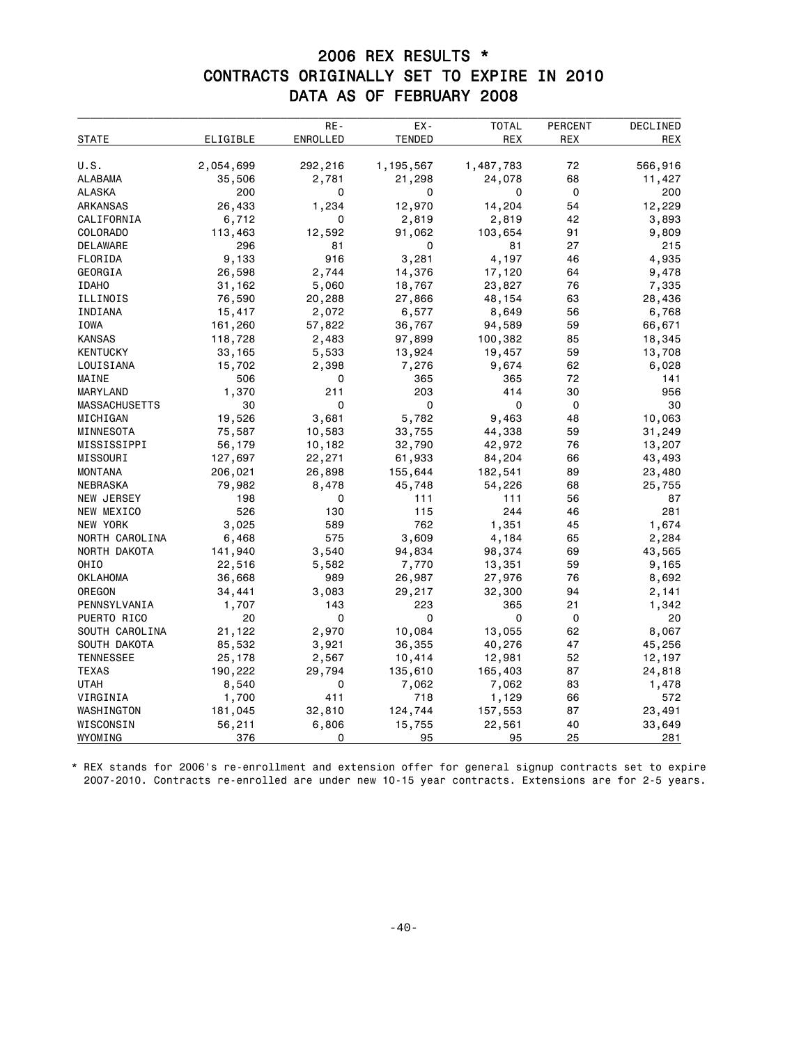# 2006 REX RESULTS *
## CONTRACTS ORIGINALLY SET TO EXPIRE IN 2010
## DATA AS OF FEBRUARY 2008

| STATE | ELIGIBLE | RE-ENROLLED | EX-TENDED | TOTAL REX | PERCENT REX | DECLINED REX |
|---|---|---|---|---|---|---|
| U.S. | 2,054,699 | 292,216 | 1,195,567 | 1,487,783 | 72 | 566,916 |
| ALABAMA | 35,506 | 2,781 | 21,298 | 24,078 | 68 | 11,427 |
| ALASKA | 200 | 0 | 0 | 0 | 0 | 200 |
| ARKANSAS | 26,433 | 1,234 | 12,970 | 14,204 | 54 | 12,229 |
| CALIFORNIA | 6,712 | 0 | 2,819 | 2,819 | 42 | 3,893 |
| COLORADO | 113,463 | 12,592 | 91,062 | 103,654 | 91 | 9,809 |
| DELAWARE | 296 | 81 | 0 | 81 | 27 | 215 |
| FLORIDA | 9,133 | 916 | 3,281 | 4,197 | 46 | 4,935 |
| GEORGIA | 26,598 | 2,744 | 14,376 | 17,120 | 64 | 9,478 |
| IDAHO | 31,162 | 5,060 | 18,767 | 23,827 | 76 | 7,335 |
| ILLINOIS | 76,590 | 20,288 | 27,866 | 48,154 | 63 | 28,436 |
| INDIANA | 15,417 | 2,072 | 6,577 | 8,649 | 56 | 6,768 |
| IOWA | 161,260 | 57,822 | 36,767 | 94,589 | 59 | 66,671 |
| KANSAS | 118,728 | 2,483 | 97,899 | 100,382 | 85 | 18,345 |
| KENTUCKY | 33,165 | 5,533 | 13,924 | 19,457 | 59 | 13,708 |
| LOUISIANA | 15,702 | 2,398 | 7,276 | 9,674 | 62 | 6,028 |
| MAINE | 506 | 0 | 365 | 365 | 72 | 141 |
| MARYLAND | 1,370 | 211 | 203 | 414 | 30 | 956 |
| MASSACHUSETTS | 30 | 0 | 0 | 0 | 0 | 30 |
| MICHIGAN | 19,526 | 3,681 | 5,782 | 9,463 | 48 | 10,063 |
| MINNESOTA | 75,587 | 10,583 | 33,755 | 44,338 | 59 | 31,249 |
| MISSISSIPPI | 56,179 | 10,182 | 32,790 | 42,972 | 76 | 13,207 |
| MISSOURI | 127,697 | 22,271 | 61,933 | 84,204 | 66 | 43,493 |
| MONTANA | 206,021 | 26,898 | 155,644 | 182,541 | 89 | 23,480 |
| NEBRASKA | 79,982 | 8,478 | 45,748 | 54,226 | 68 | 25,755 |
| NEW JERSEY | 198 | 0 | 111 | 111 | 56 | 87 |
| NEW MEXICO | 526 | 130 | 115 | 244 | 46 | 281 |
| NEW YORK | 3,025 | 589 | 762 | 1,351 | 45 | 1,674 |
| NORTH CAROLINA | 6,468 | 575 | 3,609 | 4,184 | 65 | 2,284 |
| NORTH DAKOTA | 141,940 | 3,540 | 94,834 | 98,374 | 69 | 43,565 |
| OHIO | 22,516 | 5,582 | 7,770 | 13,351 | 59 | 9,165 |
| OKLAHOMA | 36,668 | 989 | 26,987 | 27,976 | 76 | 8,692 |
| OREGON | 34,441 | 3,083 | 29,217 | 32,300 | 94 | 2,141 |
| PENNSYLVANIA | 1,707 | 143 | 223 | 365 | 21 | 1,342 |
| PUERTO RICO | 20 | 0 | 0 | 0 | 0 | 20 |
| SOUTH CAROLINA | 21,122 | 2,970 | 10,084 | 13,055 | 62 | 8,067 |
| SOUTH DAKOTA | 85,532 | 3,921 | 36,355 | 40,276 | 47 | 45,256 |
| TENNESSEE | 25,178 | 2,567 | 10,414 | 12,981 | 52 | 12,197 |
| TEXAS | 190,222 | 29,794 | 135,610 | 165,403 | 87 | 24,818 |
| UTAH | 8,540 | 0 | 7,062 | 7,062 | 83 | 1,478 |
| VIRGINIA | 1,700 | 411 | 718 | 1,129 | 66 | 572 |
| WASHINGTON | 181,045 | 32,810 | 124,744 | 157,553 | 87 | 23,491 |
| WISCONSIN | 56,211 | 6,806 | 15,755 | 22,561 | 40 | 33,649 |
| WYOMING | 376 | 0 | 95 | 95 | 25 | 281 |

\* REX stands for 2006's re-enrollment and extension offer for general signup contracts set to expire 2007-2010. Contracts re-enrolled are under new 10-15 year contracts. Extensions are for 2-5 years.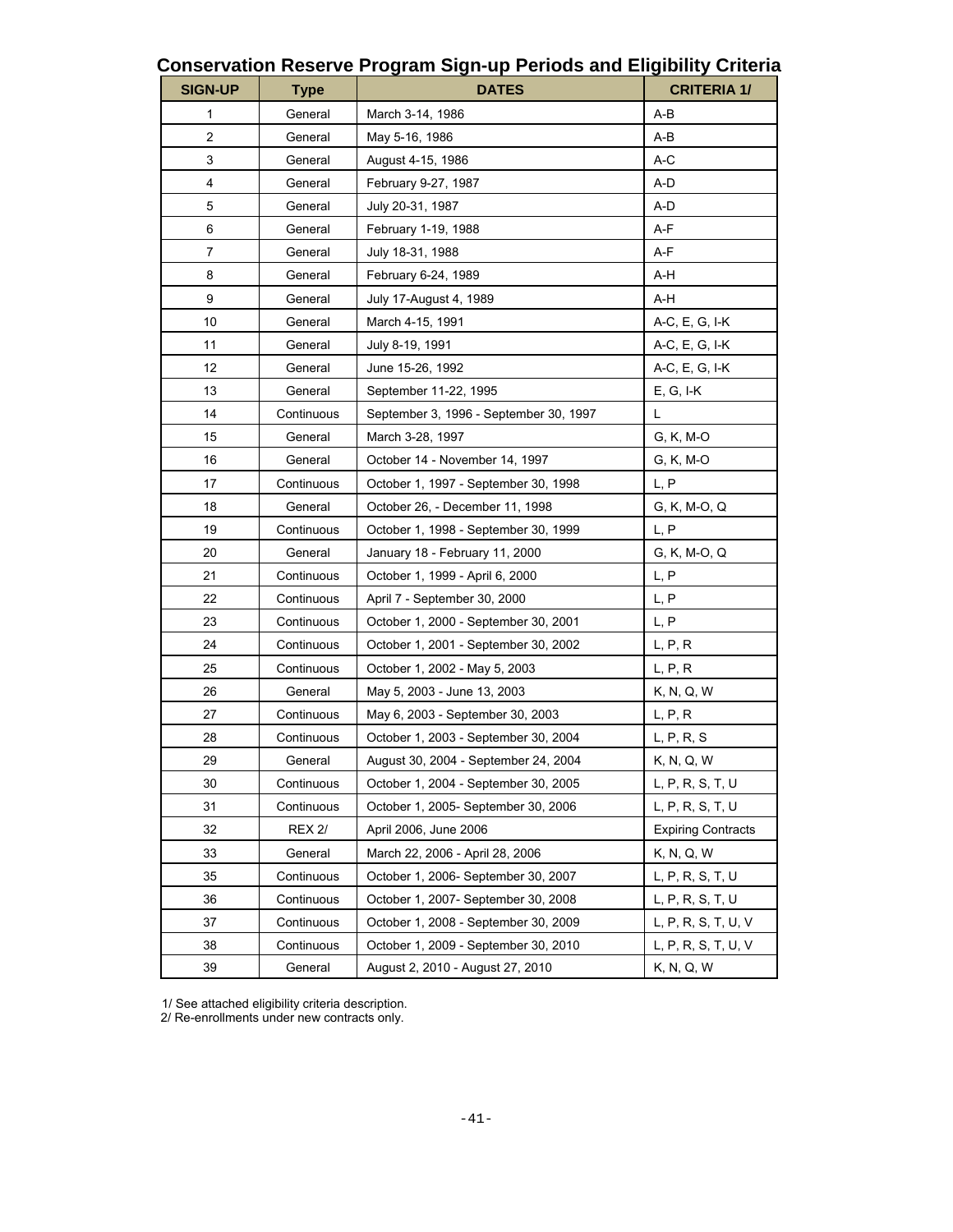# Conservation Reserve Program Sign-up Periods and Eligibility Criteria

| SIGN-UP | Type | DATES | CRITERIA 1/ |
|---|---|---|---|
| 1 | General | March 3-14, 1986 | A-B |
| 2 | General | May 5-16, 1986 | A-B |
| 3 | General | August 4-15, 1986 | A-C |
| 4 | General | February 9-27, 1987 | A-D |
| 5 | General | July 20-31, 1987 | A-D |
| 6 | General | February 1-19, 1988 | A-F |
| 7 | General | July 18-31, 1988 | A-F |
| 8 | General | February 6-24, 1989 | A-H |
| 9 | General | July 17-August 4, 1989 | A-H |
| 10 | General | March 4-15, 1991 | A-C, E, G, I-K |
| 11 | General | July 8-19, 1991 | A-C, E, G, I-K |
| 12 | General | June 15-26, 1992 | A-C, E, G, I-K |
| 13 | General | September 11-22, 1995 | E, G, I-K |
| 14 | Continuous | September 3, 1996 - September 30, 1997 | L |
| 15 | General | March 3-28, 1997 | G, K, M-O |
| 16 | General | October 14 - November 14, 1997 | G, K, M-O |
| 17 | Continuous | October 1, 1997 - September 30, 1998 | L, P |
| 18 | General | October 26, - December 11, 1998 | G, K, M-O, Q |
| 19 | Continuous | October 1, 1998 - September 30, 1999 | L, P |
| 20 | General | January 18 - February 11, 2000 | G, K, M-O, Q |
| 21 | Continuous | October 1, 1999 - April 6, 2000 | L, P |
| 22 | Continuous | April 7 - September 30, 2000 | L, P |
| 23 | Continuous | October 1, 2000 - September 30, 2001 | L, P |
| 24 | Continuous | October 1, 2001 - September 30, 2002 | L, P, R |
| 25 | Continuous | October 1, 2002 - May 5, 2003 | L, P, R |
| 26 | General | May 5, 2003 - June 13, 2003 | K, N, Q, W |
| 27 | Continuous | May 6, 2003 - September 30, 2003 | L, P, R |
| 28 | Continuous | October 1, 2003 - September 30, 2004 | L, P, R, S |
| 29 | General | August 30, 2004 - September 24, 2004 | K, N, Q, W |
| 30 | Continuous | October 1, 2004 - September 30, 2005 | L, P, R, S, T, U |
| 31 | Continuous | October 1, 2005- September 30, 2006 | L, P, R, S, T, U |
| 32 | REX 2/ | April 2006, June 2006 | Expiring Contracts |
| 33 | General | March 22, 2006 - April 28, 2006 | K, N, Q, W |
| 35 | Continuous | October 1, 2006- September 30, 2007 | L, P, R, S, T, U |
| 36 | Continuous | October 1, 2007- September 30, 2008 | L, P, R, S, T, U |
| 37 | Continuous | October 1, 2008 - September 30, 2009 | L, P, R, S, T, U, V |
| 38 | Continuous | October 1, 2009 - September 30, 2010 | L, P, R, S, T, U, V |
| 39 | General | August 2, 2010 - August 27, 2010 | K, N, Q, W |

1/ See attached eligibility criteria description.
2/ Re-enrollments under new contracts only.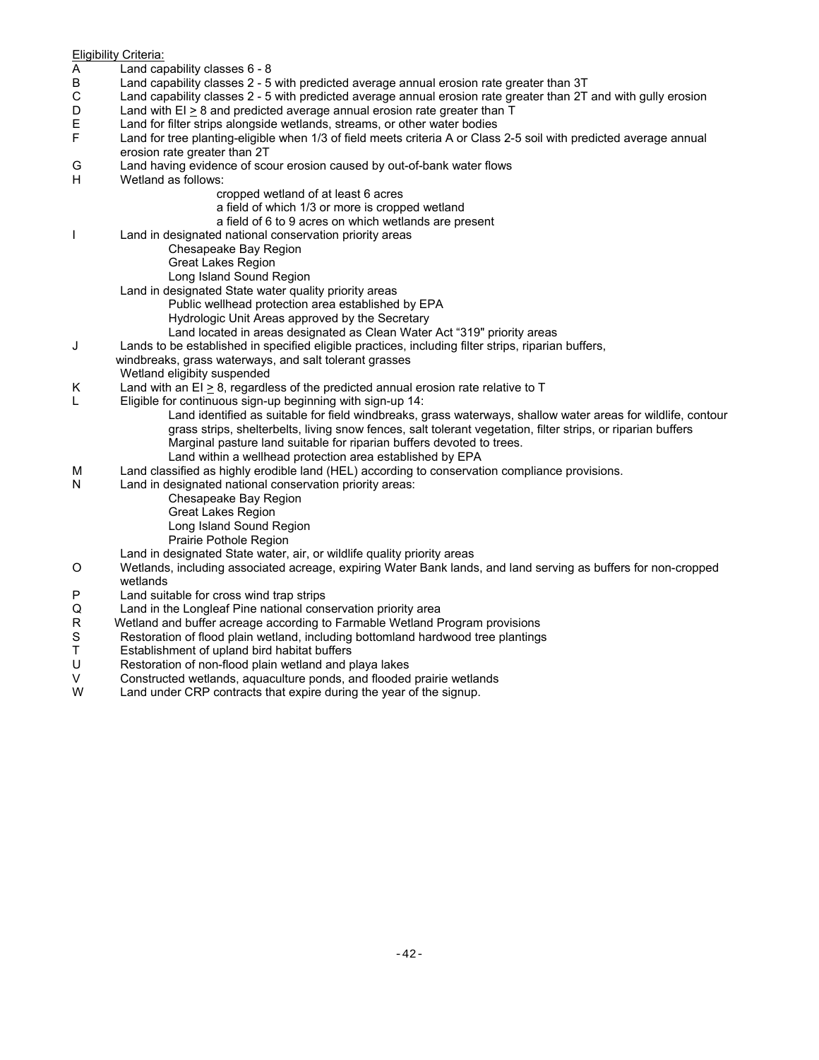Eligibility Criteria:

- A Land capability classes 6 - 8
- B Land capability classes 2 - 5 with predicted average annual erosion rate greater than 3T
- C Land capability classes 2 - 5 with predicted average annual erosion rate greater than 2T and with gully erosion
- D Land with EI $\geq$ 8 and predicted average annual erosion rate greater than T
- E Land for filter strips alongside wetlands, streams, or other water bodies
- F Land for tree planting-eligible when 1/3 of field meets criteria A or Class 2-5 soil with predicted average annual erosion rate greater than 2T
- G Land having evidence of scour erosion caused by out-of-bank water flows
- H Wetland as follows:
  - cropped wetland of at least 6 acres
  - a field of which 1/3 or more is cropped wetland
  - a field of 6 to 9 acres on which wetlands are present
- I Land in designated national conservation priority areas
  - Chesapeake Bay Region
  - Great Lakes Region
  - Long Island Sound Region

  Land in designated State water quality priority areas
  - Public wellhead protection area established by EPA
  - Hydrologic Unit Areas approved by the Secretary
  - Land located in areas designated as Clean Water Act "319" priority areas
- J Lands to be established in specified eligible practices, including filter strips, riparian buffers, windbreaks, grass waterways, and salt tolerant grasses

  Wetland eligibity suspended
- K Land with an EI $\geq$ 8, regardless of the predicted annual erosion rate relative to T
- L Eligible for continuous sign-up beginning with sign-up 14:
  - Land identified as suitable for field windbreaks, grass waterways, shallow water areas for wildlife, contour grass strips, shelterbelts, living snow fences, salt tolerant vegetation, filter strips, or riparian buffers
  - Marginal pasture land suitable for riparian buffers devoted to trees.
  - Land within a wellhead protection area established by EPA
- M Land classified as highly erodible land (HEL) according to conservation compliance provisions.
- N Land in designated national conservation priority areas:
  - Chesapeake Bay Region
  - Great Lakes Region
  - Long Island Sound Region
  - Prairie Pothole Region

  Land in designated State water, air, or wildlife quality priority areas
- O Wetlands, including associated acreage, expiring Water Bank lands, and land serving as buffers for non-cropped wetlands
- P Land suitable for cross wind trap strips
- Q Land in the Longleaf Pine national conservation priority area
- R Wetland and buffer acreage according to Farmable Wetland Program provisions
- S Restoration of flood plain wetland, including bottomland hardwood tree plantings
- T Establishment of upland bird habitat buffers
- U Restoration of non-flood plain wetland and playa lakes
- V Constructed wetlands, aquaculture ponds, and flooded prairie wetlands
- W Land under CRP contracts that expire during the year of the signup.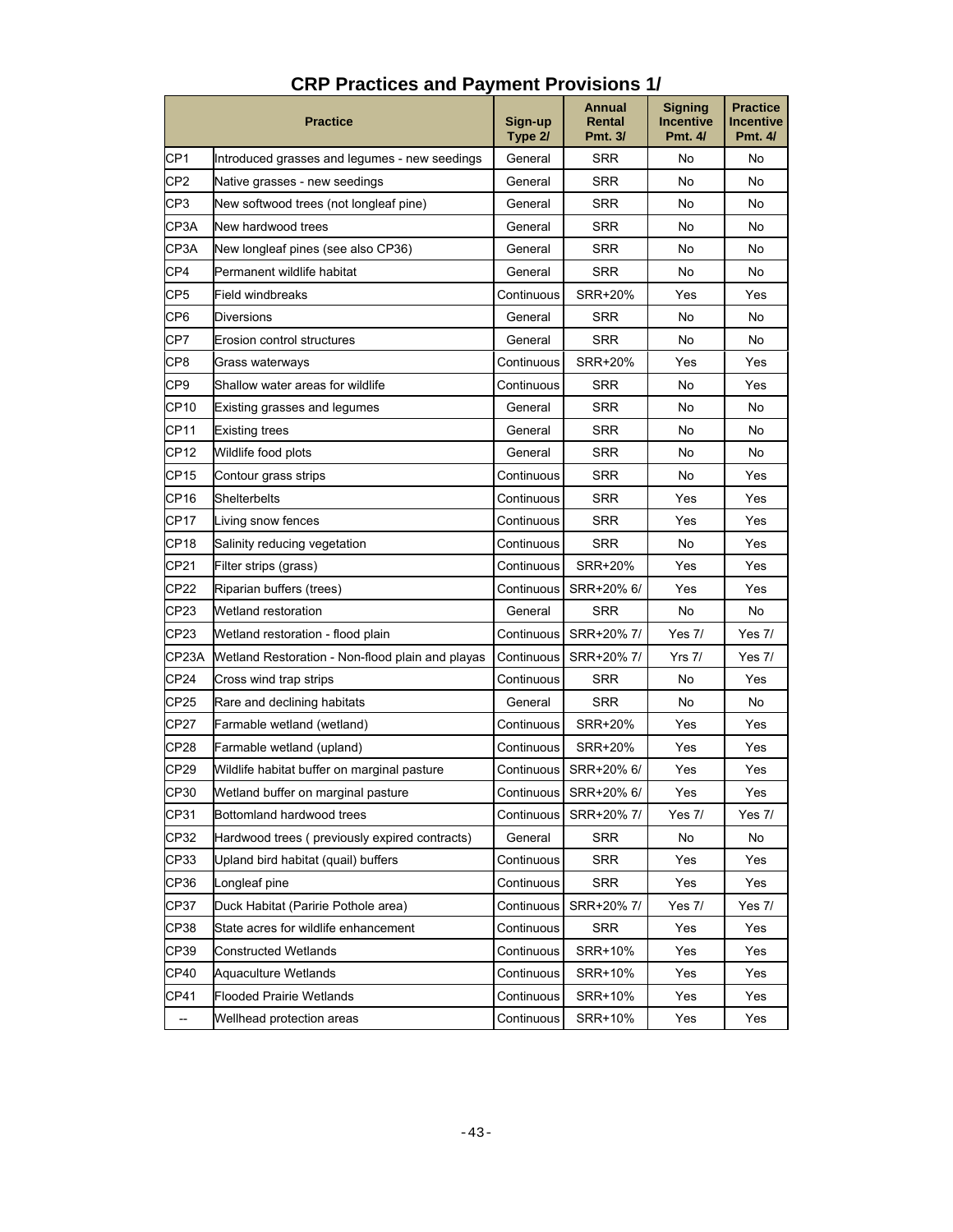# CRP Practices and Payment Provisions 1/

| | Practice | Sign-up Type 2/ | Annual Rental Pmt. 3/ | Signing Incentive Pmt. 4/ | Practice Incentive Pmt. 4/ |
|---|---|---|---|---|---|
| CP1 | Introduced grasses and legumes - new seedings | General | SRR | No | No |
| CP2 | Native grasses - new seedings | General | SRR | No | No |
| CP3 | New softwood trees (not longleaf pine) | General | SRR | No | No |
| CP3A | New hardwood trees | General | SRR | No | No |
| CP3A | New longleaf pines (see also CP36) | General | SRR | No | No |
| CP4 | Permanent wildlife habitat | General | SRR | No | No |
| CP5 | Field windbreaks | Continuous | SRR+20% | Yes | Yes |
| CP6 | Diversions | General | SRR | No | No |
| CP7 | Erosion control structures | General | SRR | No | No |
| CP8 | Grass waterways | Continuous | SRR+20% | Yes | Yes |
| CP9 | Shallow water areas for wildlife | Continuous | SRR | No | Yes |
| CP10 | Existing grasses and legumes | General | SRR | No | No |
| CP11 | Existing trees | General | SRR | No | No |
| CP12 | Wildlife food plots | General | SRR | No | No |
| CP15 | Contour grass strips | Continuous | SRR | No | Yes |
| CP16 | Shelterbelts | Continuous | SRR | Yes | Yes |
| CP17 | Living snow fences | Continuous | SRR | Yes | Yes |
| CP18 | Salinity reducing vegetation | Continuous | SRR | No | Yes |
| CP21 | Filter strips (grass) | Continuous | SRR+20% | Yes | Yes |
| CP22 | Riparian buffers (trees) | Continuous | SRR+20% 6/ | Yes | Yes |
| CP23 | Wetland restoration | General | SRR | No | No |
| CP23 | Wetland restoration - flood plain | Continuous | SRR+20% 7/ | Yes 7/ | Yes 7/ |
| CP23A | Wetland Restoration - Non-flood plain and playas | Continuous | SRR+20% 7/ | Yrs 7/ | Yes 7/ |
| CP24 | Cross wind trap strips | Continuous | SRR | No | Yes |
| CP25 | Rare and declining habitats | General | SRR | No | No |
| CP27 | Farmable wetland (wetland) | Continuous | SRR+20% | Yes | Yes |
| CP28 | Farmable wetland (upland) | Continuous | SRR+20% | Yes | Yes |
| CP29 | Wildlife habitat buffer on marginal pasture | Continuous | SRR+20% 6/ | Yes | Yes |
| CP30 | Wetland buffer on marginal pasture | Continuous | SRR+20% 6/ | Yes | Yes |
| CP31 | Bottomland hardwood trees | Continuous | SRR+20% 7/ | Yes 7/ | Yes 7/ |
| CP32 | Hardwood trees ( previously expired contracts) | General | SRR | No | No |
| CP33 | Upland bird habitat (quail) buffers | Continuous | SRR | Yes | Yes |
| CP36 | Longleaf pine | Continuous | SRR | Yes | Yes |
| CP37 | Duck Habitat (Pairie Pothole area) | Continuous | SRR+20% 7/ | Yes 7/ | Yes 7/ |
| CP38 | State acres for wildlife enhancement | Continuous | SRR | Yes | Yes |
| CP39 | Constructed Wetlands | Continuous | SRR+10% | Yes | Yes |
| CP40 | Aquaculture Wetlands | Continuous | SRR+10% | Yes | Yes |
| CP41 | Flooded Prairie Wetlands | Continuous | SRR+10% | Yes | Yes |
| -- | Wellhead protection areas | Continuous | SRR+10% | Yes | Yes |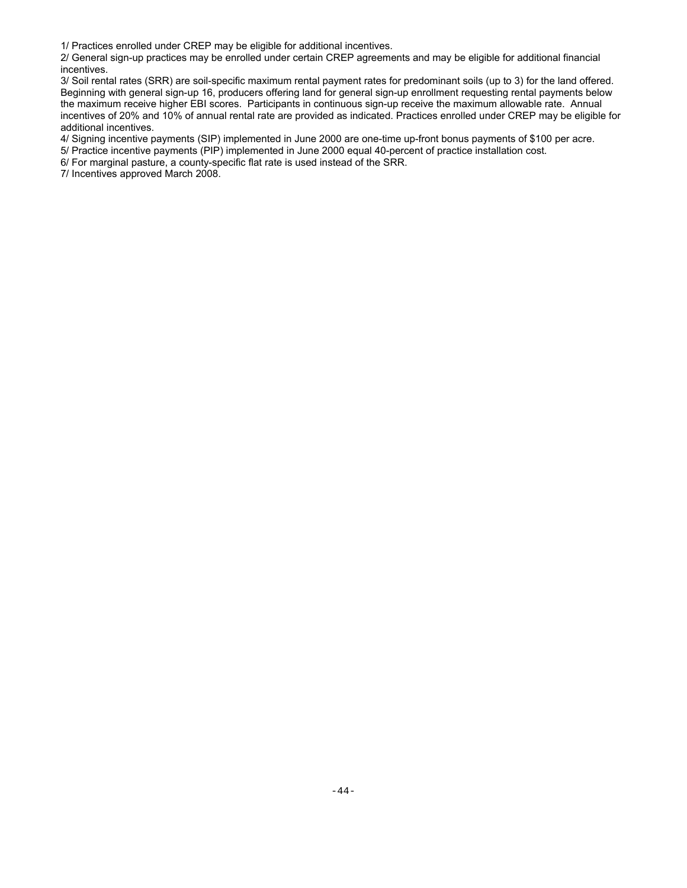1/ Practices enrolled under CREP may be eligible for additional incentives.

2/ General sign-up practices may be enrolled under certain CREP agreements and may be eligible for additional financial incentives.

3/ Soil rental rates (SRR) are soil-specific maximum rental payment rates for predominant soils (up to 3) for the land offered. Beginning with general sign-up 16, producers offering land for general sign-up enrollment requesting rental payments below the maximum receive higher EBI scores. Participants in continuous sign-up receive the maximum allowable rate. Annual incentives of 20% and 10% of annual rental rate are provided as indicated. Practices enrolled under CREP may be eligible for additional incentives.

4/ Signing incentive payments (SIP) implemented in June 2000 are one-time up-front bonus payments of $100 per acre.

5/ Practice incentive payments (PIP) implemented in June 2000 equal 40-percent of practice installation cost.

6/ For marginal pasture, a county-specific flat rate is used instead of the SRR.

7/ Incentives approved March 2008.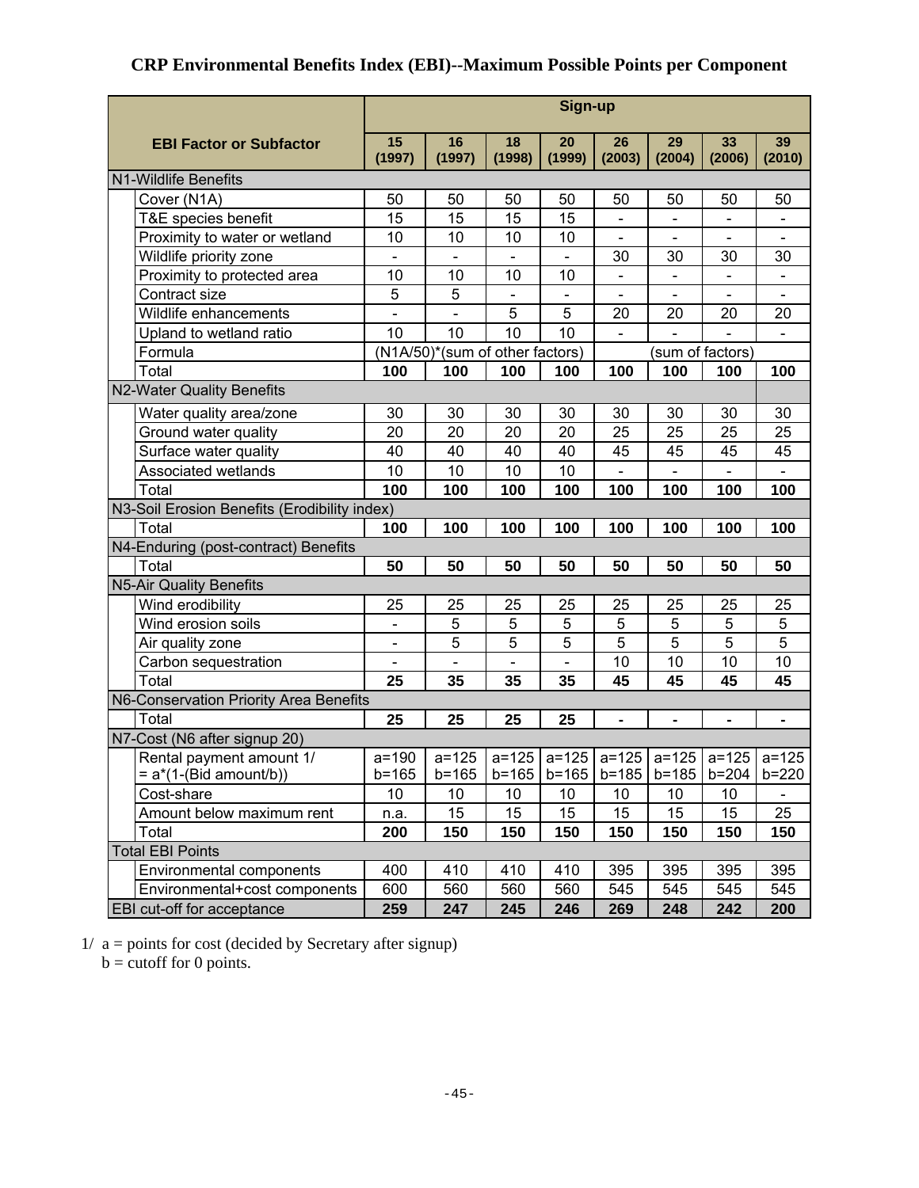# CRP Environmental Benefits Index (EBI)--Maximum Possible Points per Component

| EBI Factor or Subfactor | Sign-up | | | | | | | |
|---|---|---|---|---|---|---|---|---|
| | 15 (1997) | 16 (1997) | 18 (1998) | 20 (1999) | 26 (2003) | 29 (2004) | 33 (2006) | 39 (2010) |
| **N1-Wildlife Benefits** | | | | | | | | |
| Cover (N1A) | 50 | 50 | 50 | 50 | 50 | 50 | 50 | 50 |
| T&E species benefit | 15 | 15 | 15 | 15 | - | - | - | - |
| Proximity to water or wetland | 10 | 10 | 10 | 10 | - | - | - | - |
| Wildlife priority zone | - | - | - | - | 30 | 30 | 30 | 30 |
| Proximity to protected area | 10 | 10 | 10 | 10 | - | - | - | - |
| Contract size | 5 | 5 | - | - | - | - | - | - |
| Wildlife enhancements | - | - | 5 | 5 | 20 | 20 | 20 | 20 |
| Upland to wetland ratio | 10 | 10 | 10 | 10 | - | - | - | - |
| Formula | (N1A/50)*(sum of other factors) | | | | (sum of factors) | | | |
| Total | **100** | **100** | **100** | **100** | **100** | **100** | **100** | **100** |
| **N2-Water Quality Benefits** | | | | | | | | |
| Water quality area/zone | 30 | 30 | 30 | 30 | 30 | 30 | 30 | 30 |
| Ground water quality | 20 | 20 | 20 | 20 | 25 | 25 | 25 | 25 |
| Surface water quality | 40 | 40 | 40 | 40 | 45 | 45 | 45 | 45 |
| Associated wetlands | 10 | 10 | 10 | 10 | - | - | - | - |
| Total | **100** | **100** | **100** | **100** | **100** | **100** | **100** | **100** |
| **N3-Soil Erosion Benefits (Erodibility index)** | | | | | | | | |
| Total | **100** | **100** | **100** | **100** | **100** | **100** | **100** | **100** |
| **N4-Enduring (post-contract) Benefits** | | | | | | | | |
| Total | **50** | **50** | **50** | **50** | **50** | **50** | **50** | **50** |
| **N5-Air Quality Benefits** | | | | | | | | |
| Wind erodibility | 25 | 25 | 25 | 25 | 25 | 25 | 25 | 25 |
| Wind erosion soils | - | 5 | 5 | 5 | 5 | 5 | 5 | 5 |
| Air quality zone | - | 5 | 5 | 5 | 5 | 5 | 5 | 5 |
| Carbon sequestration | - | - | - | - | 10 | 10 | 10 | 10 |
| Total | **25** | **35** | **35** | **35** | **45** | **45** | **45** | **45** |
| **N6-Conservation Priority Area Benefits** | | | | | | | | |
| Total | **25** | **25** | **25** | **25** | **-** | **-** | **-** | **-** |
| **N7-Cost (N6 after signup 20)** | | | | | | | | |
| Rental payment amount 1/ = a*(1-(Bid amount/b)) | a=190 b=165 | a=125 b=165 | a=125 b=165 | a=125 b=165 | a=125 b=185 | a=125 b=185 | a=125 b=204 | a=125 b=220 |
| Cost-share | 10 | 10 | 10 | 10 | 10 | 10 | 10 | - |
| Amount below maximum rent | n.a. | 15 | 15 | 15 | 15 | 15 | 15 | 25 |
| Total | **200** | **150** | **150** | **150** | **150** | **150** | **150** | **150** |
| **Total EBI Points** | | | | | | | | |
| Environmental components | 400 | 410 | 410 | 410 | 395 | 395 | 395 | 395 |
| Environmental+cost components | 600 | 560 | 560 | 560 | 545 | 545 | 545 | 545 |
| EBI cut-off for acceptance | **259** | **247** | **245** | **246** | **269** | **248** | **242** | **200** |

1/ a = points for cost (decided by Secretary after signup)
b = cutoff for 0 points.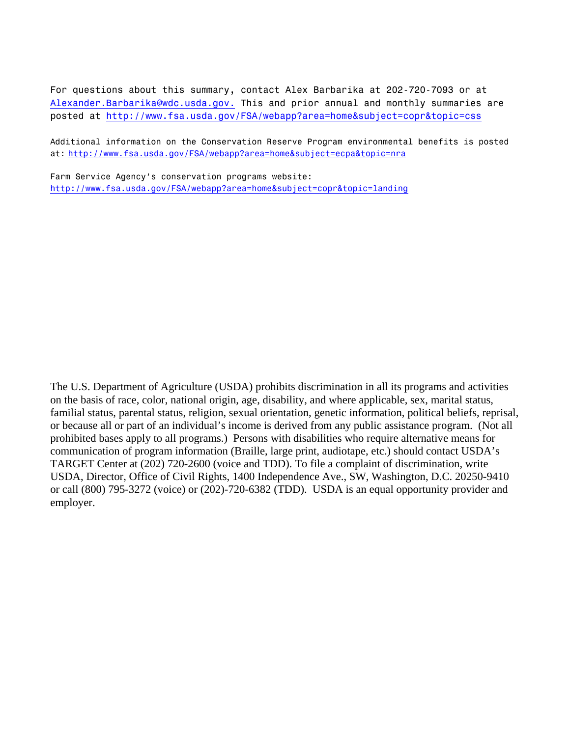For questions about this summary, contact Alex Barbarika at 202-720-7093 or at Alexander.Barbarika@wdc.usda.gov. This and prior annual and monthly summaries are posted at http://www.fsa.usda.gov/FSA/webapp?area=home&subject=copr&topic=css

Additional information on the Conservation Reserve Program environmental benefits is posted at: http://www.fsa.usda.gov/FSA/webapp?area=home&subject=ecpa&topic=nra

Farm Service Agency's conservation programs website:
http://www.fsa.usda.gov/FSA/webapp?area=home&subject=copr&topic=landing

The U.S. Department of Agriculture (USDA) prohibits discrimination in all its programs and activities on the basis of race, color, national origin, age, disability, and where applicable, sex, marital status, familial status, parental status, religion, sexual orientation, genetic information, political beliefs, reprisal, or because all or part of an individual's income is derived from any public assistance program. (Not all prohibited bases apply to all programs.) Persons with disabilities who require alternative means for communication of program information (Braille, large print, audiotape, etc.) should contact USDA's TARGET Center at (202) 720-2600 (voice and TDD). To file a complaint of discrimination, write USDA, Director, Office of Civil Rights, 1400 Independence Ave., SW, Washington, D.C. 20250-9410 or call (800) 795-3272 (voice) or (202)-720-6382 (TDD). USDA is an equal opportunity provider and employer.